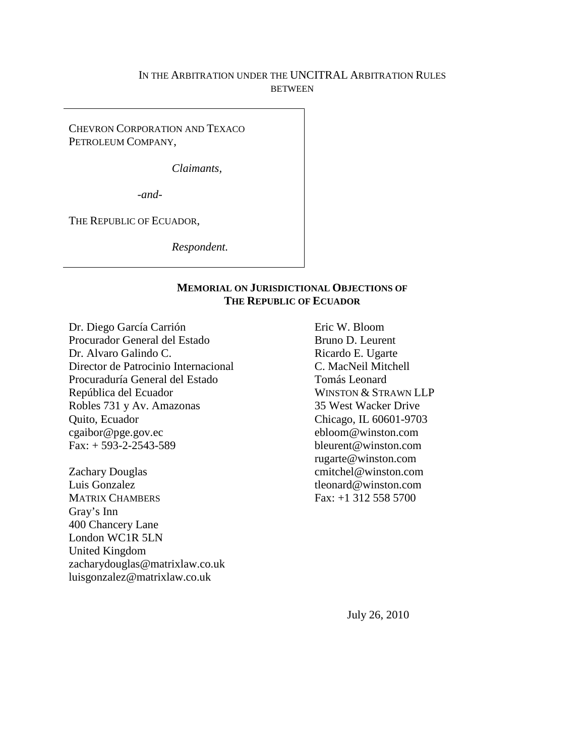IN THE ARBITRATION UNDER THE UNCITRAL ARBITRATION RULES
BETWEEN

CHEVRON CORPORATION AND TEXACO PETROLEUM COMPANY,

*Claimants*,

*-and-*

THE REPUBLIC OF ECUADOR,

*Respondent.*

**MEMORIAL ON JURISDICTIONAL OBJECTIONS OF THE REPUBLIC OF ECUADOR**

Dr. Diego García Carrión
Procurador General del Estado
Dr. Alvaro Galindo C.
Director de Patrocinio Internacional
Procuraduría General del Estado
República del Ecuador
Robles 731 y Av. Amazonas
Quito, Ecuador
cgaibor@pge.gov.ec
Fax: + 593-2-2543-589

Zachary Douglas
Luis Gonzalez
MATRIX CHAMBERS
Gray's Inn
400 Chancery Lane
London WC1R 5LN
United Kingdom
zacharydouglas@matrixlaw.co.uk
luisgonzalez@matrixlaw.co.uk

Eric W. Bloom
Bruno D. Leurent
Ricardo E. Ugarte
C. MacNeil Mitchell
Tomás Leonard
WINSTON & STRAWN LLP
35 West Wacker Drive
Chicago, IL 60601-9703
ebloom@winston.com
bleurent@winston.com
rugarte@winston.com
cmitchel@winston.com
tleonard@winston.com
Fax: +1 312 558 5700

July 26, 2010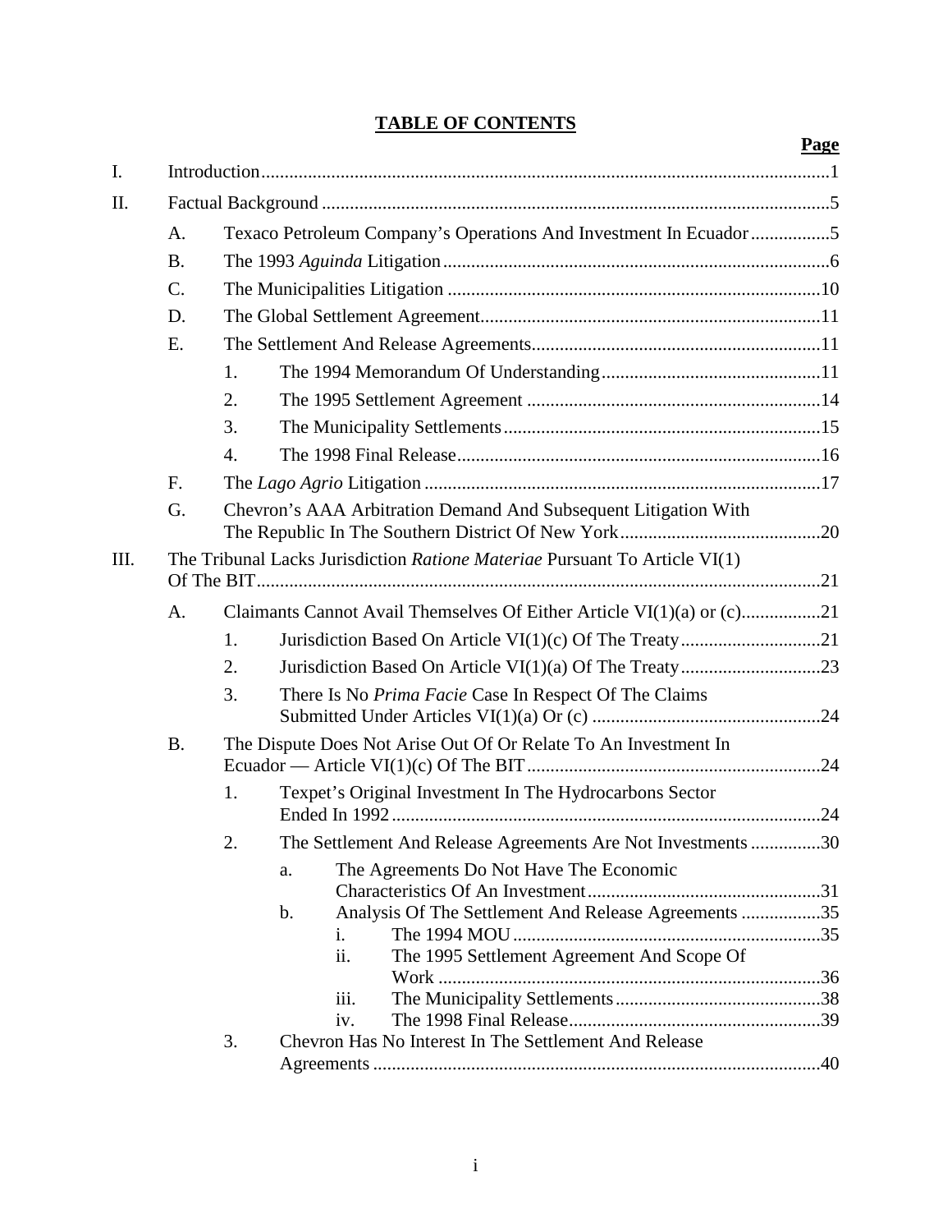# TABLE OF CONTENTS

**Page**

I. Introduction ..... 1

II. Factual Background ..... 5

- A. Texaco Petroleum Company's Operations And Investment In Ecuador ..... 5
- B. The 1993 *Aguinda* Litigation ..... 6
- C. The Municipalities Litigation ..... 10
- D. The Global Settlement Agreement ..... 11
- E. The Settlement And Release Agreements ..... 11
  - 1. The 1994 Memorandum Of Understanding ..... 11
  - 2. The 1995 Settlement Agreement ..... 14
  - 3. The Municipality Settlements ..... 15
  - 4. The 1998 Final Release ..... 16
- F. The *Lago Agrio* Litigation ..... 17
- G. Chevron's AAA Arbitration Demand And Subsequent Litigation With The Republic In The Southern District Of New York ..... 20

III. The Tribunal Lacks Jurisdiction *Ratione Materiae* Pursuant To Article VI(1) Of The BIT ..... 21

- A. Claimants Cannot Avail Themselves Of Either Article VI(1)(a) or (c) ..... 21
  - 1. Jurisdiction Based On Article VI(1)(c) Of The Treaty ..... 21
  - 2. Jurisdiction Based On Article VI(1)(a) Of The Treaty ..... 23
  - 3. There Is No *Prima Facie* Case In Respect Of The Claims Submitted Under Articles VI(1)(a) Or (c) ..... 24
- B. The Dispute Does Not Arise Out Of Or Relate To An Investment In Ecuador — Article VI(1)(c) Of The BIT ..... 24
  - 1. Texpet's Original Investment In The Hydrocarbons Sector Ended In 1992 ..... 24
  - 2. The Settlement And Release Agreements Are Not Investments ..... 30
    - a. The Agreements Do Not Have The Economic Characteristics Of An Investment ..... 31
    - b. Analysis Of The Settlement And Release Agreements ..... 35
      - i. The 1994 MOU ..... 35
      - ii. The 1995 Settlement Agreement And Scope Of Work ..... 36
      - iii. The Municipality Settlements ..... 38
      - iv. The 1998 Final Release ..... 39
  - 3. Chevron Has No Interest In The Settlement And Release Agreements ..... 40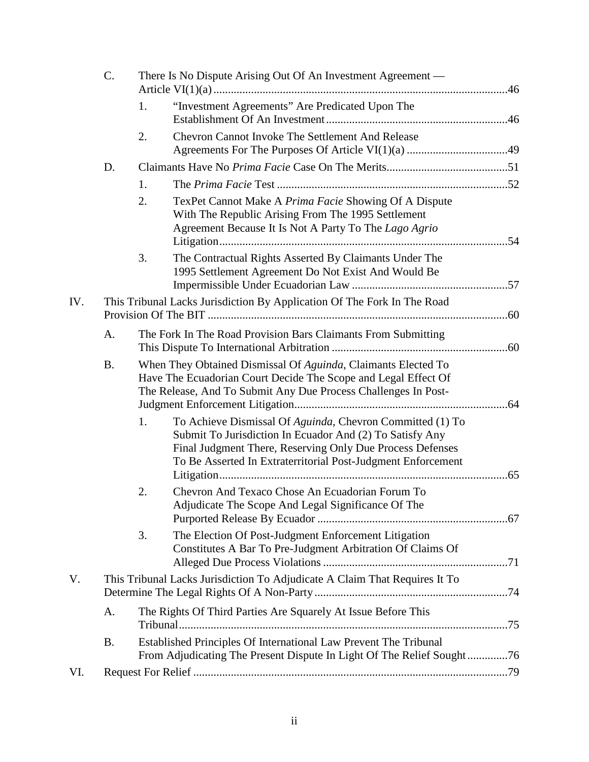C. There Is No Dispute Arising Out Of An Investment Agreement — Article VI(1)(a) ....... 46

1. "Investment Agreements" Are Predicated Upon The Establishment Of An Investment ....... 46

2. Chevron Cannot Invoke The Settlement And Release Agreements For The Purposes Of Article VI(1)(a) ....... 49

D. Claimants Have No *Prima Facie* Case On The Merits ....... 51

1. The *Prima Facie* Test ....... 52

2. TexPet Cannot Make A *Prima Facie* Showing Of A Dispute With The Republic Arising From The 1995 Settlement Agreement Because It Is Not A Party To The *Lago Agrio* Litigation ....... 54

3. The Contractual Rights Asserted By Claimants Under The 1995 Settlement Agreement Do Not Exist And Would Be Impermissible Under Ecuadorian Law ....... 57

IV. This Tribunal Lacks Jurisdiction By Application Of The Fork In The Road Provision Of The BIT ....... 60

A. The Fork In The Road Provision Bars Claimants From Submitting This Dispute To International Arbitration ....... 60

B. When They Obtained Dismissal Of *Aguinda*, Claimants Elected To Have The Ecuadorian Court Decide The Scope and Legal Effect Of The Release, And To Submit Any Due Process Challenges In Post-Judgment Enforcement Litigation ....... 64

1. To Achieve Dismissal Of *Aguinda*, Chevron Committed (1) To Submit To Jurisdiction In Ecuador And (2) To Satisfy Any Final Judgment There, Reserving Only Due Process Defenses To Be Asserted In Extraterritorial Post-Judgment Enforcement Litigation ....... 65

2. Chevron And Texaco Chose An Ecuadorian Forum To Adjudicate The Scope And Legal Significance Of The Purported Release By Ecuador ....... 67

3. The Election Of Post-Judgment Enforcement Litigation Constitutes A Bar To Pre-Judgment Arbitration Of Claims Of Alleged Due Process Violations ....... 71

V. This Tribunal Lacks Jurisdiction To Adjudicate A Claim That Requires It To Determine The Legal Rights Of A Non-Party ....... 74

A. The Rights Of Third Parties Are Squarely At Issue Before This Tribunal ....... 75

B. Established Principles Of International Law Prevent The Tribunal From Adjudicating The Present Dispute In Light Of The Relief Sought ....... 76

VI. Request For Relief ....... 79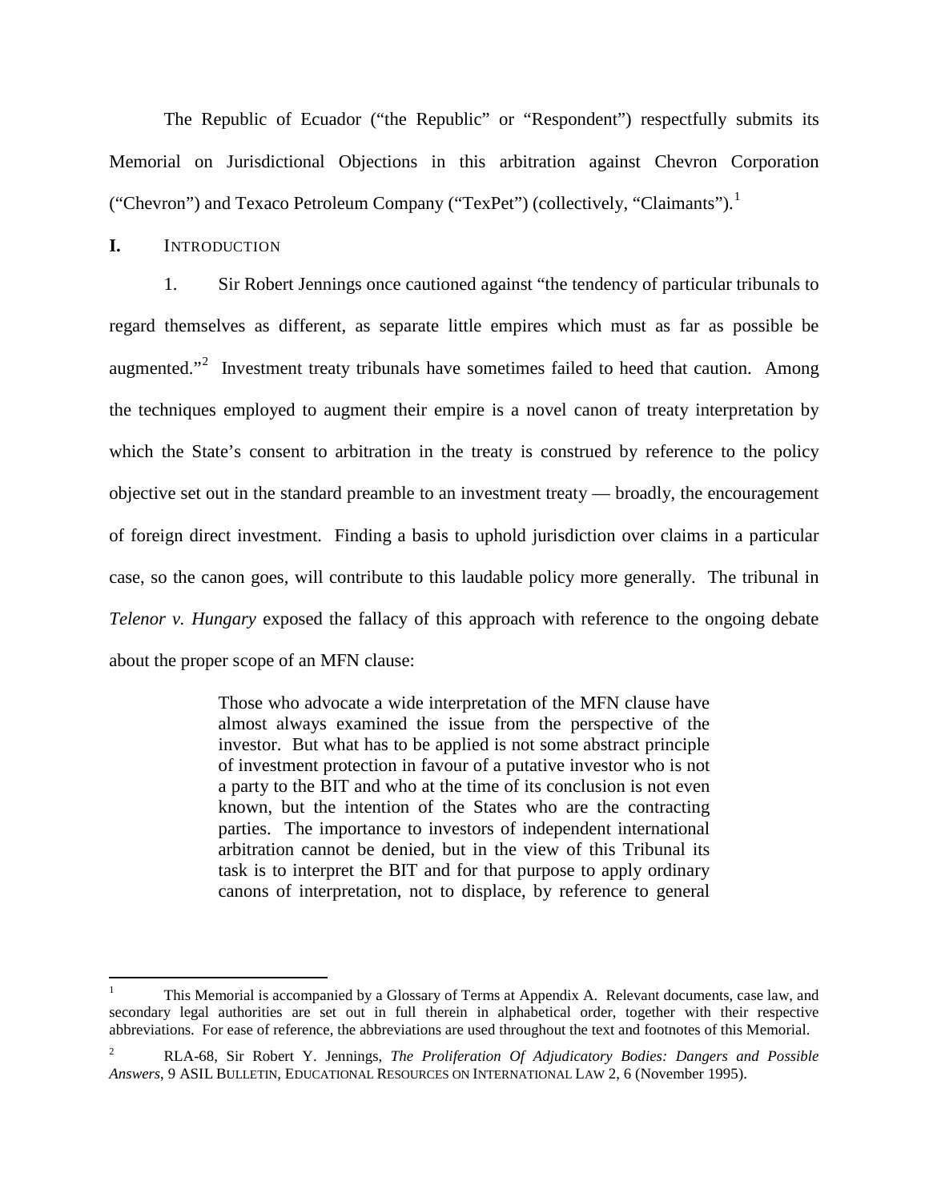The Republic of Ecuador ("the Republic" or "Respondent") respectfully submits its Memorial on Jurisdictional Objections in this arbitration against Chevron Corporation ("Chevron") and Texaco Petroleum Company ("TexPet") (collectively, "Claimants").[1]

## I. INTRODUCTION

1. Sir Robert Jennings once cautioned against "the tendency of particular tribunals to regard themselves as different, as separate little empires which must as far as possible be augmented."[2] Investment treaty tribunals have sometimes failed to heed that caution. Among the techniques employed to augment their empire is a novel canon of treaty interpretation by which the State's consent to arbitration in the treaty is construed by reference to the policy objective set out in the standard preamble to an investment treaty — broadly, the encouragement of foreign direct investment. Finding a basis to uphold jurisdiction over claims in a particular case, so the canon goes, will contribute to this laudable policy more generally. The tribunal in *Telenor v. Hungary* exposed the fallacy of this approach with reference to the ongoing debate about the proper scope of an MFN clause:

> Those who advocate a wide interpretation of the MFN clause have almost always examined the issue from the perspective of the investor. But what has to be applied is not some abstract principle of investment protection in favour of a putative investor who is not a party to the BIT and who at the time of its conclusion is not even known, but the intention of the States who are the contracting parties. The importance to investors of independent international arbitration cannot be denied, but in the view of this Tribunal its task is to interpret the BIT and for that purpose to apply ordinary canons of interpretation, not to displace, by reference to general

---

[1] This Memorial is accompanied by a Glossary of Terms at Appendix A. Relevant documents, case law, and secondary legal authorities are set out in full therein in alphabetical order, together with their respective abbreviations. For ease of reference, the abbreviations are used throughout the text and footnotes of this Memorial.

[2] RLA-68, Sir Robert Y. Jennings, *The Proliferation Of Adjudicatory Bodies: Dangers and Possible Answers*, 9 ASIL BULLETIN, EDUCATIONAL RESOURCES ON INTERNATIONAL LAW 2, 6 (November 1995).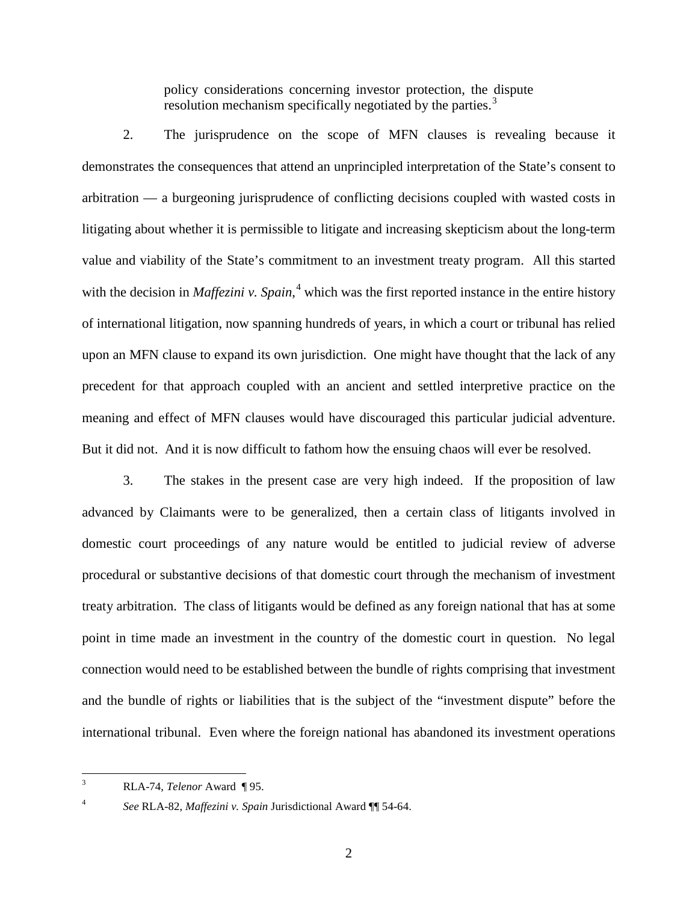> policy considerations concerning investor protection, the dispute resolution mechanism specifically negotiated by the parties.[3]

2. The jurisprudence on the scope of MFN clauses is revealing because it demonstrates the consequences that attend an unprincipled interpretation of the State's consent to arbitration — a burgeoning jurisprudence of conflicting decisions coupled with wasted costs in litigating about whether it is permissible to litigate and increasing skepticism about the long-term value and viability of the State's commitment to an investment treaty program. All this started with the decision in *Maffezini v. Spain*,[4] which was the first reported instance in the entire history of international litigation, now spanning hundreds of years, in which a court or tribunal has relied upon an MFN clause to expand its own jurisdiction. One might have thought that the lack of any precedent for that approach coupled with an ancient and settled interpretive practice on the meaning and effect of MFN clauses would have discouraged this particular judicial adventure. But it did not. And it is now difficult to fathom how the ensuing chaos will ever be resolved.

3. The stakes in the present case are very high indeed. If the proposition of law advanced by Claimants were to be generalized, then a certain class of litigants involved in domestic court proceedings of any nature would be entitled to judicial review of adverse procedural or substantive decisions of that domestic court through the mechanism of investment treaty arbitration. The class of litigants would be defined as any foreign national that has at some point in time made an investment in the country of the domestic court in question. No legal connection would need to be established between the bundle of rights comprising that investment and the bundle of rights or liabilities that is the subject of the "investment dispute" before the international tribunal. Even where the foreign national has abandoned its investment operations

---

[3] RLA-74, *Telenor* Award ¶ 95.

[4] *See* RLA-82, *Maffezini v. Spain* Jurisdictional Award ¶¶ 54-64.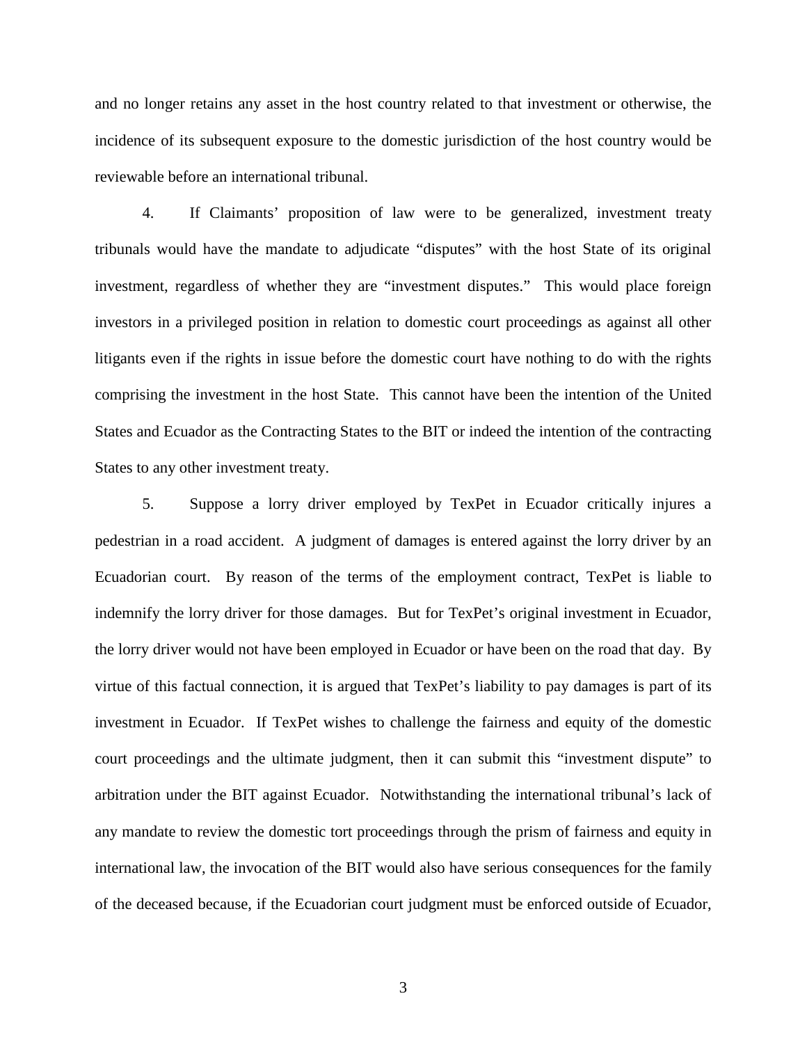and no longer retains any asset in the host country related to that investment or otherwise, the incidence of its subsequent exposure to the domestic jurisdiction of the host country would be reviewable before an international tribunal.

4. If Claimants' proposition of law were to be generalized, investment treaty tribunals would have the mandate to adjudicate "disputes" with the host State of its original investment, regardless of whether they are "investment disputes." This would place foreign investors in a privileged position in relation to domestic court proceedings as against all other litigants even if the rights in issue before the domestic court have nothing to do with the rights comprising the investment in the host State. This cannot have been the intention of the United States and Ecuador as the Contracting States to the BIT or indeed the intention of the contracting States to any other investment treaty.

5. Suppose a lorry driver employed by TexPet in Ecuador critically injures a pedestrian in a road accident. A judgment of damages is entered against the lorry driver by an Ecuadorian court. By reason of the terms of the employment contract, TexPet is liable to indemnify the lorry driver for those damages. But for TexPet's original investment in Ecuador, the lorry driver would not have been employed in Ecuador or have been on the road that day. By virtue of this factual connection, it is argued that TexPet's liability to pay damages is part of its investment in Ecuador. If TexPet wishes to challenge the fairness and equity of the domestic court proceedings and the ultimate judgment, then it can submit this "investment dispute" to arbitration under the BIT against Ecuador. Notwithstanding the international tribunal's lack of any mandate to review the domestic tort proceedings through the prism of fairness and equity in international law, the invocation of the BIT would also have serious consequences for the family of the deceased because, if the Ecuadorian court judgment must be enforced outside of Ecuador,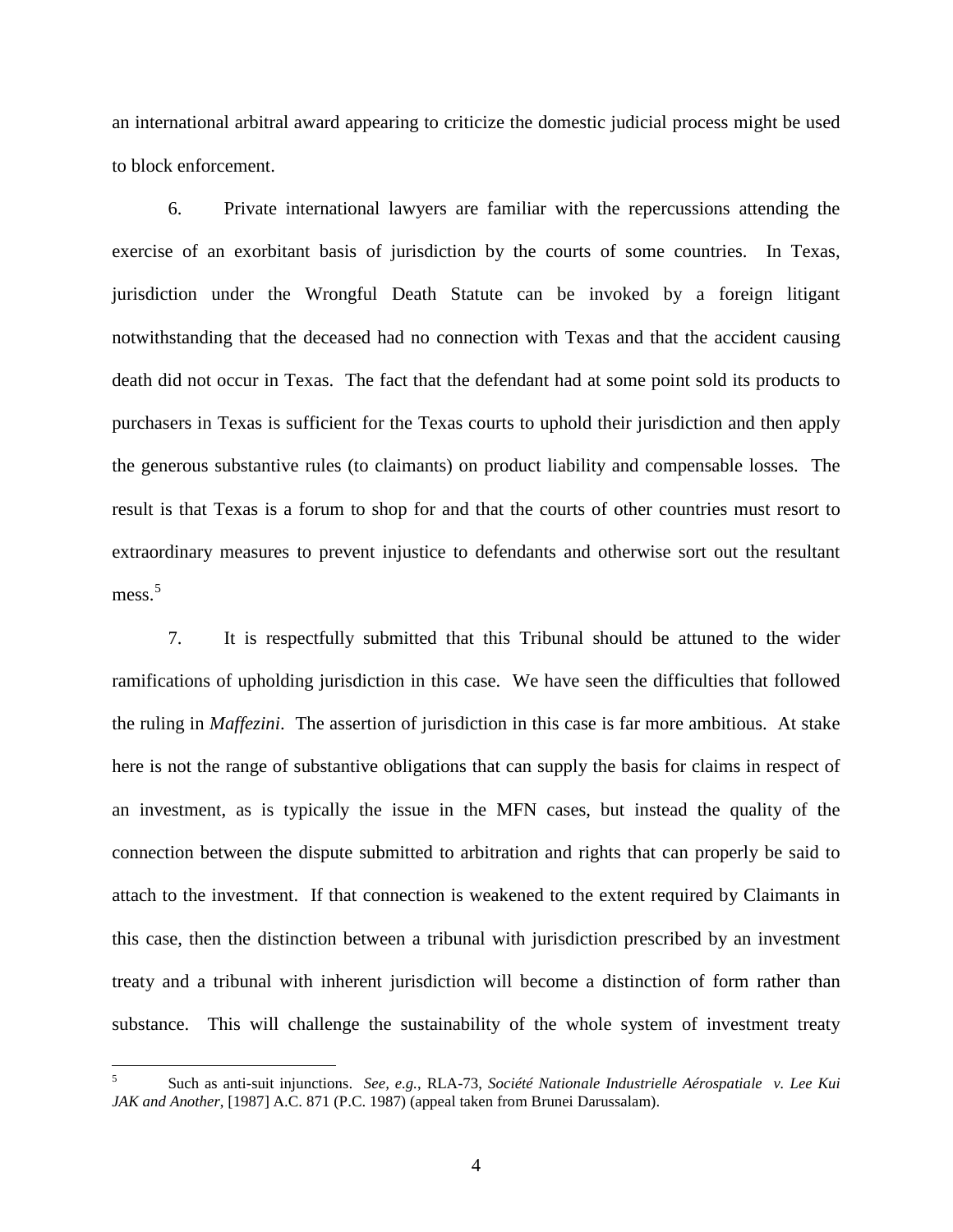an international arbitral award appearing to criticize the domestic judicial process might be used to block enforcement.

6. Private international lawyers are familiar with the repercussions attending the exercise of an exorbitant basis of jurisdiction by the courts of some countries. In Texas, jurisdiction under the Wrongful Death Statute can be invoked by a foreign litigant notwithstanding that the deceased had no connection with Texas and that the accident causing death did not occur in Texas. The fact that the defendant had at some point sold its products to purchasers in Texas is sufficient for the Texas courts to uphold their jurisdiction and then apply the generous substantive rules (to claimants) on product liability and compensable losses. The result is that Texas is a forum to shop for and that the courts of other countries must resort to extraordinary measures to prevent injustice to defendants and otherwise sort out the resultant mess.[5]

7. It is respectfully submitted that this Tribunal should be attuned to the wider ramifications of upholding jurisdiction in this case. We have seen the difficulties that followed the ruling in *Maffezini*. The assertion of jurisdiction in this case is far more ambitious. At stake here is not the range of substantive obligations that can supply the basis for claims in respect of an investment, as is typically the issue in the MFN cases, but instead the quality of the connection between the dispute submitted to arbitration and rights that can properly be said to attach to the investment. If that connection is weakened to the extent required by Claimants in this case, then the distinction between a tribunal with jurisdiction prescribed by an investment treaty and a tribunal with inherent jurisdiction will become a distinction of form rather than substance. This will challenge the sustainability of the whole system of investment treaty

---

[5] Such as anti-suit injunctions. *See, e.g.*, RLA-73, *Société Nationale Industrielle Aérospatiale v. Lee Kui JAK and Another*, [1987] A.C. 871 (P.C. 1987) (appeal taken from Brunei Darussalam).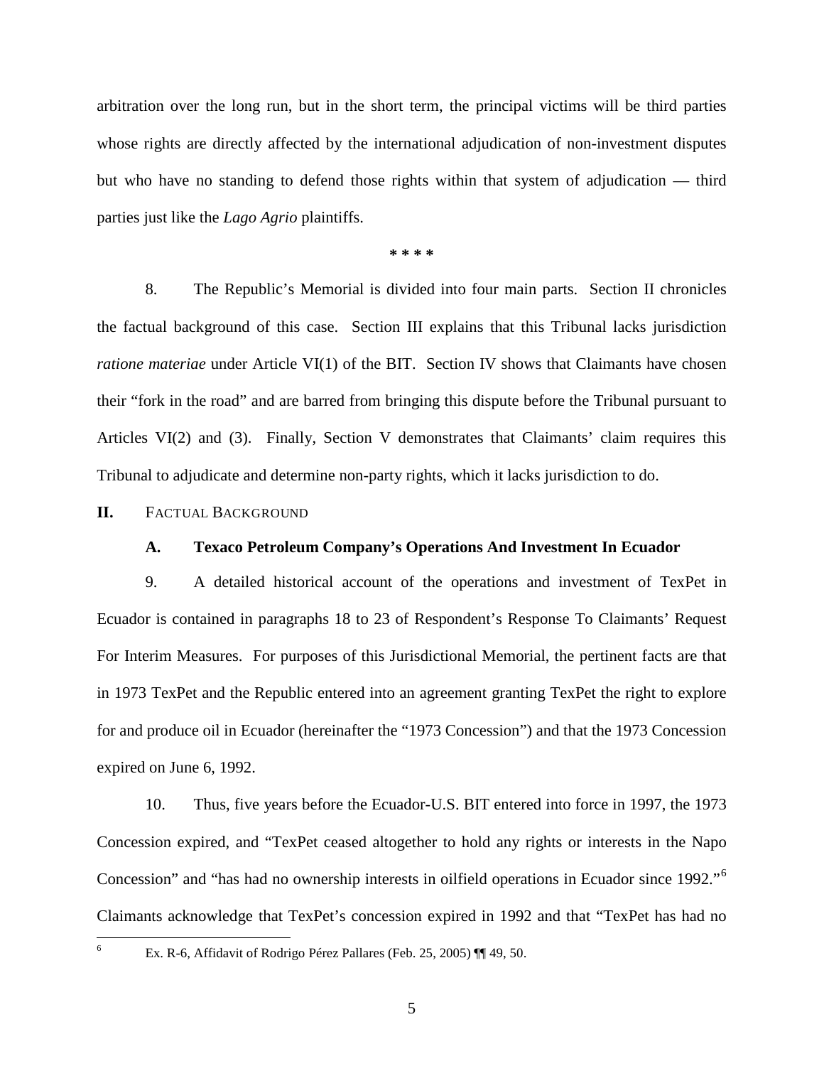arbitration over the long run, but in the short term, the principal victims will be third parties whose rights are directly affected by the international adjudication of non-investment disputes but who have no standing to defend those rights within that system of adjudication — third parties just like the *Lago Agrio* plaintiffs.

\* \* \* \*

8. The Republic's Memorial is divided into four main parts. Section II chronicles the factual background of this case. Section III explains that this Tribunal lacks jurisdiction *ratione materiae* under Article VI(1) of the BIT. Section IV shows that Claimants have chosen their "fork in the road" and are barred from bringing this dispute before the Tribunal pursuant to Articles VI(2) and (3). Finally, Section V demonstrates that Claimants' claim requires this Tribunal to adjudicate and determine non-party rights, which it lacks jurisdiction to do.

## II. Factual Background

### A. Texaco Petroleum Company's Operations And Investment In Ecuador

9. A detailed historical account of the operations and investment of TexPet in Ecuador is contained in paragraphs 18 to 23 of Respondent's Response To Claimants' Request For Interim Measures. For purposes of this Jurisdictional Memorial, the pertinent facts are that in 1973 TexPet and the Republic entered into an agreement granting TexPet the right to explore for and produce oil in Ecuador (hereinafter the "1973 Concession") and that the 1973 Concession expired on June 6, 1992.

10. Thus, five years before the Ecuador-U.S. BIT entered into force in 1997, the 1973 Concession expired, and "TexPet ceased altogether to hold any rights or interests in the Napo Concession" and "has had no ownership interests in oilfield operations in Ecuador since 1992."[6] Claimants acknowledge that TexPet's concession expired in 1992 and that "TexPet has had no

[6] Ex. R-6, Affidavit of Rodrigo Pérez Pallares (Feb. 25, 2005) ¶¶ 49, 50.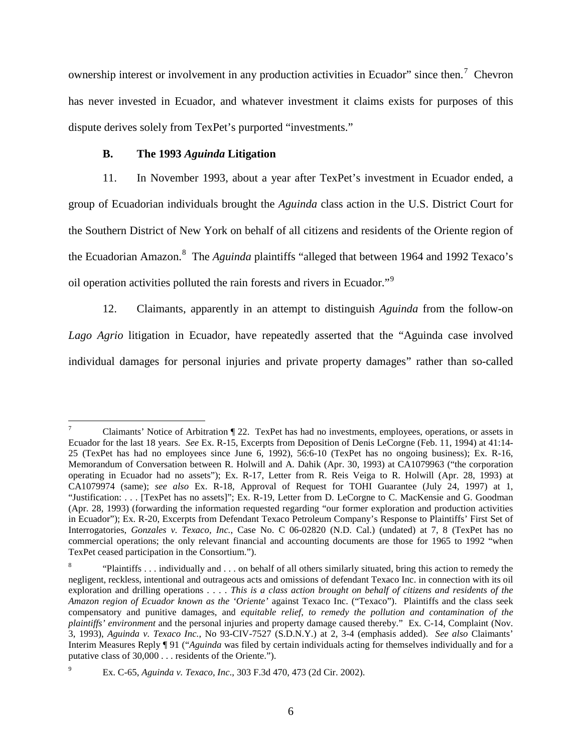ownership interest or involvement in any production activities in Ecuador" since then.[7] Chevron has never invested in Ecuador, and whatever investment it claims exists for purposes of this dispute derives solely from TexPet's purported "investments."

### B. The 1993 *Aguinda* Litigation

11. In November 1993, about a year after TexPet's investment in Ecuador ended, a group of Ecuadorian individuals brought the *Aguinda* class action in the U.S. District Court for the Southern District of New York on behalf of all citizens and residents of the Oriente region of the Ecuadorian Amazon.[8] The *Aguinda* plaintiffs "alleged that between 1964 and 1992 Texaco's oil operation activities polluted the rain forests and rivers in Ecuador."[9]

12. Claimants, apparently in an attempt to distinguish *Aguinda* from the follow-on *Lago Agrio* litigation in Ecuador, have repeatedly asserted that the "Aguinda case involved individual damages for personal injuries and private property damages" rather than so-called

---

[7] Claimants' Notice of Arbitration ¶ 22. TexPet has had no investments, employees, operations, or assets in Ecuador for the last 18 years. *See* Ex. R-15, Excerpts from Deposition of Denis LeCorgne (Feb. 11, 1994) at 41:14-25 (TexPet has had no employees since June 6, 1992), 56:6-10 (TexPet has no ongoing business); Ex. R-16, Memorandum of Conversation between R. Holwill and A. Dahik (Apr. 30, 1993) at CA1079963 ("the corporation operating in Ecuador had no assets"); Ex. R-17, Letter from R. Reis Veiga to R. Holwill (Apr. 28, 1993) at CA1079974 (same); *see also* Ex. R-18, Approval of Request for TOHI Guarantee (July 24, 1997) at 1, "Justification: . . . [TexPet has no assets]"; Ex. R-19, Letter from D. LeCorgne to C. MacKensie and G. Goodman (Apr. 28, 1993) (forwarding the information requested regarding "our former exploration and production activities in Ecuador"); Ex. R-20, Excerpts from Defendant Texaco Petroleum Company's Response to Plaintiffs' First Set of Interrogatories, *Gonzales v. Texaco, Inc.*, Case No. C 06-02820 (N.D. Cal.) (undated) at 7, 8 (TexPet has no commercial operations; the only relevant financial and accounting documents are those for 1965 to 1992 "when TexPet ceased participation in the Consortium.").

[8] "Plaintiffs . . . individually and . . . on behalf of all others similarly situated, bring this action to remedy the negligent, reckless, intentional and outrageous acts and omissions of defendant Texaco Inc. in connection with its oil exploration and drilling operations . . . . *This is a class action brought on behalf of citizens and residents of the Amazon region of Ecuador known as the 'Oriente'* against Texaco Inc. ("Texaco"). Plaintiffs and the class seek compensatory and punitive damages, and *equitable relief, to remedy the pollution and contamination of the plaintiffs' environment* and the personal injuries and property damage caused thereby." Ex. C-14, Complaint (Nov. 3, 1993), *Aguinda v. Texaco Inc.*, No 93-CIV-7527 (S.D.N.Y.) at 2, 3-4 (emphasis added). *See also* Claimants' Interim Measures Reply ¶ 91 ("*Aguinda* was filed by certain individuals acting for themselves individually and for a putative class of 30,000 . . . residents of the Oriente.").

[9] Ex. C-65, *Aguinda v. Texaco, Inc*., 303 F.3d 470, 473 (2d Cir. 2002).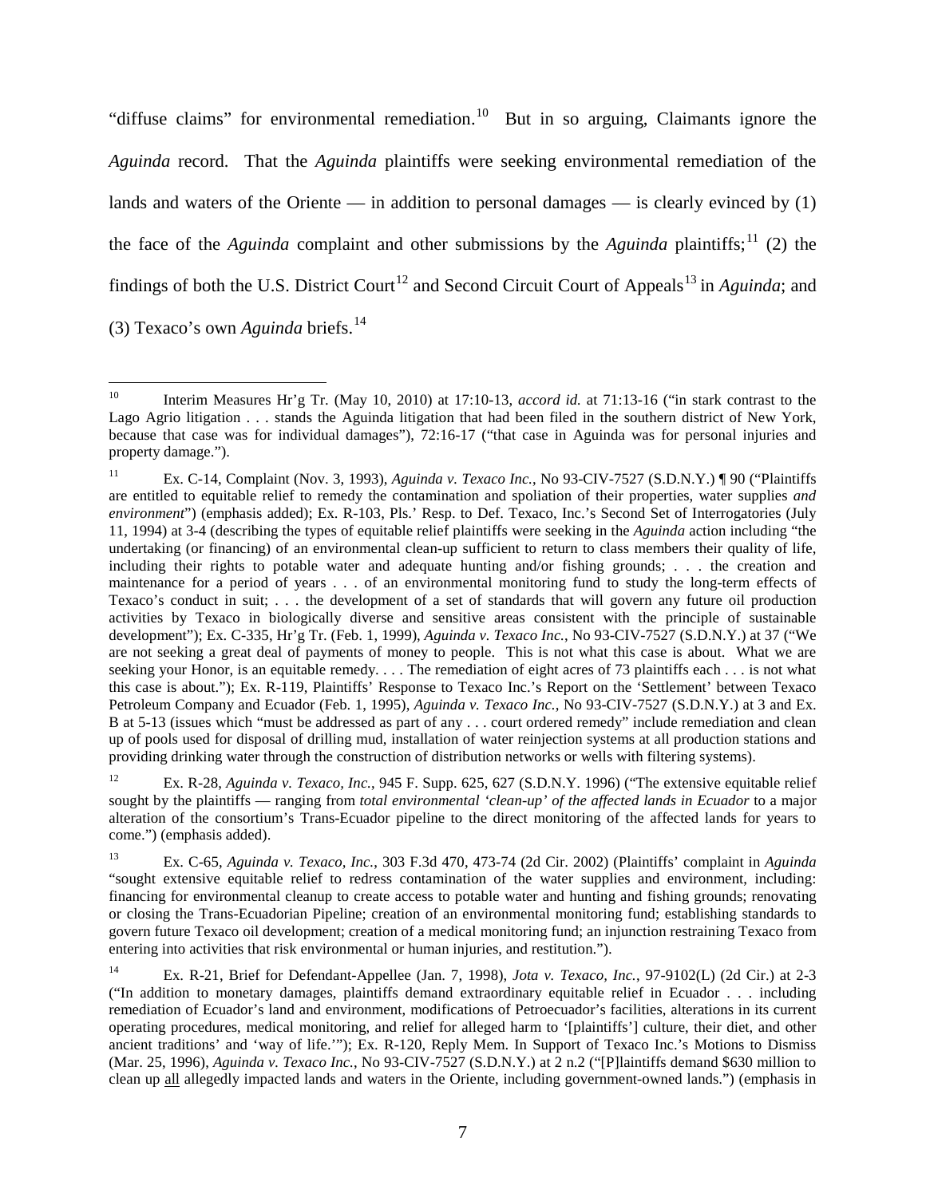"diffuse claims" for environmental remediation.[10] But in so arguing, Claimants ignore the *Aguinda* record. That the *Aguinda* plaintiffs were seeking environmental remediation of the lands and waters of the Oriente — in addition to personal damages — is clearly evinced by (1) the face of the *Aguinda* complaint and other submissions by the *Aguinda* plaintiffs;[11] (2) the findings of both the U.S. District Court[12] and Second Circuit Court of Appeals[13] in *Aguinda*; and (3) Texaco's own *Aguinda* briefs.[14]

---

[10] Interim Measures Hr'g Tr. (May 10, 2010) at 17:10-13, *accord id.* at 71:13-16 ("in stark contrast to the Lago Agrio litigation . . . stands the Aguinda litigation that had been filed in the southern district of New York, because that case was for individual damages"), 72:16-17 ("that case in Aguinda was for personal injuries and property damage.").

[11] Ex. C-14, Complaint (Nov. 3, 1993), *Aguinda v. Texaco Inc.*, No 93-CIV-7527 (S.D.N.Y.) ¶ 90 ("Plaintiffs are entitled to equitable relief to remedy the contamination and spoliation of their properties, water supplies *and environment*") (emphasis added); Ex. R-103, Pls.' Resp. to Def. Texaco, Inc.'s Second Set of Interrogatories (July 11, 1994) at 3-4 (describing the types of equitable relief plaintiffs were seeking in the *Aguinda* action including "the undertaking (or financing) of an environmental clean-up sufficient to return to class members their quality of life, including their rights to potable water and adequate hunting and/or fishing grounds; . . . the creation and maintenance for a period of years . . . of an environmental monitoring fund to study the long-term effects of Texaco's conduct in suit; . . . the development of a set of standards that will govern any future oil production activities by Texaco in biologically diverse and sensitive areas consistent with the principle of sustainable development"); Ex. C-335, Hr'g Tr. (Feb. 1, 1999), *Aguinda v. Texaco Inc.*, No 93-CIV-7527 (S.D.N.Y.) at 37 ("We are not seeking a great deal of payments of money to people. This is not what this case is about. What we are seeking your Honor, is an equitable remedy. . . . The remediation of eight acres of 73 plaintiffs each . . . is not what this case is about."); Ex. R-119, Plaintiffs' Response to Texaco Inc.'s Report on the 'Settlement' between Texaco Petroleum Company and Ecuador (Feb. 1, 1995), *Aguinda v. Texaco Inc.*, No 93-CIV-7527 (S.D.N.Y.) at 3 and Ex. B at 5-13 (issues which "must be addressed as part of any . . . court ordered remedy" include remediation and clean up of pools used for disposal of drilling mud, installation of water reinjection systems at all production stations and providing drinking water through the construction of distribution networks or wells with filtering systems).

[12] Ex. R-28, *Aguinda v. Texaco, Inc.*, 945 F. Supp. 625, 627 (S.D.N.Y. 1996) ("The extensive equitable relief sought by the plaintiffs — ranging from *total environmental 'clean-up' of the affected lands in Ecuador* to a major alteration of the consortium's Trans-Ecuador pipeline to the direct monitoring of the affected lands for years to come.") (emphasis added).

[13] Ex. C-65, *Aguinda v. Texaco, Inc.*, 303 F.3d 470, 473-74 (2d Cir. 2002) (Plaintiffs' complaint in *Aguinda* "sought extensive equitable relief to redress contamination of the water supplies and environment, including: financing for environmental cleanup to create access to potable water and hunting and fishing grounds; renovating or closing the Trans-Ecuadorian Pipeline; creation of an environmental monitoring fund; establishing standards to govern future Texaco oil development; creation of a medical monitoring fund; an injunction restraining Texaco from entering into activities that risk environmental or human injuries, and restitution.").

[14] Ex. R-21, Brief for Defendant-Appellee (Jan. 7, 1998), *Jota v. Texaco, Inc.*, 97-9102(L) (2d Cir.) at 2-3 ("In addition to monetary damages, plaintiffs demand extraordinary equitable relief in Ecuador . . . including remediation of Ecuador's land and environment, modifications of Petroecuador's facilities, alterations in its current operating procedures, medical monitoring, and relief for alleged harm to '[plaintiffs'] culture, their diet, and other ancient traditions' and 'way of life.'"); Ex. R-120, Reply Mem. In Support of Texaco Inc.'s Motions to Dismiss (Mar. 25, 1996), *Aguinda v. Texaco Inc.*, No 93-CIV-7527 (S.D.N.Y.) at 2 n.2 ("[P]laintiffs demand $630 million to clean up all allegedly impacted lands and waters in the Oriente, including government-owned lands.") (emphasis in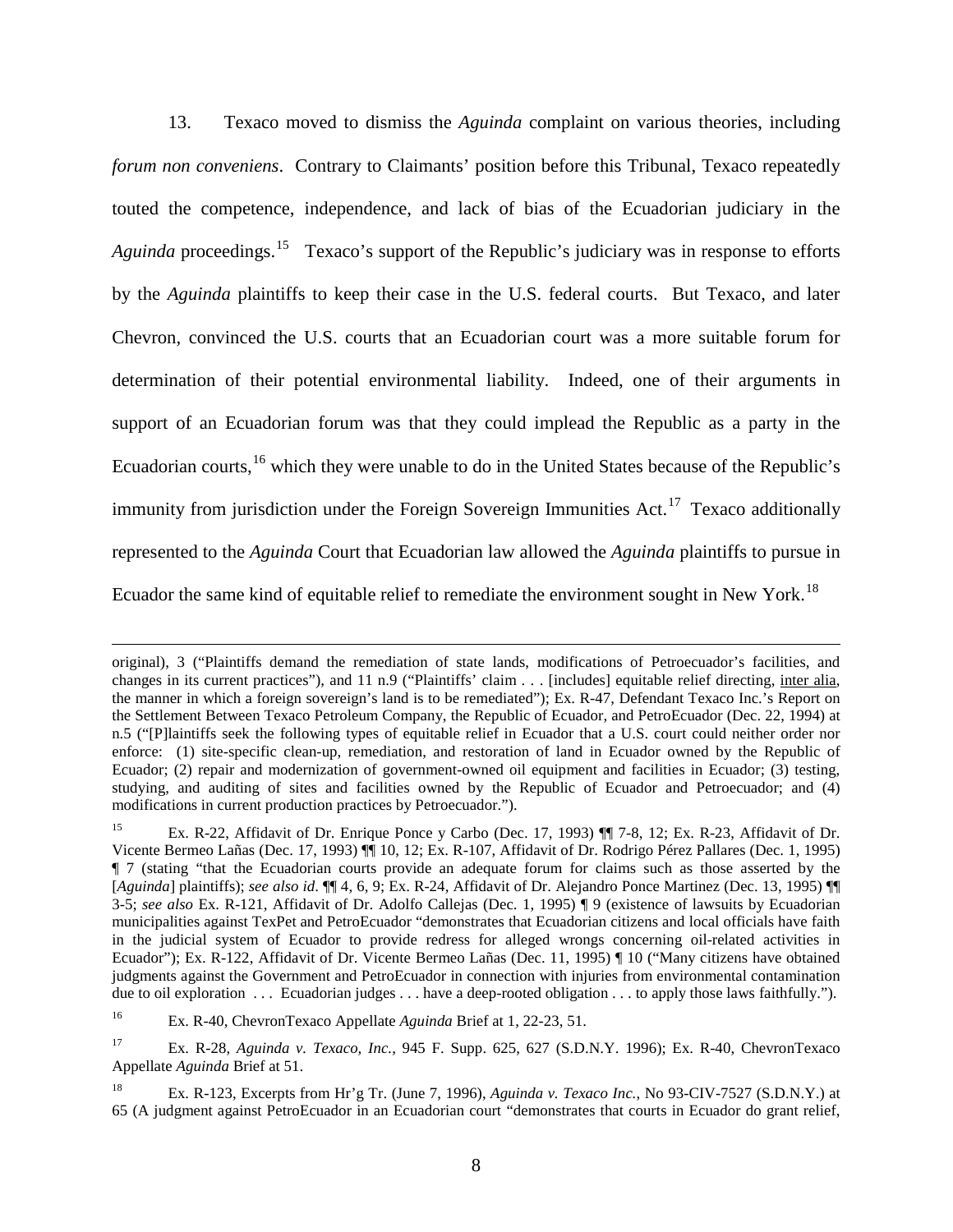13. Texaco moved to dismiss the *Aguinda* complaint on various theories, including *forum non conveniens*. Contrary to Claimants' position before this Tribunal, Texaco repeatedly touted the competence, independence, and lack of bias of the Ecuadorian judiciary in the *Aguinda* proceedings.[15] Texaco's support of the Republic's judiciary was in response to efforts by the *Aguinda* plaintiffs to keep their case in the U.S. federal courts. But Texaco, and later Chevron, convinced the U.S. courts that an Ecuadorian court was a more suitable forum for determination of their potential environmental liability. Indeed, one of their arguments in support of an Ecuadorian forum was that they could implead the Republic as a party in the Ecuadorian courts,[16] which they were unable to do in the United States because of the Republic's immunity from jurisdiction under the Foreign Sovereign Immunities Act.[17] Texaco additionally represented to the *Aguinda* Court that Ecuadorian law allowed the *Aguinda* plaintiffs to pursue in Ecuador the same kind of equitable relief to remediate the environment sought in New York.[18]

---

original), 3 ("Plaintiffs demand the remediation of state lands, modifications of Petroecuador's facilities, and changes in its current practices"), and 11 n.9 ("Plaintiffs' claim . . . [includes] equitable relief directing, inter alia, the manner in which a foreign sovereign's land is to be remediated"); Ex. R-47, Defendant Texaco Inc.'s Report on the Settlement Between Texaco Petroleum Company, the Republic of Ecuador, and PetroEcuador (Dec. 22, 1994) at n.5 ("[P]laintiffs seek the following types of equitable relief in Ecuador that a U.S. court could neither order nor enforce: (1) site-specific clean-up, remediation, and restoration of land in Ecuador owned by the Republic of Ecuador; (2) repair and modernization of government-owned oil equipment and facilities in Ecuador; (3) testing, studying, and auditing of sites and facilities owned by the Republic of Ecuador and Petroecuador; and (4) modifications in current production practices by Petroecuador.").

[15] Ex. R-22, Affidavit of Dr. Enrique Ponce y Carbo (Dec. 17, 1993) ¶¶ 7-8, 12; Ex. R-23, Affidavit of Dr. Vicente Bermeo Lañas (Dec. 17, 1993) ¶¶ 10, 12; Ex. R-107, Affidavit of Dr. Rodrigo Pérez Pallares (Dec. 1, 1995) ¶ 7 (stating "that the Ecuadorian courts provide an adequate forum for claims such as those asserted by the [*Aguinda*] plaintiffs); *see also id*. ¶¶ 4, 6, 9; Ex. R-24, Affidavit of Dr. Alejandro Ponce Martinez (Dec. 13, 1995) ¶¶ 3-5; *see also* Ex. R-121, Affidavit of Dr. Adolfo Callejas (Dec. 1, 1995) ¶ 9 (existence of lawsuits by Ecuadorian municipalities against TexPet and PetroEcuador "demonstrates that Ecuadorian citizens and local officials have faith in the judicial system of Ecuador to provide redress for alleged wrongs concerning oil-related activities in Ecuador"); Ex. R-122, Affidavit of Dr. Vicente Bermeo Lañas (Dec. 11, 1995) ¶ 10 ("Many citizens have obtained judgments against the Government and PetroEcuador in connection with injuries from environmental contamination due to oil exploration . . . Ecuadorian judges . . . have a deep-rooted obligation . . . to apply those laws faithfully.").

[16] Ex. R-40, ChevronTexaco Appellate *Aguinda* Brief at 1, 22-23, 51.

[17] Ex. R-28, *Aguinda v. Texaco, Inc.*, 945 F. Supp. 625, 627 (S.D.N.Y. 1996); Ex. R-40, ChevronTexaco Appellate *Aguinda* Brief at 51.

[18] Ex. R-123, Excerpts from Hr'g Tr. (June 7, 1996), *Aguinda v. Texaco Inc.*, No 93-CIV-7527 (S.D.N.Y.) at 65 (A judgment against PetroEcuador in an Ecuadorian court "demonstrates that courts in Ecuador do grant relief,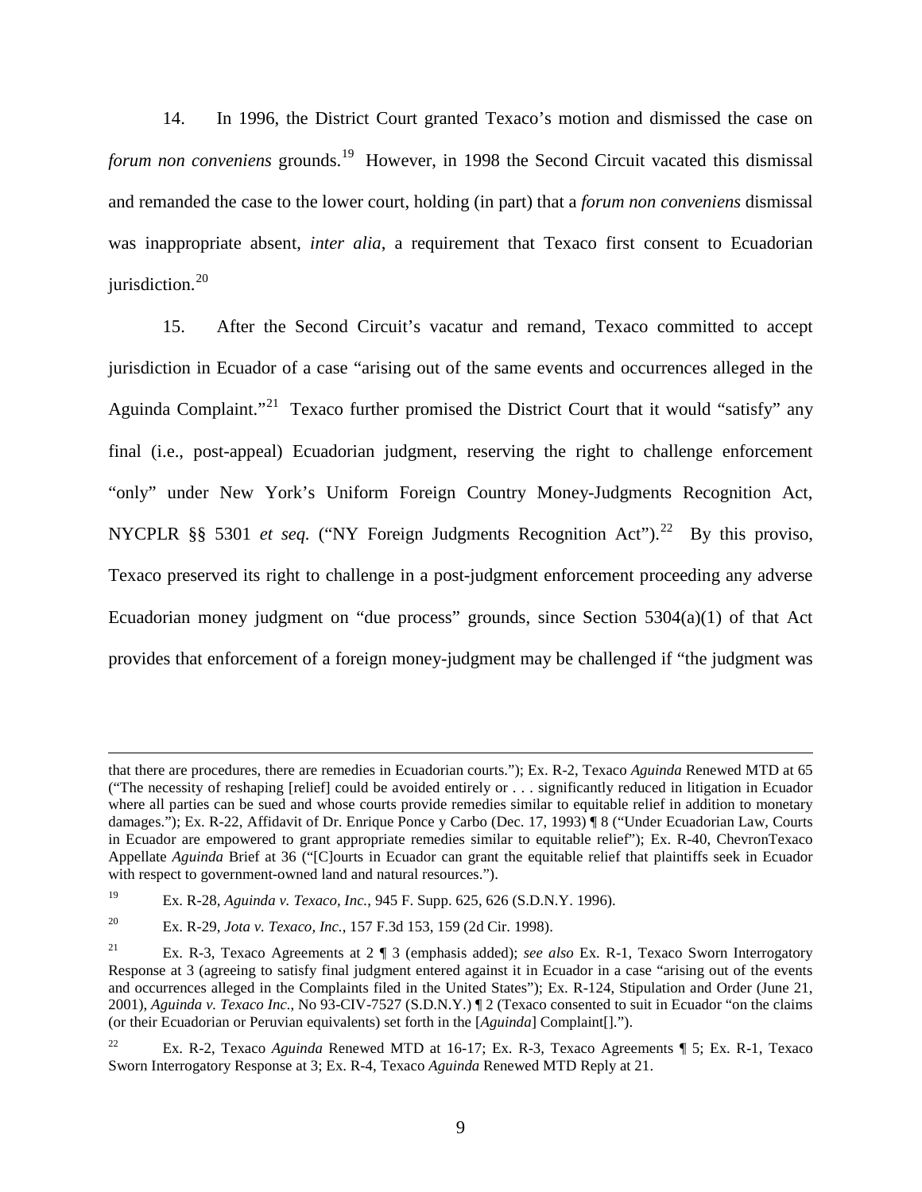14. In 1996, the District Court granted Texaco's motion and dismissed the case on *forum non conveniens* grounds.[19] However, in 1998 the Second Circuit vacated this dismissal and remanded the case to the lower court, holding (in part) that a *forum non conveniens* dismissal was inappropriate absent, *inter alia*, a requirement that Texaco first consent to Ecuadorian jurisdiction.[20]

15. After the Second Circuit's vacatur and remand, Texaco committed to accept jurisdiction in Ecuador of a case "arising out of the same events and occurrences alleged in the Aguinda Complaint."[21] Texaco further promised the District Court that it would "satisfy" any final (i.e., post-appeal) Ecuadorian judgment, reserving the right to challenge enforcement "only" under New York's Uniform Foreign Country Money-Judgments Recognition Act, NYCPLR §§ 5301 *et seq.* ("NY Foreign Judgments Recognition Act").[22] By this proviso, Texaco preserved its right to challenge in a post-judgment enforcement proceeding any adverse Ecuadorian money judgment on "due process" grounds, since Section 5304(a)(1) of that Act provides that enforcement of a foreign money-judgment may be challenged if "the judgment was

---

that there are procedures, there are remedies in Ecuadorian courts."); Ex. R-2, Texaco *Aguinda* Renewed MTD at 65 ("The necessity of reshaping [relief] could be avoided entirely or . . . significantly reduced in litigation in Ecuador where all parties can be sued and whose courts provide remedies similar to equitable relief in addition to monetary damages."); Ex. R-22, Affidavit of Dr. Enrique Ponce y Carbo (Dec. 17, 1993) ¶ 8 ("Under Ecuadorian Law, Courts in Ecuador are empowered to grant appropriate remedies similar to equitable relief"); Ex. R-40, ChevronTexaco Appellate *Aguinda* Brief at 36 ("[C]ourts in Ecuador can grant the equitable relief that plaintiffs seek in Ecuador with respect to government-owned land and natural resources.").

[19] Ex. R-28, *Aguinda v. Texaco, Inc.*, 945 F. Supp. 625, 626 (S.D.N.Y. 1996).

[20] Ex. R-29, *Jota v. Texaco, Inc.*, 157 F.3d 153, 159 (2d Cir. 1998).

[21] Ex. R-3, Texaco Agreements at 2 ¶ 3 (emphasis added); *see also* Ex. R-1, Texaco Sworn Interrogatory Response at 3 (agreeing to satisfy final judgment entered against it in Ecuador in a case "arising out of the events and occurrences alleged in the Complaints filed in the United States"); Ex. R-124, Stipulation and Order (June 21, 2001), *Aguinda v. Texaco Inc.*, No 93-CIV-7527 (S.D.N.Y.) ¶ 2 (Texaco consented to suit in Ecuador "on the claims (or their Ecuadorian or Peruvian equivalents) set forth in the [*Aguinda*] Complaint[].").

[22] Ex. R-2, Texaco *Aguinda* Renewed MTD at 16-17; Ex. R-3, Texaco Agreements ¶ 5; Ex. R-1, Texaco Sworn Interrogatory Response at 3; Ex. R-4, Texaco *Aguinda* Renewed MTD Reply at 21.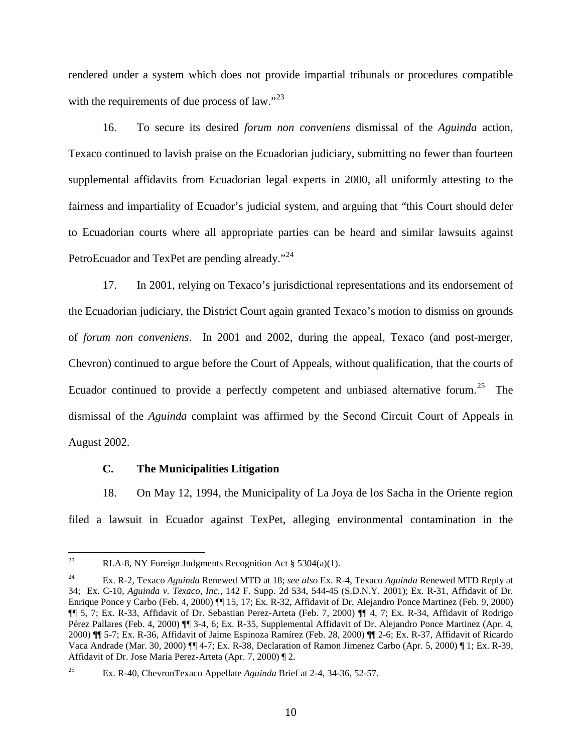rendered under a system which does not provide impartial tribunals or procedures compatible with the requirements of due process of law."[23]

16. To secure its desired *forum non conveniens* dismissal of the *Aguinda* action, Texaco continued to lavish praise on the Ecuadorian judiciary, submitting no fewer than fourteen supplemental affidavits from Ecuadorian legal experts in 2000, all uniformly attesting to the fairness and impartiality of Ecuador's judicial system, and arguing that "this Court should defer to Ecuadorian courts where all appropriate parties can be heard and similar lawsuits against PetroEcuador and TexPet are pending already."[24]

17. In 2001, relying on Texaco's jurisdictional representations and its endorsement of the Ecuadorian judiciary, the District Court again granted Texaco's motion to dismiss on grounds of *forum non conveniens*. In 2001 and 2002, during the appeal, Texaco (and post-merger, Chevron) continued to argue before the Court of Appeals, without qualification, that the courts of Ecuador continued to provide a perfectly competent and unbiased alternative forum.[25] The dismissal of the *Aguinda* complaint was affirmed by the Second Circuit Court of Appeals in August 2002.

### C. The Municipalities Litigation

18. On May 12, 1994, the Municipality of La Joya de los Sacha in the Oriente region filed a lawsuit in Ecuador against TexPet, alleging environmental contamination in the

---

[23] RLA-8, NY Foreign Judgments Recognition Act § 5304(a)(1).

[24] Ex. R-2, Texaco *Aguinda* Renewed MTD at 18; *see also* Ex. R-4, Texaco *Aguinda* Renewed MTD Reply at 34; Ex. C-10, *Aguinda v. Texaco, Inc.*, 142 F. Supp. 2d 534, 544-45 (S.D.N.Y. 2001); Ex. R-31, Affidavit of Dr. Enrique Ponce y Carbo (Feb. 4, 2000) ¶¶ 15, 17; Ex. R-32, Affidavit of Dr. Alejandro Ponce Martinez (Feb. 9, 2000) ¶¶ 5, 7; Ex. R-33, Affidavit of Dr. Sebastian Perez-Arteta (Feb. 7, 2000) ¶¶ 4, 7; Ex. R-34, Affidavit of Rodrigo Pérez Pallares (Feb. 4, 2000) ¶¶ 3-4, 6; Ex. R-35, Supplemental Affidavit of Dr. Alejandro Ponce Martinez (Apr. 4, 2000) ¶¶ 5-7; Ex. R-36, Affidavit of Jaime Espinoza Ramírez (Feb. 28, 2000) ¶¶ 2-6; Ex. R-37, Affidavit of Ricardo Vaca Andrade (Mar. 30, 2000) ¶¶ 4-7; Ex. R-38, Declaration of Ramon Jimenez Carbo (Apr. 5, 2000) ¶ 1; Ex. R-39, Affidavit of Dr. Jose Maria Perez-Arteta (Apr. 7, 2000) ¶ 2.

[25] Ex. R-40, ChevronTexaco Appellate *Aguinda* Brief at 2-4, 34-36, 52-57.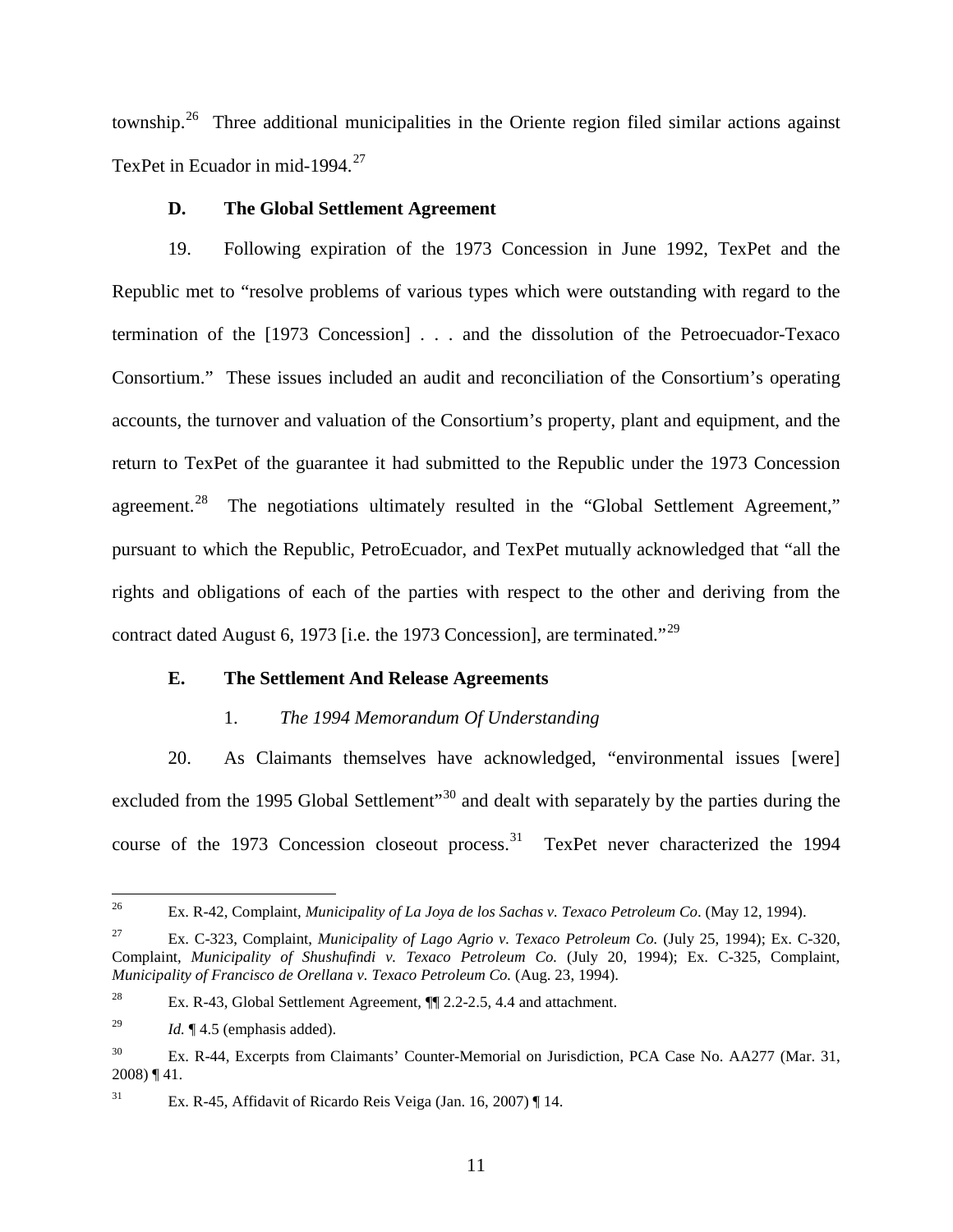township.[26] Three additional municipalities in the Oriente region filed similar actions against TexPet in Ecuador in mid-1994.[27]

### D. The Global Settlement Agreement

19. Following expiration of the 1973 Concession in June 1992, TexPet and the Republic met to "resolve problems of various types which were outstanding with regard to the termination of the [1973 Concession] . . . and the dissolution of the Petroecuador-Texaco Consortium." These issues included an audit and reconciliation of the Consortium's operating accounts, the turnover and valuation of the Consortium's property, plant and equipment, and the return to TexPet of the guarantee it had submitted to the Republic under the 1973 Concession agreement.[28] The negotiations ultimately resulted in the "Global Settlement Agreement," pursuant to which the Republic, PetroEcuador, and TexPet mutually acknowledged that "all the rights and obligations of each of the parties with respect to the other and deriving from the contract dated August 6, 1973 [i.e. the 1973 Concession], are terminated."[29]

### E. The Settlement And Release Agreements

#### 1. *The 1994 Memorandum Of Understanding*

20. As Claimants themselves have acknowledged, "environmental issues [were] excluded from the 1995 Global Settlement"[30] and dealt with separately by the parties during the course of the 1973 Concession closeout process.[31] TexPet never characterized the 1994

---

[26] Ex. R-42, Complaint, *Municipality of La Joya de los Sachas v. Texaco Petroleum Co*. (May 12, 1994).

[27] Ex. C-323, Complaint, *Municipality of Lago Agrio v. Texaco Petroleum Co.* (July 25, 1994); Ex. C-320, Complaint, *Municipality of Shushufindi v. Texaco Petroleum Co.* (July 20, 1994); Ex. C-325, Complaint, *Municipality of Francisco de Orellana v. Texaco Petroleum Co.* (Aug. 23, 1994).

[28] Ex. R-43, Global Settlement Agreement, ¶¶ 2.2-2.5, 4.4 and attachment.

[29] *Id.* ¶ 4.5 (emphasis added).

[30] Ex. R-44, Excerpts from Claimants' Counter-Memorial on Jurisdiction, PCA Case No. AA277 (Mar. 31, 2008) ¶ 41.

[31] Ex. R-45, Affidavit of Ricardo Reis Veiga (Jan. 16, 2007) ¶ 14.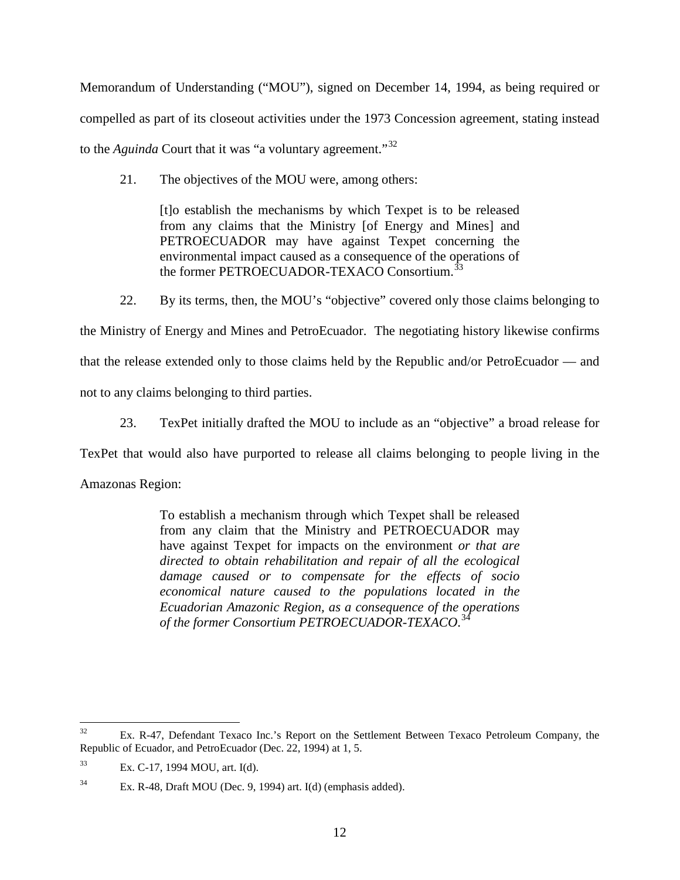Memorandum of Understanding ("MOU"), signed on December 14, 1994, as being required or compelled as part of its closeout activities under the 1973 Concession agreement, stating instead to the *Aguinda* Court that it was "a voluntary agreement."[32]

21. The objectives of the MOU were, among others:

> [t]o establish the mechanisms by which Texpet is to be released from any claims that the Ministry [of Energy and Mines] and PETROECUADOR may have against Texpet concerning the environmental impact caused as a consequence of the operations of the former PETROECUADOR-TEXACO Consortium.[33]

22. By its terms, then, the MOU's "objective" covered only those claims belonging to the Ministry of Energy and Mines and PetroEcuador. The negotiating history likewise confirms that the release extended only to those claims held by the Republic and/or PetroEcuador — and not to any claims belonging to third parties.

23. TexPet initially drafted the MOU to include as an "objective" a broad release for TexPet that would also have purported to release all claims belonging to people living in the Amazonas Region:

> To establish a mechanism through which Texpet shall be released from any claim that the Ministry and PETROECUADOR may have against Texpet for impacts on the environment *or that are directed to obtain rehabilitation and repair of all the ecological damage caused or to compensate for the effects of socio economical nature caused to the populations located in the Ecuadorian Amazonic Region, as a consequence of the operations of the former Consortium PETROECUADOR-TEXACO*.[34]

---

[32] Ex. R-47, Defendant Texaco Inc.'s Report on the Settlement Between Texaco Petroleum Company, the Republic of Ecuador, and PetroEcuador (Dec. 22, 1994) at 1, 5.

[33] Ex. C-17, 1994 MOU, art. I(d).

[34] Ex. R-48, Draft MOU (Dec. 9, 1994) art. I(d) (emphasis added).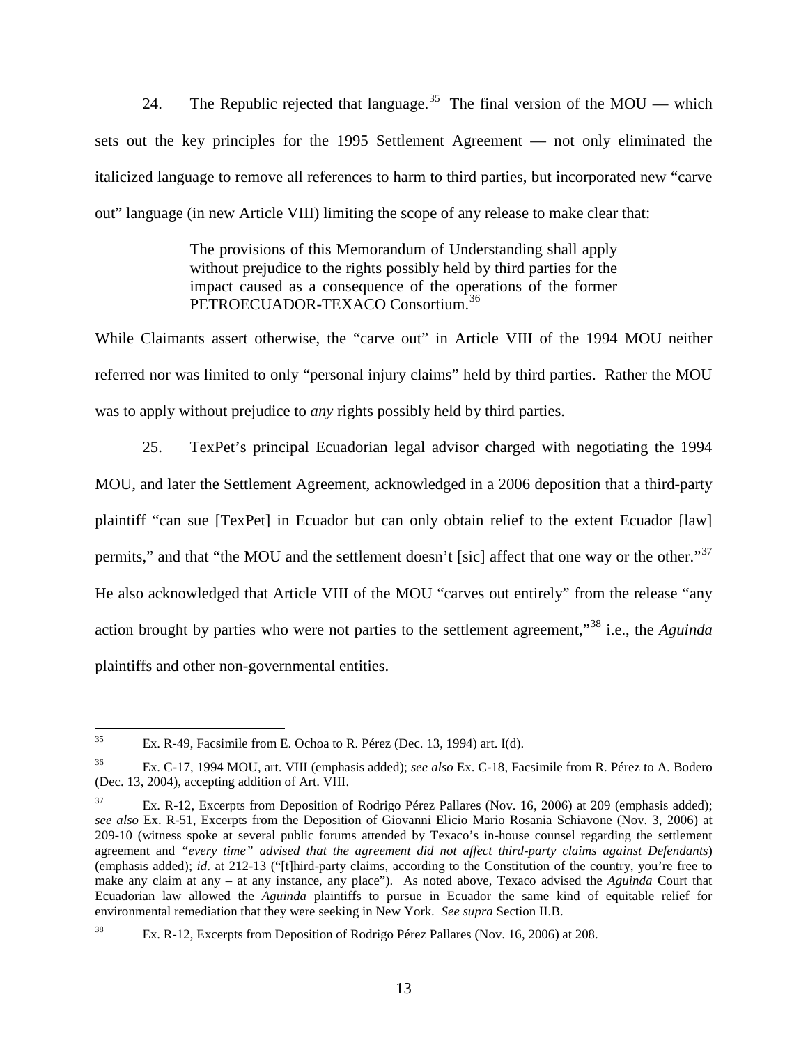24. The Republic rejected that language.[35] The final version of the MOU — which sets out the key principles for the 1995 Settlement Agreement — not only eliminated the italicized language to remove all references to harm to third parties, but incorporated new "carve out" language (in new Article VIII) limiting the scope of any release to make clear that:

> The provisions of this Memorandum of Understanding shall apply without prejudice to the rights possibly held by third parties for the impact caused as a consequence of the operations of the former PETROECUADOR-TEXACO Consortium.[36]

While Claimants assert otherwise, the "carve out" in Article VIII of the 1994 MOU neither referred nor was limited to only "personal injury claims" held by third parties. Rather the MOU was to apply without prejudice to *any* rights possibly held by third parties.

25. TexPet's principal Ecuadorian legal advisor charged with negotiating the 1994 MOU, and later the Settlement Agreement, acknowledged in a 2006 deposition that a third-party plaintiff "can sue [TexPet] in Ecuador but can only obtain relief to the extent Ecuador [law] permits," and that "the MOU and the settlement doesn't [sic] affect that one way or the other."[37] He also acknowledged that Article VIII of the MOU "carves out entirely" from the release "any action brought by parties who were not parties to the settlement agreement,"[38] i.e., the *Aguinda* plaintiffs and other non-governmental entities.

---

[35] Ex. R-49, Facsimile from E. Ochoa to R. Pérez (Dec. 13, 1994) art. I(d).

[36] Ex. C-17, 1994 MOU, art. VIII (emphasis added); *see also* Ex. C-18, Facsimile from R. Pérez to A. Bodero (Dec. 13, 2004), accepting addition of Art. VIII.

[37] Ex. R-12, Excerpts from Deposition of Rodrigo Pérez Pallares (Nov. 16, 2006) at 209 (emphasis added); *see also* Ex. R-51, Excerpts from the Deposition of Giovanni Elicio Mario Rosania Schiavone (Nov. 3, 2006) at 209-10 (witness spoke at several public forums attended by Texaco's in-house counsel regarding the settlement agreement and *"every time" advised that the agreement did not affect third-party claims against Defendants*) (emphasis added); *id*. at 212-13 ("[t]hird-party claims, according to the Constitution of the country, you're free to make any claim at any – at any instance, any place"). As noted above, Texaco advised the *Aguinda* Court that Ecuadorian law allowed the *Aguinda* plaintiffs to pursue in Ecuador the same kind of equitable relief for environmental remediation that they were seeking in New York. *See supra* Section II.B.

[38] Ex. R-12, Excerpts from Deposition of Rodrigo Pérez Pallares (Nov. 16, 2006) at 208.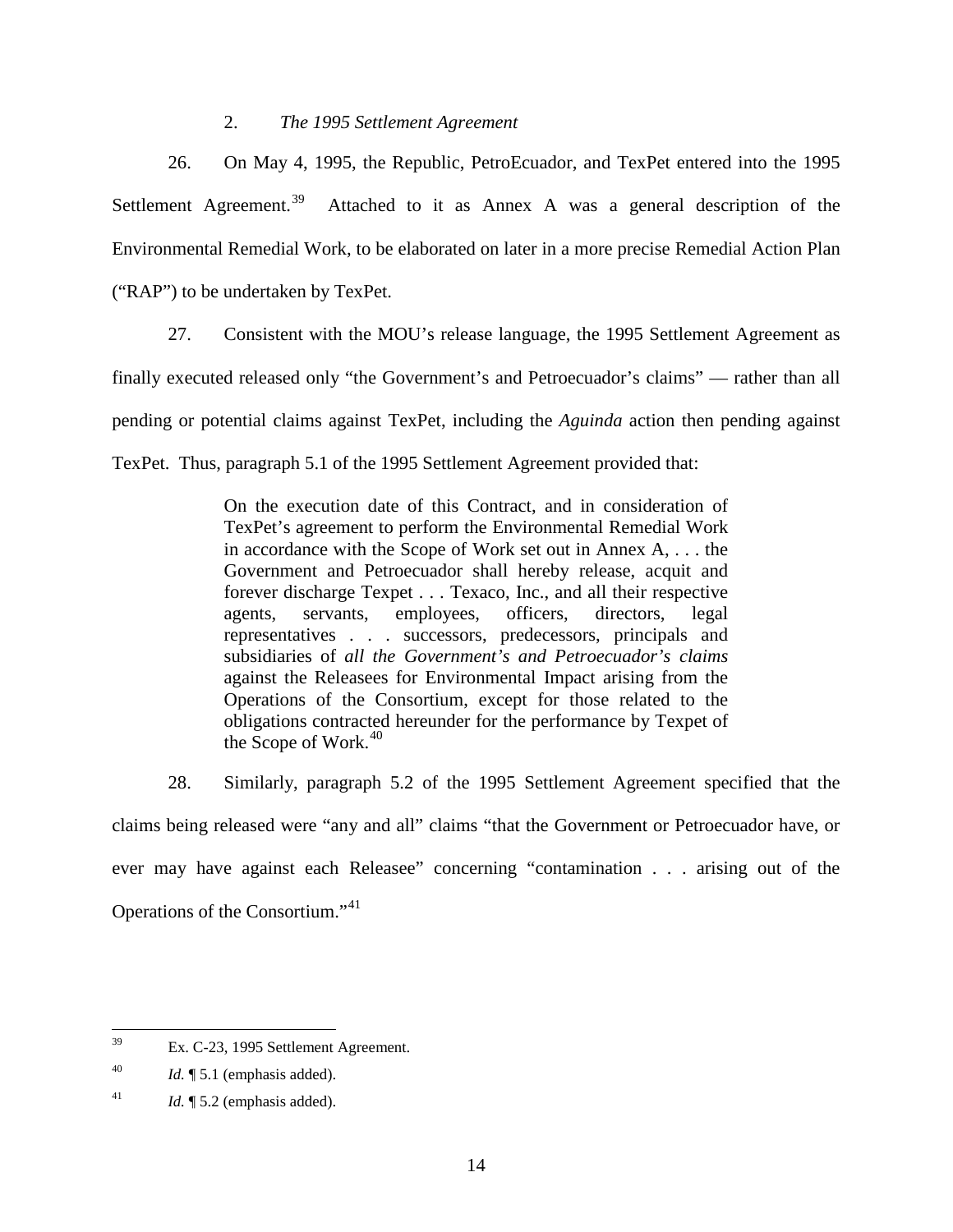### 2. *The 1995 Settlement Agreement*

26. On May 4, 1995, the Republic, PetroEcuador, and TexPet entered into the 1995 Settlement Agreement.[39] Attached to it as Annex A was a general description of the Environmental Remedial Work, to be elaborated on later in a more precise Remedial Action Plan ("RAP") to be undertaken by TexPet.

27. Consistent with the MOU's release language, the 1995 Settlement Agreement as finally executed released only "the Government's and Petroecuador's claims" — rather than all pending or potential claims against TexPet, including the *Aguinda* action then pending against TexPet. Thus, paragraph 5.1 of the 1995 Settlement Agreement provided that:

> On the execution date of this Contract, and in consideration of TexPet's agreement to perform the Environmental Remedial Work in accordance with the Scope of Work set out in Annex A, . . . the Government and Petroecuador shall hereby release, acquit and forever discharge Texpet . . . Texaco, Inc., and all their respective agents, servants, employees, officers, directors, legal representatives . . . successors, predecessors, principals and subsidiaries of *all the Government's and Petroecuador's claims* against the Releasees for Environmental Impact arising from the Operations of the Consortium, except for those related to the obligations contracted hereunder for the performance by Texpet of the Scope of Work.[40]

28. Similarly, paragraph 5.2 of the 1995 Settlement Agreement specified that the claims being released were "any and all" claims "that the Government or Petroecuador have, or ever may have against each Releasee" concerning "contamination . . . arising out of the Operations of the Consortium."[41]

---

[39] Ex. C-23, 1995 Settlement Agreement.

[40] *Id.* ¶ 5.1 (emphasis added).

[41] *Id.* ¶ 5.2 (emphasis added).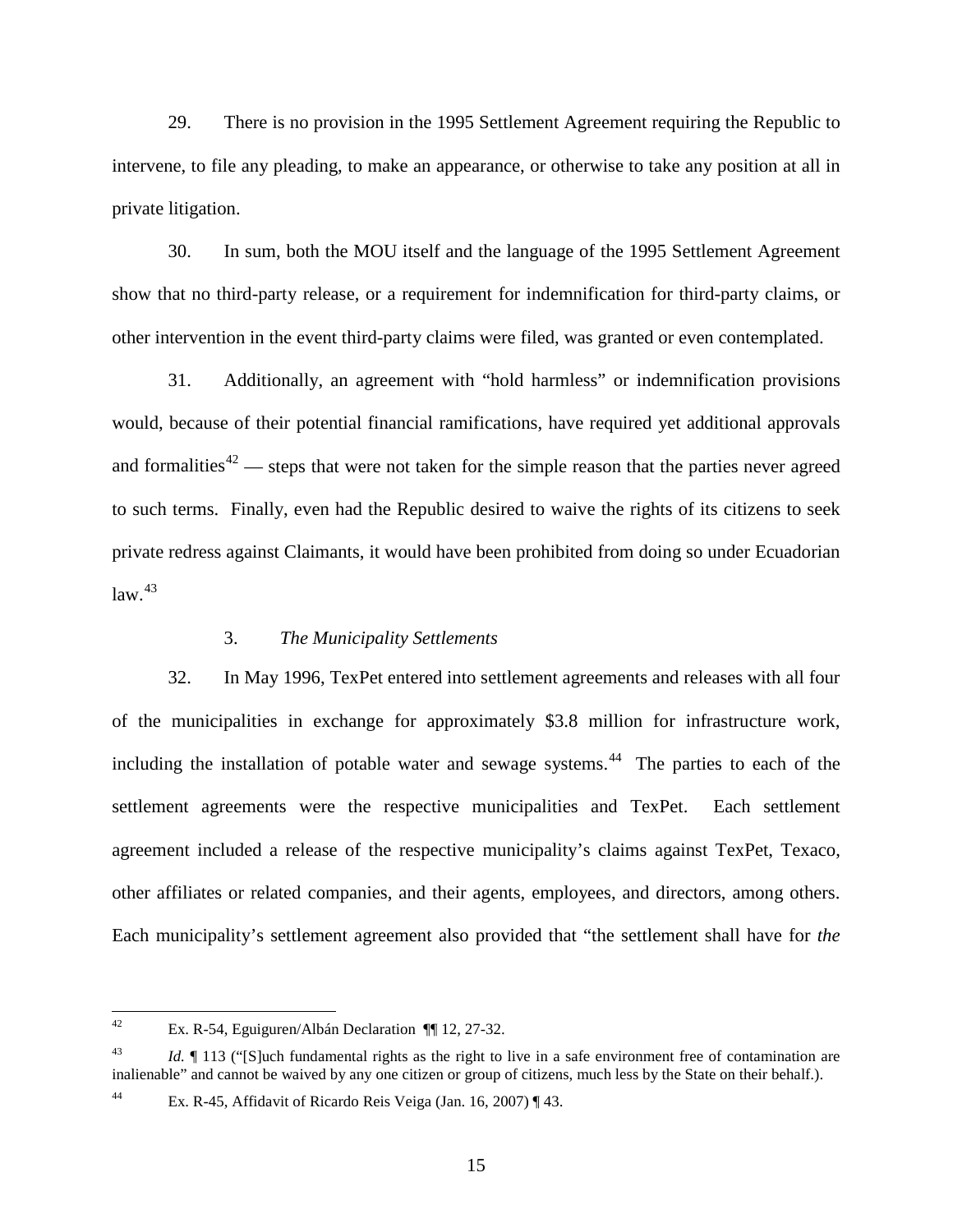29. There is no provision in the 1995 Settlement Agreement requiring the Republic to intervene, to file any pleading, to make an appearance, or otherwise to take any position at all in private litigation.

30. In sum, both the MOU itself and the language of the 1995 Settlement Agreement show that no third-party release, or a requirement for indemnification for third-party claims, or other intervention in the event third-party claims were filed, was granted or even contemplated.

31. Additionally, an agreement with "hold harmless" or indemnification provisions would, because of their potential financial ramifications, have required yet additional approvals and formalities[42] — steps that were not taken for the simple reason that the parties never agreed to such terms. Finally, even had the Republic desired to waive the rights of its citizens to seek private redress against Claimants, it would have been prohibited from doing so under Ecuadorian law.[43]

### 3. *The Municipality Settlements*

32. In May 1996, TexPet entered into settlement agreements and releases with all four of the municipalities in exchange for approximately $3.8 million for infrastructure work, including the installation of potable water and sewage systems.[44] The parties to each of the settlement agreements were the respective municipalities and TexPet. Each settlement agreement included a release of the respective municipality's claims against TexPet, Texaco, other affiliates or related companies, and their agents, employees, and directors, among others. Each municipality's settlement agreement also provided that "the settlement shall have for *the*

---

[42] Ex. R-54, Eguiguren/Albán Declaration ¶¶ 12, 27-32.

[43] *Id.* ¶ 113 ("[S]uch fundamental rights as the right to live in a safe environment free of contamination are inalienable" and cannot be waived by any one citizen or group of citizens, much less by the State on their behalf.).

[44] Ex. R-45, Affidavit of Ricardo Reis Veiga (Jan. 16, 2007) ¶ 43.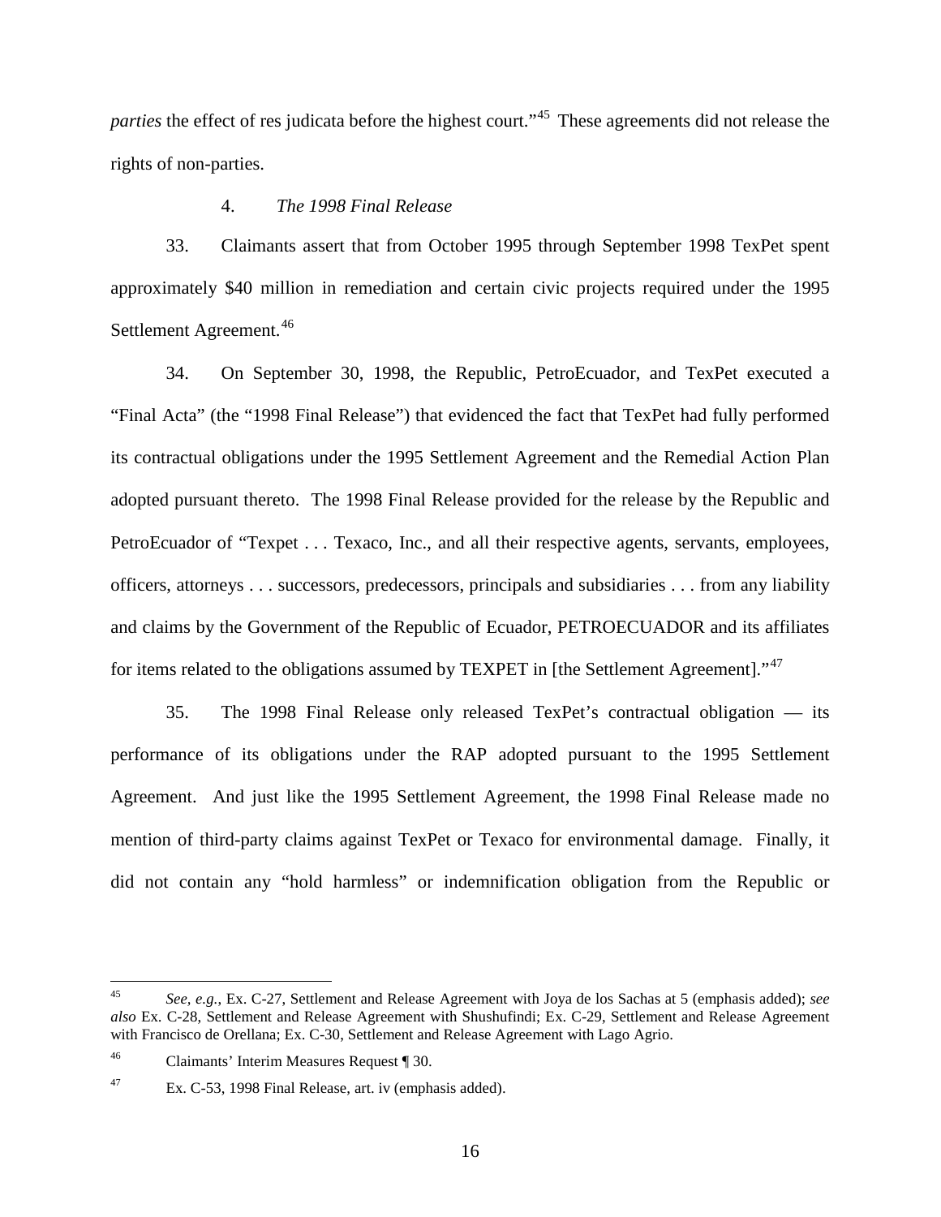*parties* the effect of res judicata before the highest court."[45] These agreements did not release the rights of non-parties.

4. *The 1998 Final Release*

33. Claimants assert that from October 1995 through September 1998 TexPet spent approximately $40 million in remediation and certain civic projects required under the 1995 Settlement Agreement.[46]

34. On September 30, 1998, the Republic, PetroEcuador, and TexPet executed a "Final Acta" (the "1998 Final Release") that evidenced the fact that TexPet had fully performed its contractual obligations under the 1995 Settlement Agreement and the Remedial Action Plan adopted pursuant thereto. The 1998 Final Release provided for the release by the Republic and PetroEcuador of "Texpet . . . Texaco, Inc., and all their respective agents, servants, employees, officers, attorneys . . . successors, predecessors, principals and subsidiaries . . . from any liability and claims by the Government of the Republic of Ecuador, PETROECUADOR and its affiliates for items related to the obligations assumed by TEXPET in [the Settlement Agreement]."[47]

35. The 1998 Final Release only released TexPet's contractual obligation — its performance of its obligations under the RAP adopted pursuant to the 1995 Settlement Agreement. And just like the 1995 Settlement Agreement, the 1998 Final Release made no mention of third-party claims against TexPet or Texaco for environmental damage. Finally, it did not contain any "hold harmless" or indemnification obligation from the Republic or

---

[45] *See, e.g.*, Ex. C-27, Settlement and Release Agreement with Joya de los Sachas at 5 (emphasis added); *see also* Ex. C-28, Settlement and Release Agreement with Shushufindi; Ex. C-29, Settlement and Release Agreement with Francisco de Orellana; Ex. C-30, Settlement and Release Agreement with Lago Agrio.

[46] Claimants' Interim Measures Request ¶ 30.

[47] Ex. C-53, 1998 Final Release, art. iv (emphasis added).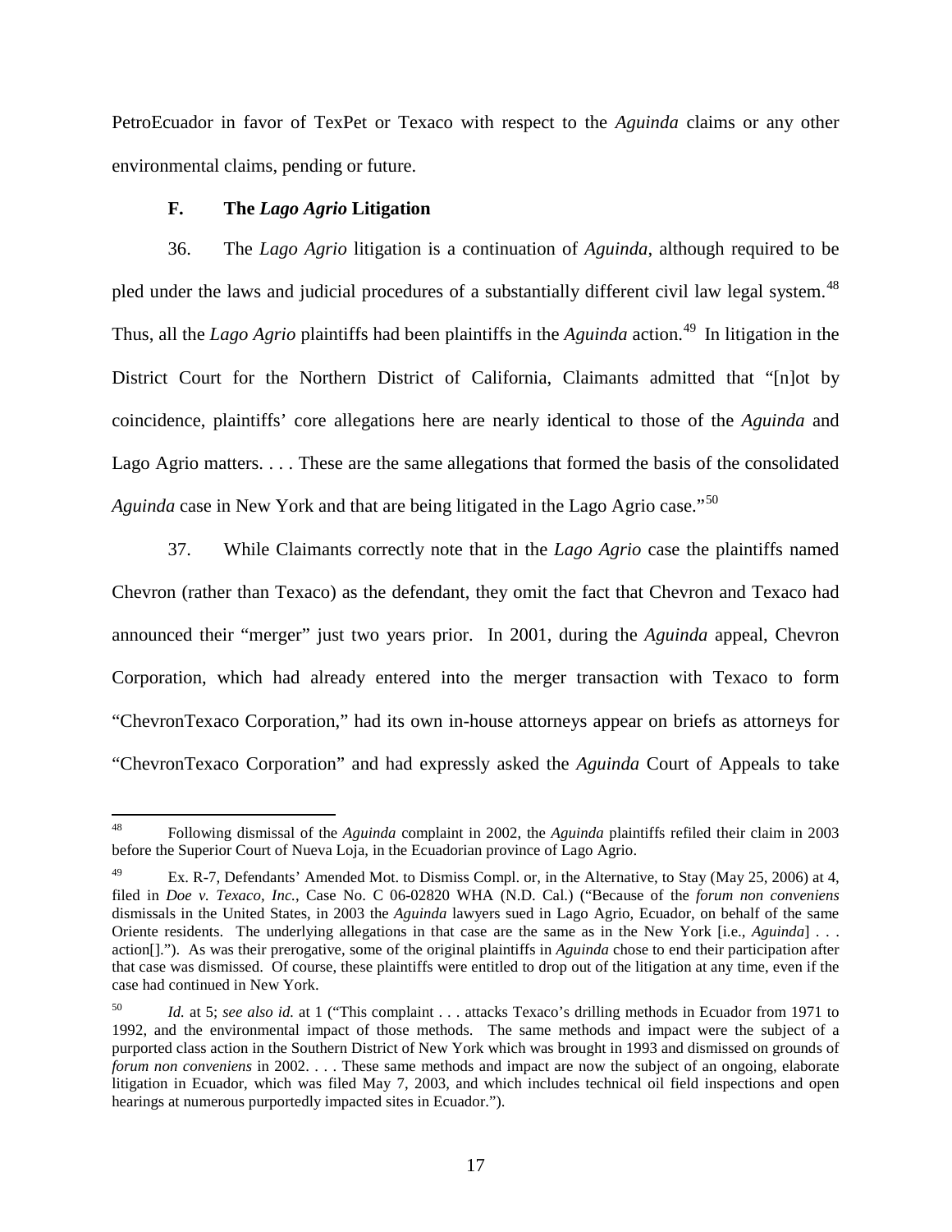PetroEcuador in favor of TexPet or Texaco with respect to the *Aguinda* claims or any other environmental claims, pending or future.

### F. The *Lago Agrio* Litigation

36. The *Lago Agrio* litigation is a continuation of *Aguinda*, although required to be pled under the laws and judicial procedures of a substantially different civil law legal system.[48] Thus, all the *Lago Agrio* plaintiffs had been plaintiffs in the *Aguinda* action.[49] In litigation in the District Court for the Northern District of California, Claimants admitted that "[n]ot by coincidence, plaintiffs' core allegations here are nearly identical to those of the *Aguinda* and Lago Agrio matters. . . . These are the same allegations that formed the basis of the consolidated *Aguinda* case in New York and that are being litigated in the Lago Agrio case."[50]

37. While Claimants correctly note that in the *Lago Agrio* case the plaintiffs named Chevron (rather than Texaco) as the defendant, they omit the fact that Chevron and Texaco had announced their "merger" just two years prior. In 2001, during the *Aguinda* appeal, Chevron Corporation, which had already entered into the merger transaction with Texaco to form "ChevronTexaco Corporation," had its own in-house attorneys appear on briefs as attorneys for "ChevronTexaco Corporation" and had expressly asked the *Aguinda* Court of Appeals to take

---

[48] Following dismissal of the *Aguinda* complaint in 2002, the *Aguinda* plaintiffs refiled their claim in 2003 before the Superior Court of Nueva Loja, in the Ecuadorian province of Lago Agrio.

[49] Ex. R-7, Defendants' Amended Mot. to Dismiss Compl. or, in the Alternative, to Stay (May 25, 2006) at 4, filed in *Doe v. Texaco, Inc.*, Case No. C 06-02820 WHA (N.D. Cal.) ("Because of the *forum non conveniens* dismissals in the United States, in 2003 the *Aguinda* lawyers sued in Lago Agrio, Ecuador, on behalf of the same Oriente residents. The underlying allegations in that case are the same as in the New York [i.e., *Aguinda*] . . . action[]."). As was their prerogative, some of the original plaintiffs in *Aguinda* chose to end their participation after that case was dismissed. Of course, these plaintiffs were entitled to drop out of the litigation at any time, even if the case had continued in New York.

[50] *Id.* at 5; *see also id.* at 1 ("This complaint . . . attacks Texaco's drilling methods in Ecuador from 1971 to 1992, and the environmental impact of those methods. The same methods and impact were the subject of a purported class action in the Southern District of New York which was brought in 1993 and dismissed on grounds of *forum non conveniens* in 2002. . . . These same methods and impact are now the subject of an ongoing, elaborate litigation in Ecuador, which was filed May 7, 2003, and which includes technical oil field inspections and open hearings at numerous purportedly impacted sites in Ecuador.").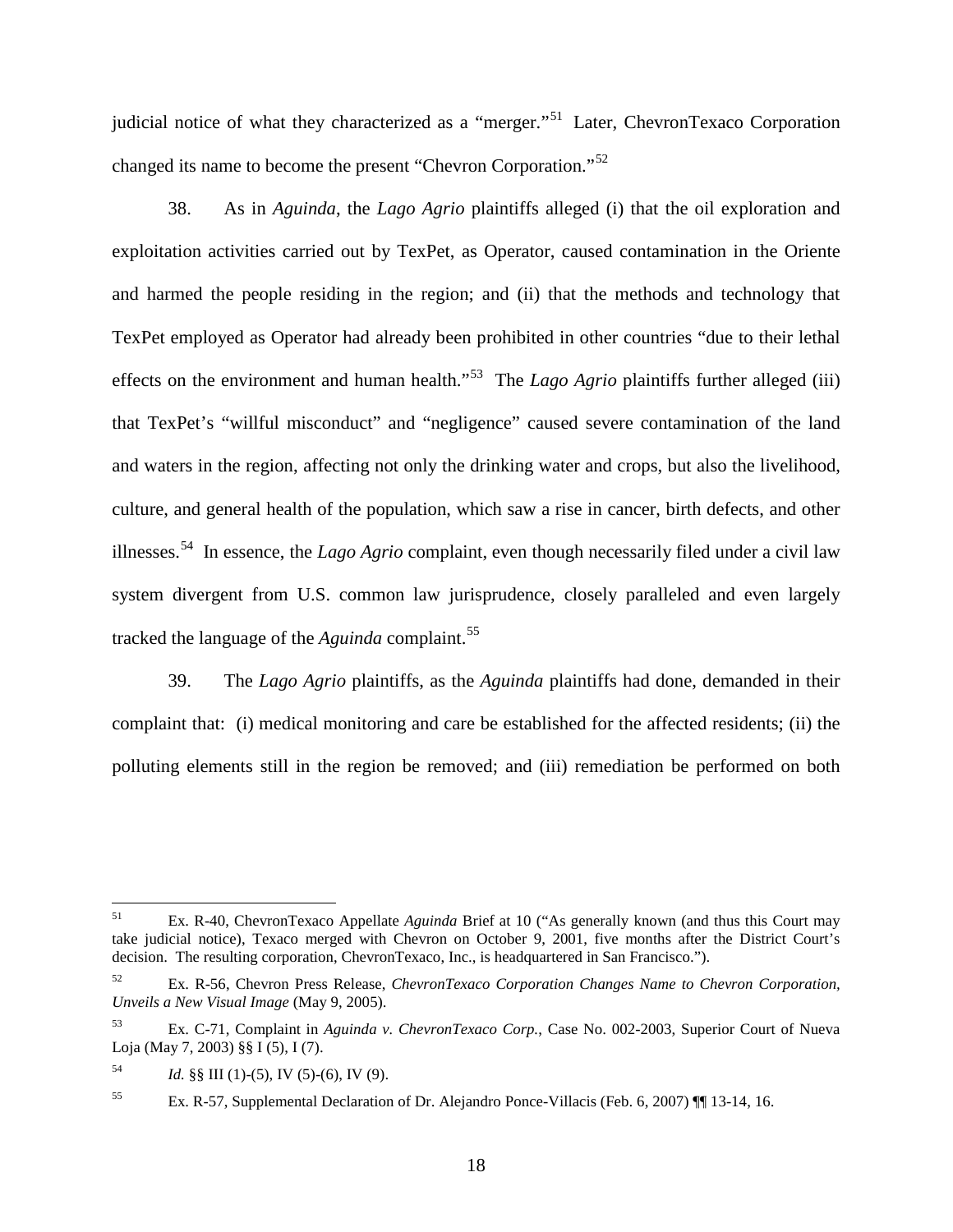judicial notice of what they characterized as a "merger."[51] Later, ChevronTexaco Corporation changed its name to become the present "Chevron Corporation."[52]

38. As in *Aguinda*, the *Lago Agrio* plaintiffs alleged (i) that the oil exploration and exploitation activities carried out by TexPet, as Operator, caused contamination in the Oriente and harmed the people residing in the region; and (ii) that the methods and technology that TexPet employed as Operator had already been prohibited in other countries "due to their lethal effects on the environment and human health."[53] The *Lago Agrio* plaintiffs further alleged (iii) that TexPet's "willful misconduct" and "negligence" caused severe contamination of the land and waters in the region, affecting not only the drinking water and crops, but also the livelihood, culture, and general health of the population, which saw a rise in cancer, birth defects, and other illnesses.[54] In essence, the *Lago Agrio* complaint, even though necessarily filed under a civil law system divergent from U.S. common law jurisprudence, closely paralleled and even largely tracked the language of the *Aguinda* complaint.[55]

39. The *Lago Agrio* plaintiffs, as the *Aguinda* plaintiffs had done, demanded in their complaint that: (i) medical monitoring and care be established for the affected residents; (ii) the polluting elements still in the region be removed; and (iii) remediation be performed on both

---

[51] Ex. R-40, ChevronTexaco Appellate *Aguinda* Brief at 10 ("As generally known (and thus this Court may take judicial notice), Texaco merged with Chevron on October 9, 2001, five months after the District Court's decision. The resulting corporation, ChevronTexaco, Inc., is headquartered in San Francisco.").

[52] Ex. R-56, Chevron Press Release, *ChevronTexaco Corporation Changes Name to Chevron Corporation, Unveils a New Visual Image* (May 9, 2005).

[53] Ex. C-71, Complaint in *Aguinda v. ChevronTexaco Corp.*, Case No. 002-2003, Superior Court of Nueva Loja (May 7, 2003) §§ I (5), I (7).

[54] *Id.* §§ III (1)-(5), IV (5)-(6), IV (9).

[55] Ex. R-57, Supplemental Declaration of Dr. Alejandro Ponce-Villacis (Feb. 6, 2007) ¶¶ 13-14, 16.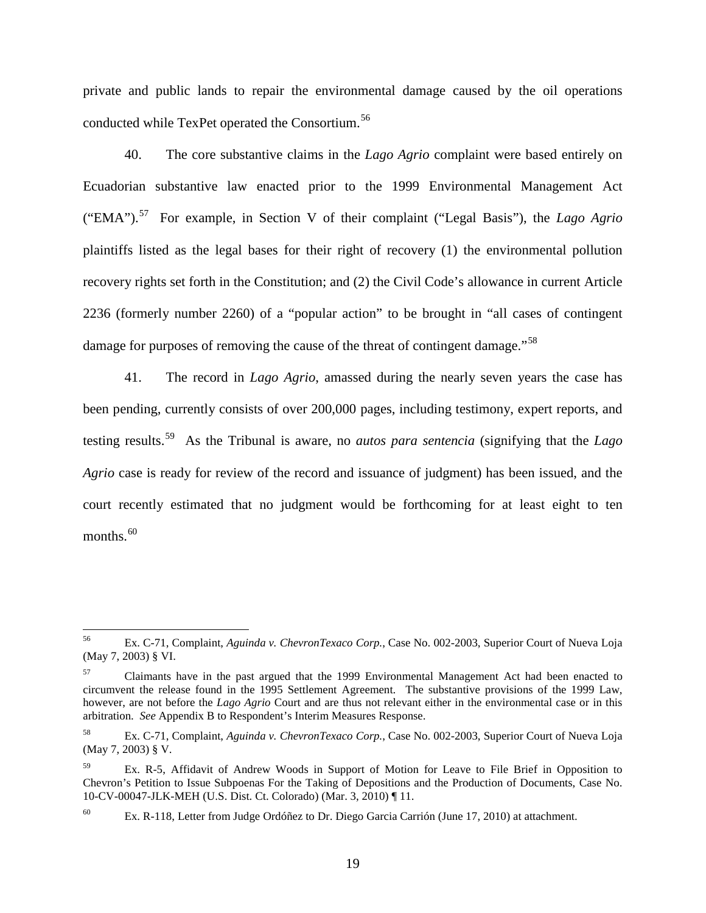private and public lands to repair the environmental damage caused by the oil operations conducted while TexPet operated the Consortium.[56]

40. The core substantive claims in the *Lago Agrio* complaint were based entirely on Ecuadorian substantive law enacted prior to the 1999 Environmental Management Act ("EMA").[57] For example, in Section V of their complaint ("Legal Basis"), the *Lago Agrio* plaintiffs listed as the legal bases for their right of recovery (1) the environmental pollution recovery rights set forth in the Constitution; and (2) the Civil Code's allowance in current Article 2236 (formerly number 2260) of a "popular action" to be brought in "all cases of contingent damage for purposes of removing the cause of the threat of contingent damage."[58]

41. The record in *Lago Agrio*, amassed during the nearly seven years the case has been pending, currently consists of over 200,000 pages, including testimony, expert reports, and testing results.[59] As the Tribunal is aware, no *autos para sentencia* (signifying that the *Lago Agrio* case is ready for review of the record and issuance of judgment) has been issued, and the court recently estimated that no judgment would be forthcoming for at least eight to ten months.[60]

---

[56] Ex. C-71, Complaint, *Aguinda v. ChevronTexaco Corp.*, Case No. 002-2003, Superior Court of Nueva Loja (May 7, 2003) § VI.

[57] Claimants have in the past argued that the 1999 Environmental Management Act had been enacted to circumvent the release found in the 1995 Settlement Agreement. The substantive provisions of the 1999 Law, however, are not before the *Lago Agrio* Court and are thus not relevant either in the environmental case or in this arbitration. *See* Appendix B to Respondent's Interim Measures Response.

[58] Ex. C-71, Complaint, *Aguinda v. ChevronTexaco Corp.*, Case No. 002-2003, Superior Court of Nueva Loja (May 7, 2003) § V.

[59] Ex. R-5, Affidavit of Andrew Woods in Support of Motion for Leave to File Brief in Opposition to Chevron's Petition to Issue Subpoenas For the Taking of Depositions and the Production of Documents, Case No. 10-CV-00047-JLK-MEH (U.S. Dist. Ct. Colorado) (Mar. 3, 2010) ¶ 11.

[60] Ex. R-118, Letter from Judge Ordóñez to Dr. Diego Garcia Carrión (June 17, 2010) at attachment.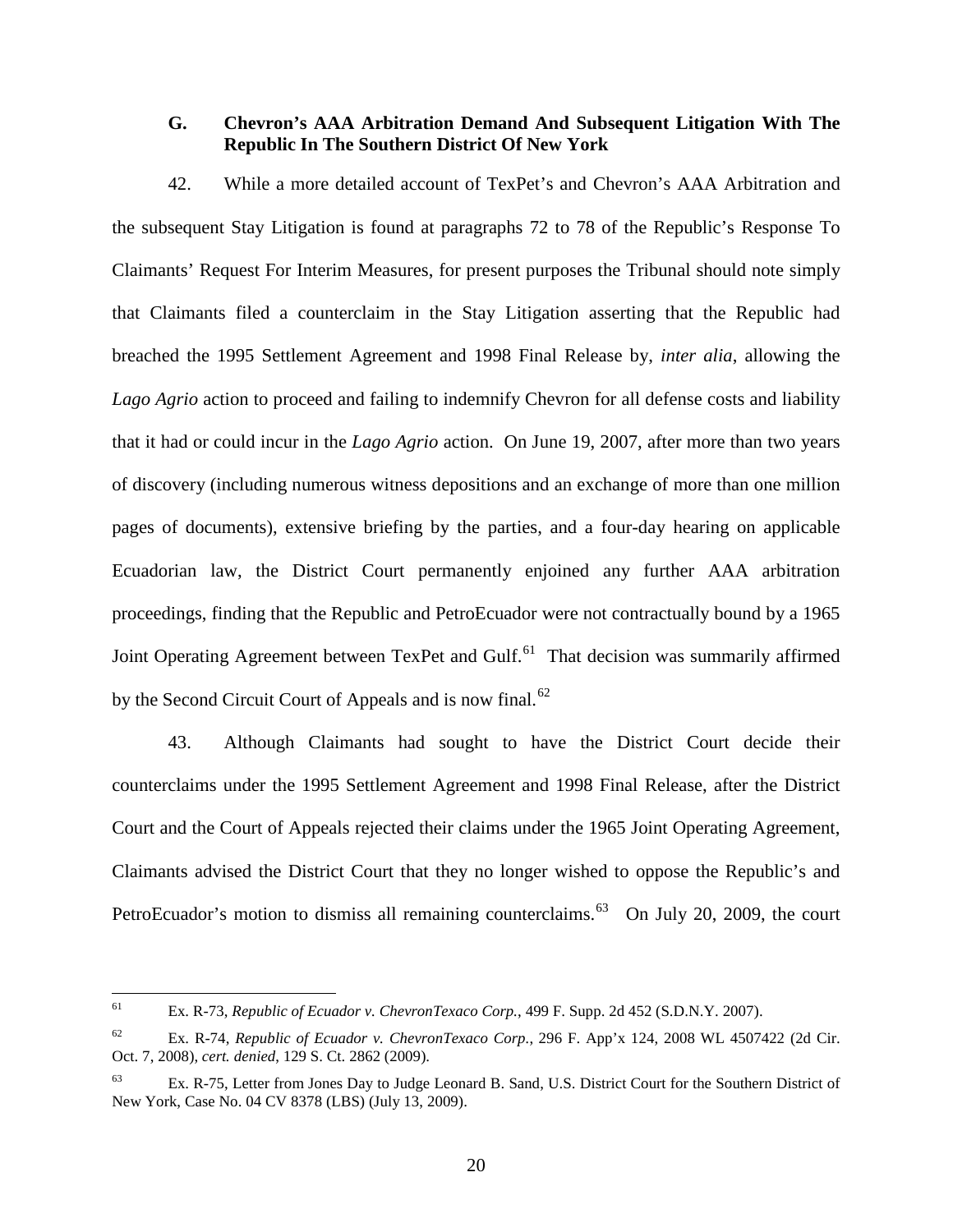### G. Chevron's AAA Arbitration Demand And Subsequent Litigation With The Republic In The Southern District Of New York

42. While a more detailed account of TexPet's and Chevron's AAA Arbitration and the subsequent Stay Litigation is found at paragraphs 72 to 78 of the Republic's Response To Claimants' Request For Interim Measures, for present purposes the Tribunal should note simply that Claimants filed a counterclaim in the Stay Litigation asserting that the Republic had breached the 1995 Settlement Agreement and 1998 Final Release by, *inter alia*, allowing the *Lago Agrio* action to proceed and failing to indemnify Chevron for all defense costs and liability that it had or could incur in the *Lago Agrio* action. On June 19, 2007, after more than two years of discovery (including numerous witness depositions and an exchange of more than one million pages of documents), extensive briefing by the parties, and a four-day hearing on applicable Ecuadorian law, the District Court permanently enjoined any further AAA arbitration proceedings, finding that the Republic and PetroEcuador were not contractually bound by a 1965 Joint Operating Agreement between TexPet and Gulf.[61] That decision was summarily affirmed by the Second Circuit Court of Appeals and is now final.[62]

43. Although Claimants had sought to have the District Court decide their counterclaims under the 1995 Settlement Agreement and 1998 Final Release, after the District Court and the Court of Appeals rejected their claims under the 1965 Joint Operating Agreement, Claimants advised the District Court that they no longer wished to oppose the Republic's and PetroEcuador's motion to dismiss all remaining counterclaims.[63] On July 20, 2009, the court

---

[61] Ex. R-73, *Republic of Ecuador v. ChevronTexaco Corp.*, 499 F. Supp. 2d 452 (S.D.N.Y. 2007).

[62] Ex. R-74, *Republic of Ecuador v. ChevronTexaco Corp.*, 296 F. App'x 124, 2008 WL 4507422 (2d Cir. Oct. 7, 2008), *cert. denied*, 129 S. Ct. 2862 (2009).

[63] Ex. R-75, Letter from Jones Day to Judge Leonard B. Sand, U.S. District Court for the Southern District of New York, Case No. 04 CV 8378 (LBS) (July 13, 2009).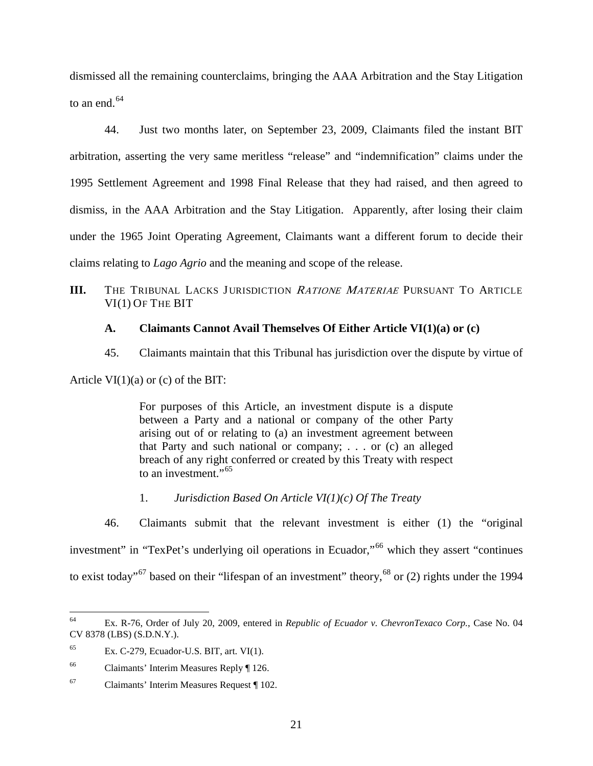dismissed all the remaining counterclaims, bringing the AAA Arbitration and the Stay Litigation to an end.[64]

44. Just two months later, on September 23, 2009, Claimants filed the instant BIT arbitration, asserting the very same meritless "release" and "indemnification" claims under the 1995 Settlement Agreement and 1998 Final Release that they had raised, and then agreed to dismiss, in the AAA Arbitration and the Stay Litigation. Apparently, after losing their claim under the 1965 Joint Operating Agreement, Claimants want a different forum to decide their claims relating to *Lago Agrio* and the meaning and scope of the release.

## III. THE TRIBUNAL LACKS JURISDICTION *RATIONE MATERIAE* PURSUANT TO ARTICLE VI(1) OF THE BIT

### A. Claimants Cannot Avail Themselves Of Either Article VI(1)(a) or (c)

45. Claimants maintain that this Tribunal has jurisdiction over the dispute by virtue of Article VI(1)(a) or (c) of the BIT:

> For purposes of this Article, an investment dispute is a dispute between a Party and a national or company of the other Party arising out of or relating to (a) an investment agreement between that Party and such national or company; . . . or (c) an alleged breach of any right conferred or created by this Treaty with respect to an investment."[65]

#### 1. *Jurisdiction Based On Article VI(1)(c) Of The Treaty*

46. Claimants submit that the relevant investment is either (1) the "original investment" in "TexPet's underlying oil operations in Ecuador,"[66] which they assert "continues to exist today"[67] based on their "lifespan of an investment" theory,[68] or (2) rights under the 1994

---

[64] Ex. R-76, Order of July 20, 2009, entered in *Republic of Ecuador v. ChevronTexaco Corp.*, Case No. 04 CV 8378 (LBS) (S.D.N.Y.).

[65] Ex. C-279, Ecuador-U.S. BIT, art. VI(1).

[66] Claimants' Interim Measures Reply ¶ 126.

[67] Claimants' Interim Measures Request ¶ 102.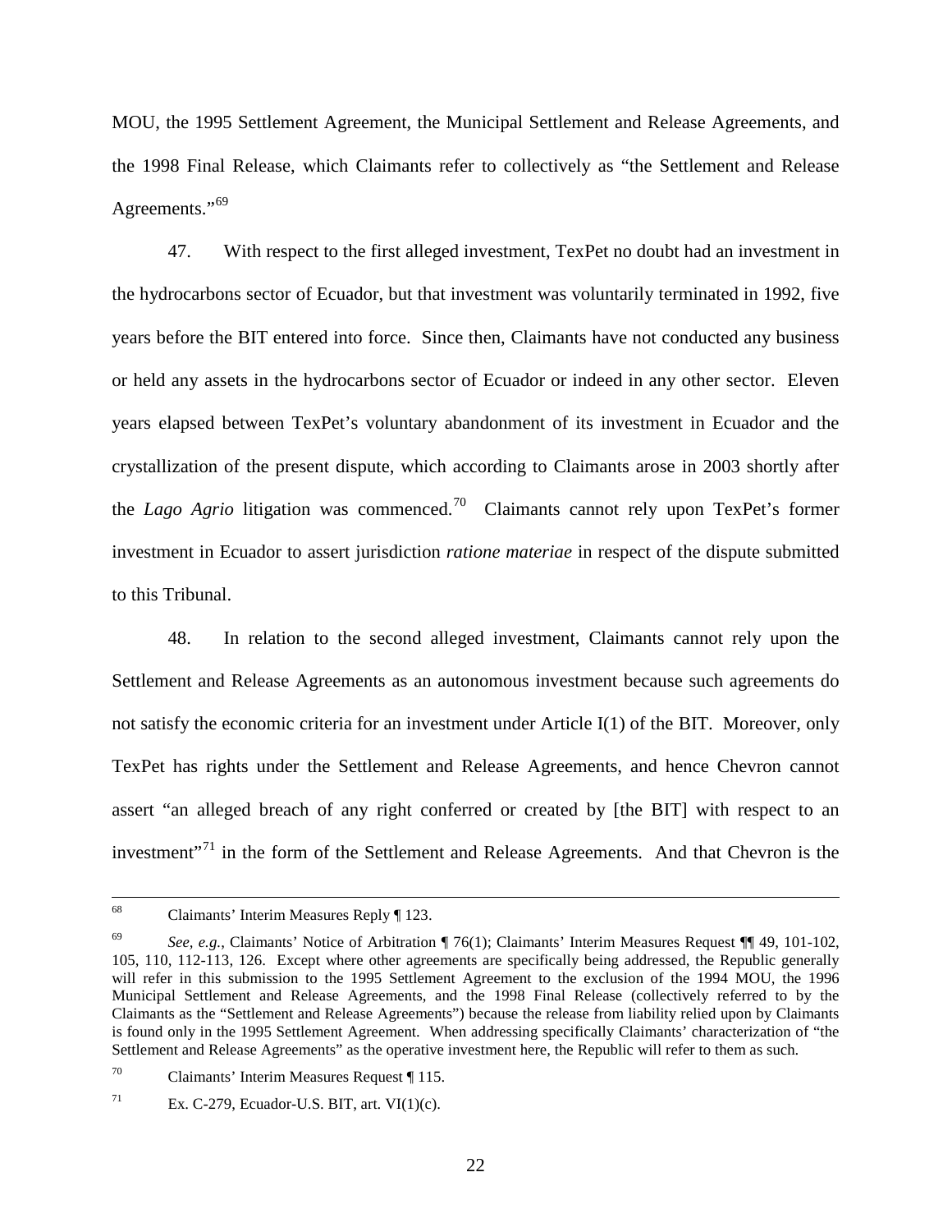MOU, the 1995 Settlement Agreement, the Municipal Settlement and Release Agreements, and the 1998 Final Release, which Claimants refer to collectively as "the Settlement and Release Agreements."[69]

47. With respect to the first alleged investment, TexPet no doubt had an investment in the hydrocarbons sector of Ecuador, but that investment was voluntarily terminated in 1992, five years before the BIT entered into force. Since then, Claimants have not conducted any business or held any assets in the hydrocarbons sector of Ecuador or indeed in any other sector. Eleven years elapsed between TexPet's voluntary abandonment of its investment in Ecuador and the crystallization of the present dispute, which according to Claimants arose in 2003 shortly after the *Lago Agrio* litigation was commenced.[70] Claimants cannot rely upon TexPet's former investment in Ecuador to assert jurisdiction *ratione materiae* in respect of the dispute submitted to this Tribunal.

48. In relation to the second alleged investment, Claimants cannot rely upon the Settlement and Release Agreements as an autonomous investment because such agreements do not satisfy the economic criteria for an investment under Article I(1) of the BIT. Moreover, only TexPet has rights under the Settlement and Release Agreements, and hence Chevron cannot assert "an alleged breach of any right conferred or created by [the BIT] with respect to an investment"[71] in the form of the Settlement and Release Agreements. And that Chevron is the

---

[68] Claimants' Interim Measures Reply ¶ 123.

[69] *See, e.g.*, Claimants' Notice of Arbitration ¶ 76(1); Claimants' Interim Measures Request ¶¶ 49, 101-102, 105, 110, 112-113, 126. Except where other agreements are specifically being addressed, the Republic generally will refer in this submission to the 1995 Settlement Agreement to the exclusion of the 1994 MOU, the 1996 Municipal Settlement and Release Agreements, and the 1998 Final Release (collectively referred to by the Claimants as the "Settlement and Release Agreements") because the release from liability relied upon by Claimants is found only in the 1995 Settlement Agreement. When addressing specifically Claimants' characterization of "the Settlement and Release Agreements" as the operative investment here, the Republic will refer to them as such.

[70] Claimants' Interim Measures Request ¶ 115.

[71] Ex. C-279, Ecuador-U.S. BIT, art. VI(1)(c).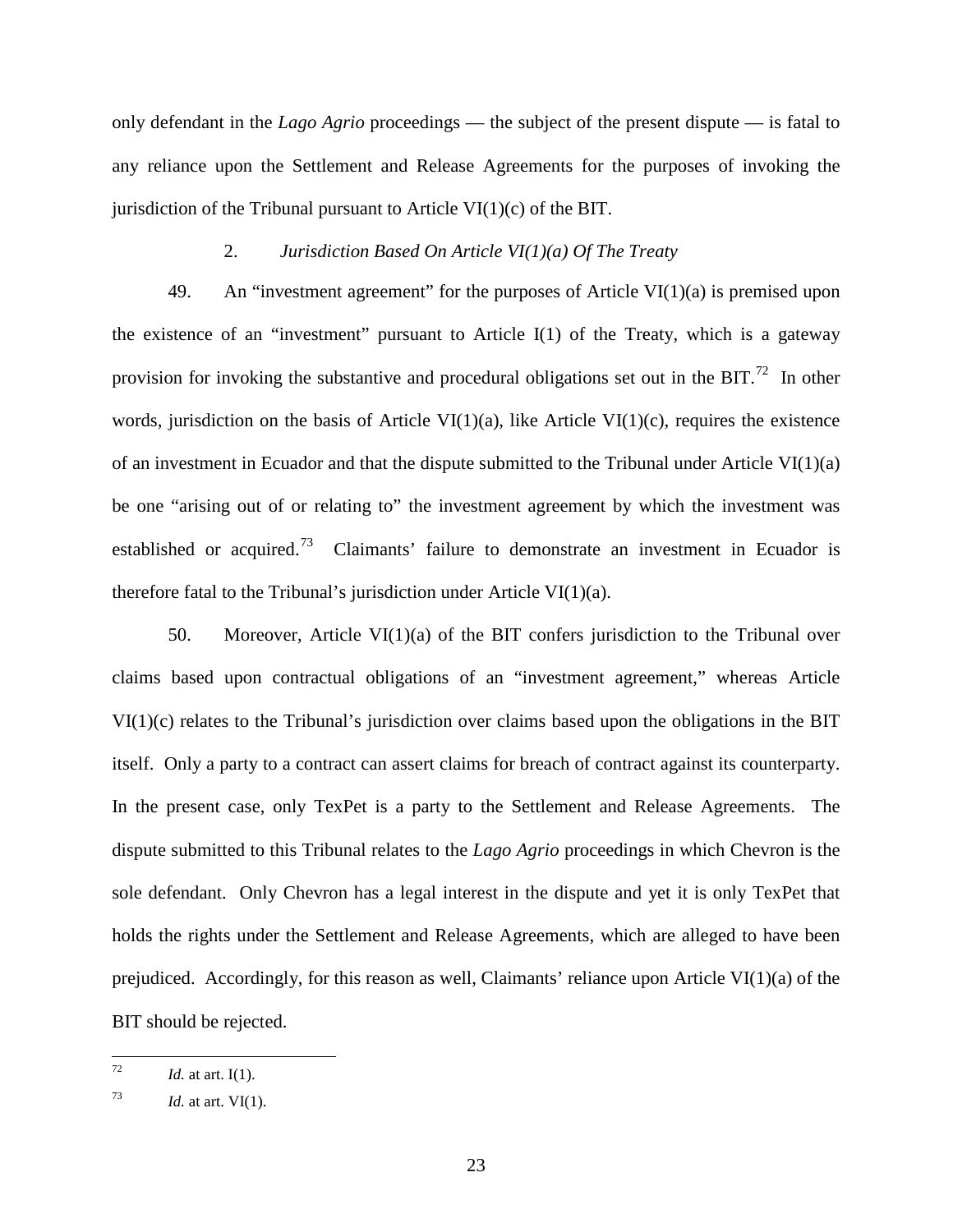only defendant in the *Lago Agrio* proceedings — the subject of the present dispute — is fatal to any reliance upon the Settlement and Release Agreements for the purposes of invoking the jurisdiction of the Tribunal pursuant to Article VI(1)(c) of the BIT.

### 2. *Jurisdiction Based On Article VI(1)(a) Of The Treaty*

49. An "investment agreement" for the purposes of Article VI(1)(a) is premised upon the existence of an "investment" pursuant to Article I(1) of the Treaty, which is a gateway provision for invoking the substantive and procedural obligations set out in the BIT.[72] In other words, jurisdiction on the basis of Article VI(1)(a), like Article VI(1)(c), requires the existence of an investment in Ecuador and that the dispute submitted to the Tribunal under Article VI(1)(a) be one "arising out of or relating to" the investment agreement by which the investment was established or acquired.[73] Claimants' failure to demonstrate an investment in Ecuador is therefore fatal to the Tribunal's jurisdiction under Article VI(1)(a).

50. Moreover, Article VI(1)(a) of the BIT confers jurisdiction to the Tribunal over claims based upon contractual obligations of an "investment agreement," whereas Article VI(1)(c) relates to the Tribunal's jurisdiction over claims based upon the obligations in the BIT itself. Only a party to a contract can assert claims for breach of contract against its counterparty. In the present case, only TexPet is a party to the Settlement and Release Agreements. The dispute submitted to this Tribunal relates to the *Lago Agrio* proceedings in which Chevron is the sole defendant. Only Chevron has a legal interest in the dispute and yet it is only TexPet that holds the rights under the Settlement and Release Agreements, which are alleged to have been prejudiced. Accordingly, for this reason as well, Claimants' reliance upon Article VI(1)(a) of the BIT should be rejected.

---

[72] *Id.* at art. I(1).

[73] *Id.* at art. VI(1).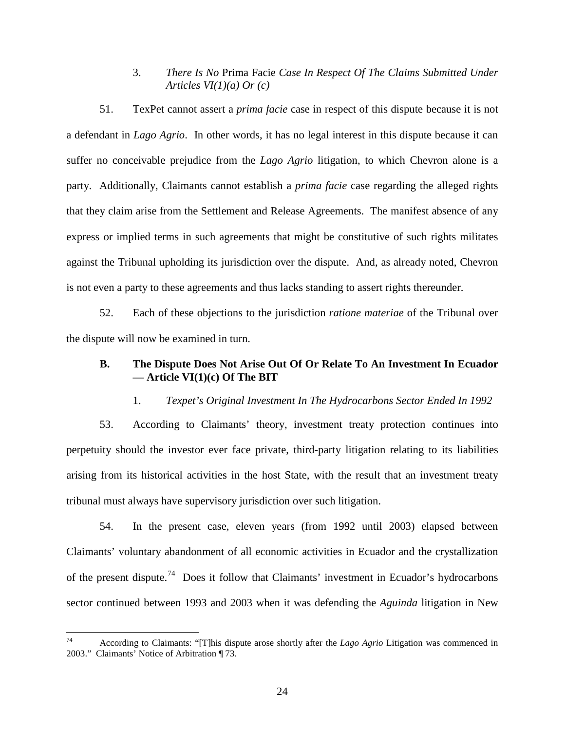### 3. *There Is No* Prima Facie *Case In Respect Of The Claims Submitted Under Articles VI(1)(a) Or (c)*

51. TexPet cannot assert a *prima facie* case in respect of this dispute because it is not a defendant in *Lago Agrio*. In other words, it has no legal interest in this dispute because it can suffer no conceivable prejudice from the *Lago Agrio* litigation, to which Chevron alone is a party. Additionally, Claimants cannot establish a *prima facie* case regarding the alleged rights that they claim arise from the Settlement and Release Agreements. The manifest absence of any express or implied terms in such agreements that might be constitutive of such rights militates against the Tribunal upholding its jurisdiction over the dispute. And, as already noted, Chevron is not even a party to these agreements and thus lacks standing to assert rights thereunder.

52. Each of these objections to the jurisdiction *ratione materiae* of the Tribunal over the dispute will now be examined in turn.

## B. The Dispute Does Not Arise Out Of Or Relate To An Investment In Ecuador — Article VI(1)(c) Of The BIT

### 1. *Texpet's Original Investment In The Hydrocarbons Sector Ended In 1992*

53. According to Claimants' theory, investment treaty protection continues into perpetuity should the investor ever face private, third-party litigation relating to its liabilities arising from its historical activities in the host State, with the result that an investment treaty tribunal must always have supervisory jurisdiction over such litigation.

54. In the present case, eleven years (from 1992 until 2003) elapsed between Claimants' voluntary abandonment of all economic activities in Ecuador and the crystallization of the present dispute.[74] Does it follow that Claimants' investment in Ecuador's hydrocarbons sector continued between 1993 and 2003 when it was defending the *Aguinda* litigation in New

---

[74] According to Claimants: "[T]his dispute arose shortly after the *Lago Agrio* Litigation was commenced in 2003." Claimants' Notice of Arbitration ¶ 73.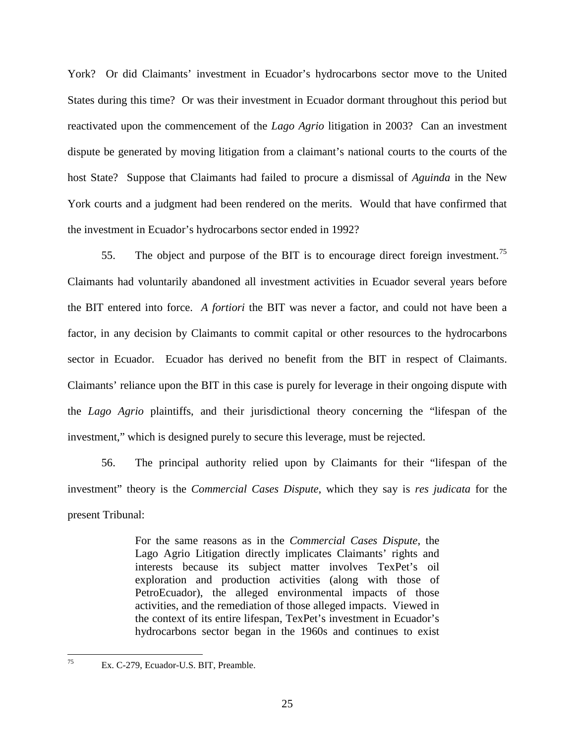York? Or did Claimants' investment in Ecuador's hydrocarbons sector move to the United States during this time? Or was their investment in Ecuador dormant throughout this period but reactivated upon the commencement of the *Lago Agrio* litigation in 2003? Can an investment dispute be generated by moving litigation from a claimant's national courts to the courts of the host State? Suppose that Claimants had failed to procure a dismissal of *Aguinda* in the New York courts and a judgment had been rendered on the merits. Would that have confirmed that the investment in Ecuador's hydrocarbons sector ended in 1992?

55. The object and purpose of the BIT is to encourage direct foreign investment.[75] Claimants had voluntarily abandoned all investment activities in Ecuador several years before the BIT entered into force. *A fortiori* the BIT was never a factor, and could not have been a factor, in any decision by Claimants to commit capital or other resources to the hydrocarbons sector in Ecuador. Ecuador has derived no benefit from the BIT in respect of Claimants. Claimants' reliance upon the BIT in this case is purely for leverage in their ongoing dispute with the *Lago Agrio* plaintiffs, and their jurisdictional theory concerning the "lifespan of the investment," which is designed purely to secure this leverage, must be rejected.

56. The principal authority relied upon by Claimants for their "lifespan of the investment" theory is the *Commercial Cases Dispute*, which they say is *res judicata* for the present Tribunal:

> For the same reasons as in the *Commercial Cases Dispute*, the Lago Agrio Litigation directly implicates Claimants' rights and interests because its subject matter involves TexPet's oil exploration and production activities (along with those of PetroEcuador), the alleged environmental impacts of those activities, and the remediation of those alleged impacts. Viewed in the context of its entire lifespan, TexPet's investment in Ecuador's hydrocarbons sector began in the 1960s and continues to exist

---

[75] Ex. C-279, Ecuador-U.S. BIT, Preamble.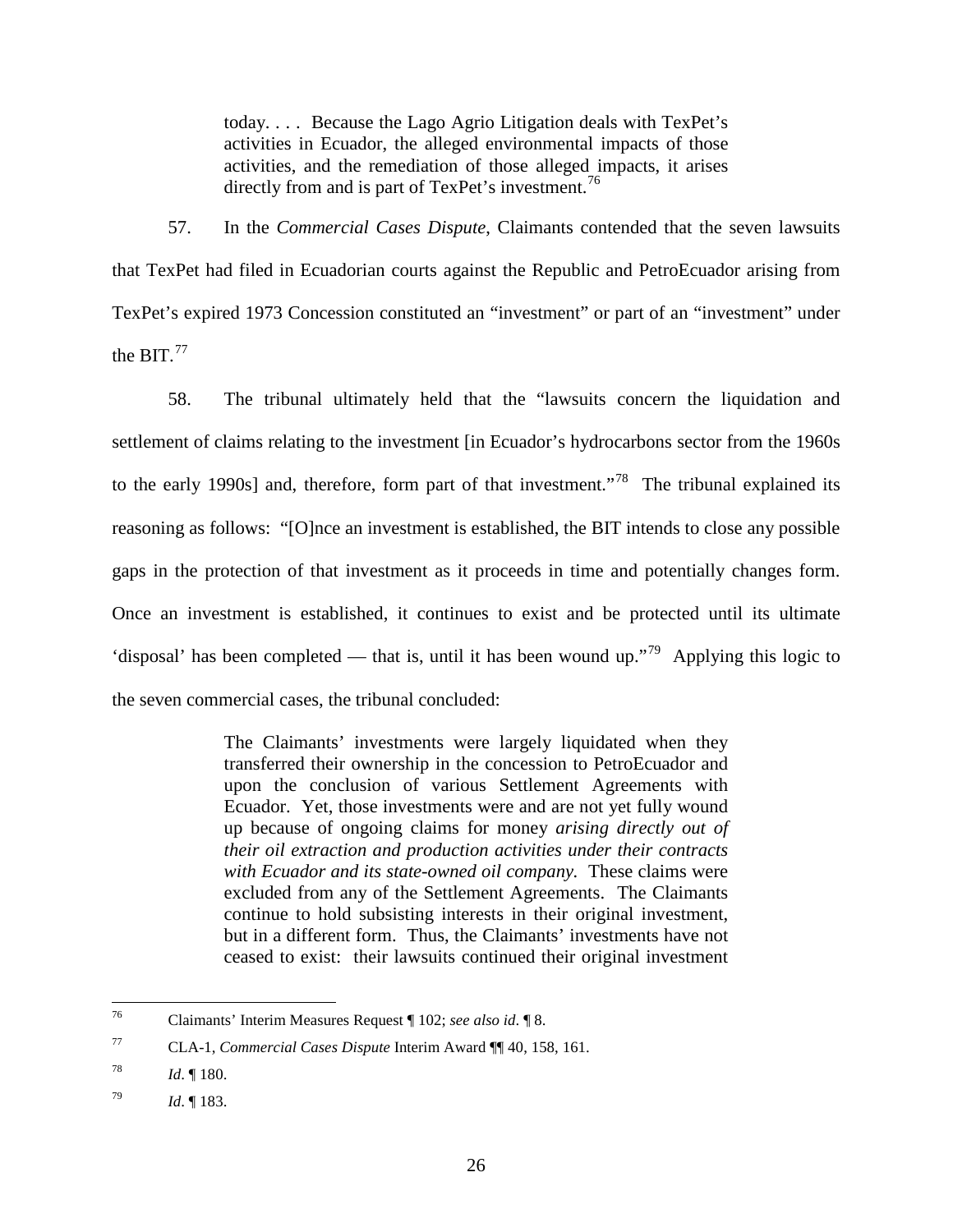> today. . . . Because the Lago Agrio Litigation deals with TexPet's activities in Ecuador, the alleged environmental impacts of those activities, and the remediation of those alleged impacts, it arises directly from and is part of TexPet's investment.[76]

57. In the *Commercial Cases Dispute*, Claimants contended that the seven lawsuits that TexPet had filed in Ecuadorian courts against the Republic and PetroEcuador arising from TexPet's expired 1973 Concession constituted an "investment" or part of an "investment" under the BIT.[77]

58. The tribunal ultimately held that the "lawsuits concern the liquidation and settlement of claims relating to the investment [in Ecuador's hydrocarbons sector from the 1960s to the early 1990s] and, therefore, form part of that investment."[78] The tribunal explained its reasoning as follows: "[O]nce an investment is established, the BIT intends to close any possible gaps in the protection of that investment as it proceeds in time and potentially changes form. Once an investment is established, it continues to exist and be protected until its ultimate 'disposal' has been completed — that is, until it has been wound up."[79] Applying this logic to the seven commercial cases, the tribunal concluded:

> The Claimants' investments were largely liquidated when they transferred their ownership in the concession to PetroEcuador and upon the conclusion of various Settlement Agreements with Ecuador. Yet, those investments were and are not yet fully wound up because of ongoing claims for money *arising directly out of their oil extraction and production activities under their contracts with Ecuador and its state-owned oil company.* These claims were excluded from any of the Settlement Agreements. The Claimants continue to hold subsisting interests in their original investment, but in a different form. Thus, the Claimants' investments have not ceased to exist: their lawsuits continued their original investment

---

[76] Claimants' Interim Measures Request ¶ 102; *see also id*. ¶ 8.

[77] CLA-1, *Commercial Cases Dispute* Interim Award ¶¶ 40, 158, 161.

[78] *Id*. ¶ 180.

[79] *Id*. ¶ 183.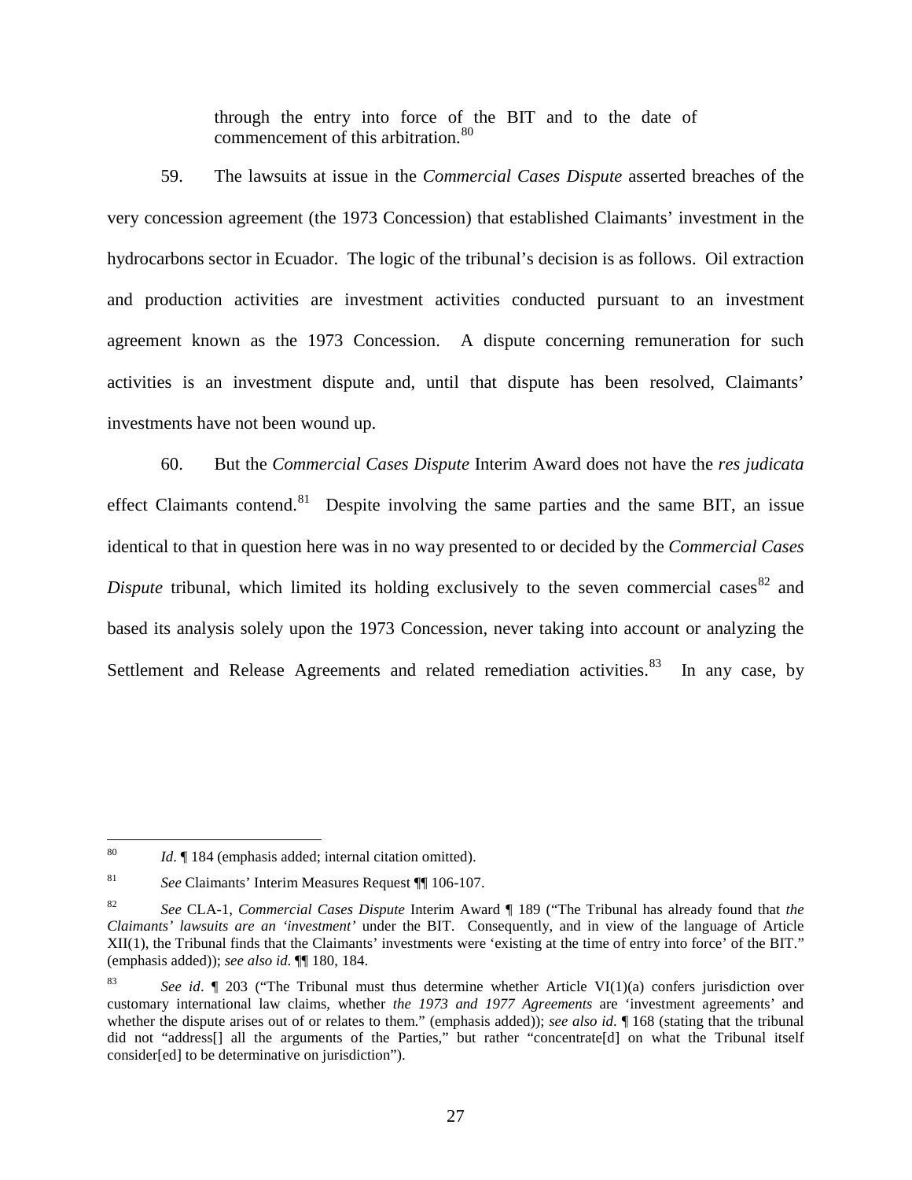through the entry into force of the BIT and to the date of commencement of this arbitration.[80]

59. The lawsuits at issue in the *Commercial Cases Dispute* asserted breaches of the very concession agreement (the 1973 Concession) that established Claimants' investment in the hydrocarbons sector in Ecuador. The logic of the tribunal's decision is as follows. Oil extraction and production activities are investment activities conducted pursuant to an investment agreement known as the 1973 Concession. A dispute concerning remuneration for such activities is an investment dispute and, until that dispute has been resolved, Claimants' investments have not been wound up.

60. But the *Commercial Cases Dispute* Interim Award does not have the *res judicata* effect Claimants contend.[81] Despite involving the same parties and the same BIT, an issue identical to that in question here was in no way presented to or decided by the *Commercial Cases Dispute* tribunal, which limited its holding exclusively to the seven commercial cases[82] and based its analysis solely upon the 1973 Concession, never taking into account or analyzing the Settlement and Release Agreements and related remediation activities.[83] In any case, by

---

[80] *Id*. ¶ 184 (emphasis added; internal citation omitted).

[81] *See* Claimants' Interim Measures Request ¶¶ 106-107.

[82] *See* CLA-1, *Commercial Cases Dispute* Interim Award ¶ 189 ("The Tribunal has already found that *the Claimants' lawsuits are an 'investment'* under the BIT. Consequently, and in view of the language of Article XII(1), the Tribunal finds that the Claimants' investments were 'existing at the time of entry into force' of the BIT." (emphasis added)); *see also id*. ¶¶ 180, 184.

[83] *See id*. ¶ 203 ("The Tribunal must thus determine whether Article VI(1)(a) confers jurisdiction over customary international law claims, whether *the 1973 and 1977 Agreements* are 'investment agreements' and whether the dispute arises out of or relates to them." (emphasis added)); *see also id*. ¶ 168 (stating that the tribunal did not "address[] all the arguments of the Parties," but rather "concentrate[d] on what the Tribunal itself consider[ed] to be determinative on jurisdiction").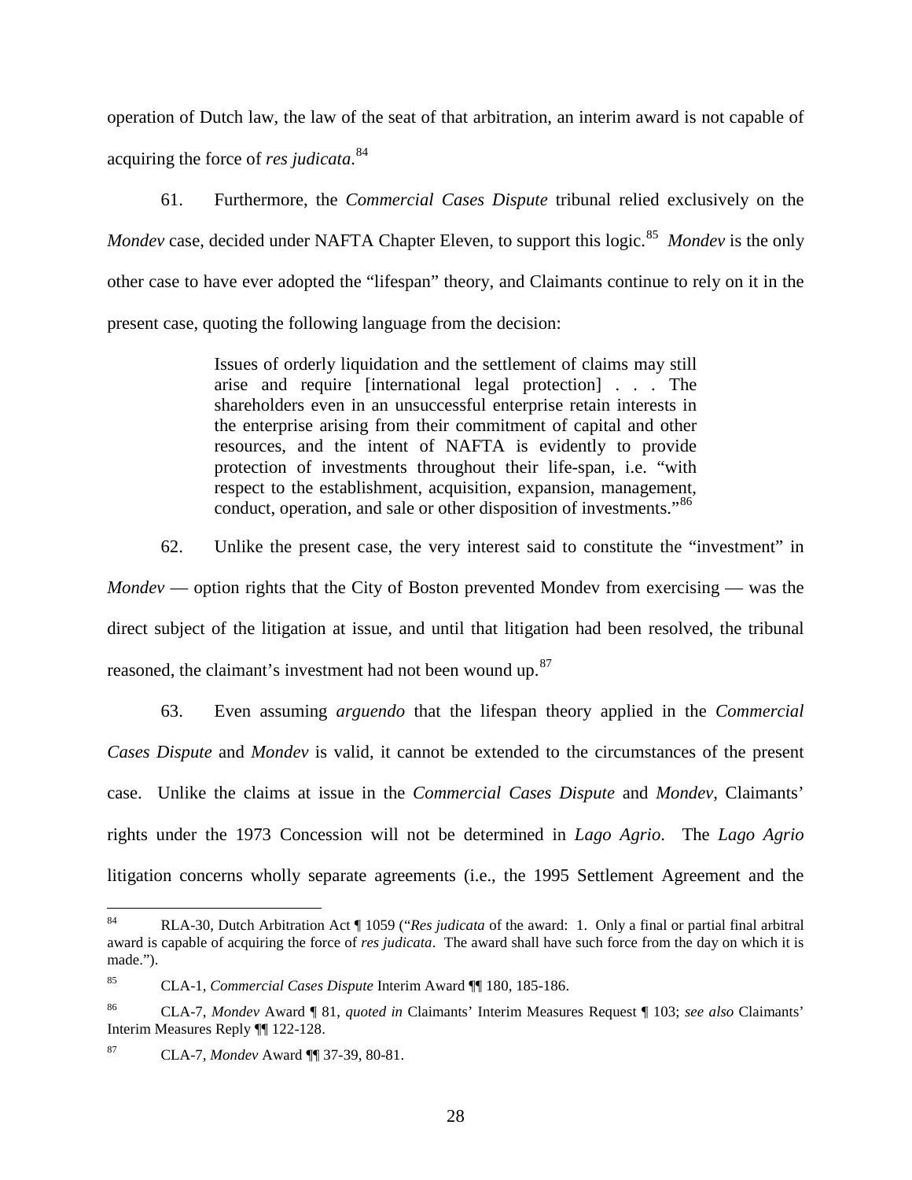operation of Dutch law, the law of the seat of that arbitration, an interim award is not capable of acquiring the force of *res judicata*.[84]

61. Furthermore, the *Commercial Cases Dispute* tribunal relied exclusively on the *Mondev* case, decided under NAFTA Chapter Eleven, to support this logic.[85] *Mondev* is the only other case to have ever adopted the "lifespan" theory, and Claimants continue to rely on it in the present case, quoting the following language from the decision:

> Issues of orderly liquidation and the settlement of claims may still arise and require [international legal protection] . . . The shareholders even in an unsuccessful enterprise retain interests in the enterprise arising from their commitment of capital and other resources, and the intent of NAFTA is evidently to provide protection of investments throughout their life-span, i.e. "with respect to the establishment, acquisition, expansion, management, conduct, operation, and sale or other disposition of investments."[86]

62. Unlike the present case, the very interest said to constitute the "investment" in *Mondev* — option rights that the City of Boston prevented Mondev from exercising — was the direct subject of the litigation at issue, and until that litigation had been resolved, the tribunal reasoned, the claimant's investment had not been wound up.[87]

63. Even assuming *arguendo* that the lifespan theory applied in the *Commercial Cases Dispute* and *Mondev* is valid, it cannot be extended to the circumstances of the present case. Unlike the claims at issue in the *Commercial Cases Dispute* and *Mondev*, Claimants' rights under the 1973 Concession will not be determined in *Lago Agrio*. The *Lago Agrio* litigation concerns wholly separate agreements (i.e., the 1995 Settlement Agreement and the

---

[84] RLA-30, Dutch Arbitration Act ¶ 1059 ("*Res judicata* of the award: 1. Only a final or partial final arbitral award is capable of acquiring the force of *res judicata*. The award shall have such force from the day on which it is made.").

[85] CLA-1, *Commercial Cases Dispute* Interim Award ¶¶ 180, 185-186.

[86] CLA-7, *Mondev* Award ¶ 81, *quoted in* Claimants' Interim Measures Request ¶ 103; *see also* Claimants' Interim Measures Reply ¶¶ 122-128.

[87] CLA-7, *Mondev* Award ¶¶ 37-39, 80-81.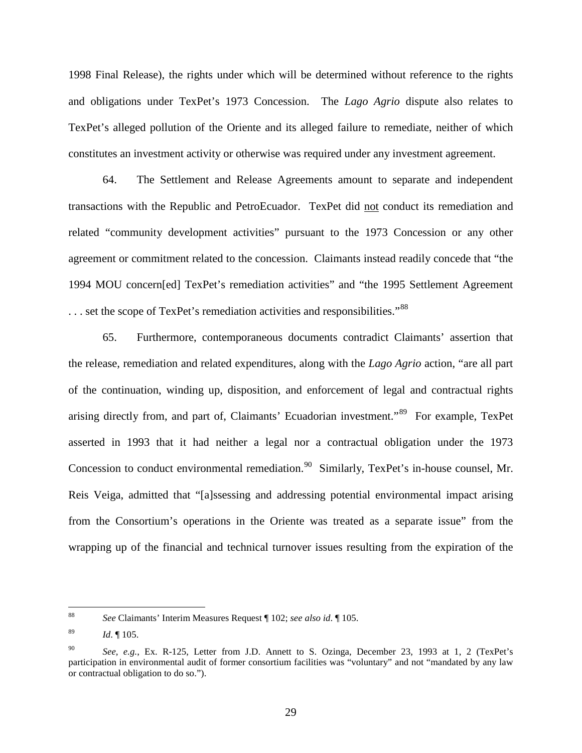1998 Final Release), the rights under which will be determined without reference to the rights and obligations under TexPet's 1973 Concession. The *Lago Agrio* dispute also relates to TexPet's alleged pollution of the Oriente and its alleged failure to remediate, neither of which constitutes an investment activity or otherwise was required under any investment agreement.

64. The Settlement and Release Agreements amount to separate and independent transactions with the Republic and PetroEcuador. TexPet did <u>not</u> conduct its remediation and related "community development activities" pursuant to the 1973 Concession or any other agreement or commitment related to the concession. Claimants instead readily concede that "the 1994 MOU concern[ed] TexPet's remediation activities" and "the 1995 Settlement Agreement . . . set the scope of TexPet's remediation activities and responsibilities."[88]

65. Furthermore, contemporaneous documents contradict Claimants' assertion that the release, remediation and related expenditures, along with the *Lago Agrio* action, "are all part of the continuation, winding up, disposition, and enforcement of legal and contractual rights arising directly from, and part of, Claimants' Ecuadorian investment."[89] For example, TexPet asserted in 1993 that it had neither a legal nor a contractual obligation under the 1973 Concession to conduct environmental remediation.[90] Similarly, TexPet's in-house counsel, Mr. Reis Veiga, admitted that "[a]ssessing and addressing potential environmental impact arising from the Consortium's operations in the Oriente was treated as a separate issue" from the wrapping up of the financial and technical turnover issues resulting from the expiration of the

---

[88] *See* Claimants' Interim Measures Request ¶ 102; *see also id*. ¶ 105.

[89] *Id*. ¶ 105.

[90] *See, e.g.*, Ex. R-125, Letter from J.D. Annett to S. Ozinga, December 23, 1993 at 1, 2 (TexPet's participation in environmental audit of former consortium facilities was "voluntary" and not "mandated by any law or contractual obligation to do so.").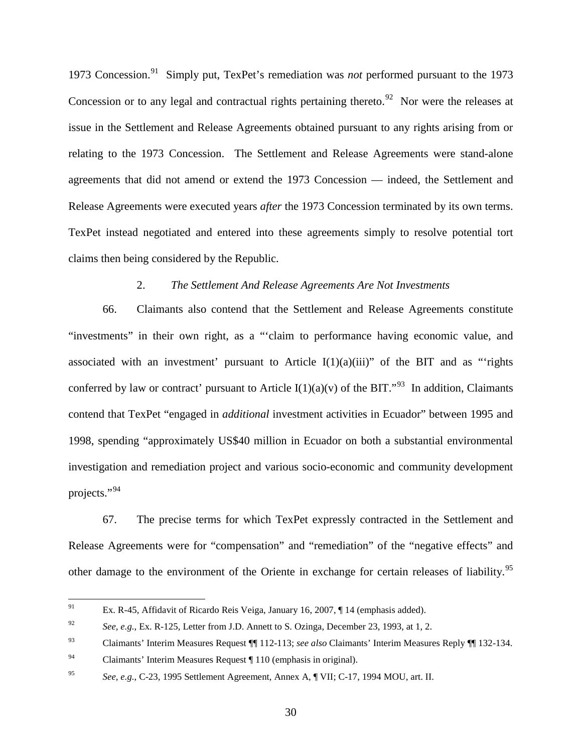1973 Concession.[91] Simply put, TexPet's remediation was *not* performed pursuant to the 1973 Concession or to any legal and contractual rights pertaining thereto.[92] Nor were the releases at issue in the Settlement and Release Agreements obtained pursuant to any rights arising from or relating to the 1973 Concession. The Settlement and Release Agreements were stand-alone agreements that did not amend or extend the 1973 Concession — indeed, the Settlement and Release Agreements were executed years *after* the 1973 Concession terminated by its own terms. TexPet instead negotiated and entered into these agreements simply to resolve potential tort claims then being considered by the Republic.

### 2. *The Settlement And Release Agreements Are Not Investments*

66. Claimants also contend that the Settlement and Release Agreements constitute "investments" in their own right, as a "'claim to performance having economic value, and associated with an investment' pursuant to Article I(1)(a)(iii)" of the BIT and as "'rights conferred by law or contract' pursuant to Article I(1)(a)(v) of the BIT."[93] In addition, Claimants contend that TexPet "engaged in *additional* investment activities in Ecuador" between 1995 and 1998, spending "approximately US$40 million in Ecuador on both a substantial environmental investigation and remediation project and various socio-economic and community development projects."[94]

67. The precise terms for which TexPet expressly contracted in the Settlement and Release Agreements were for "compensation" and "remediation" of the "negative effects" and other damage to the environment of the Oriente in exchange for certain releases of liability.[95]

---

[91] Ex. R-45, Affidavit of Ricardo Reis Veiga, January 16, 2007, ¶ 14 (emphasis added).

[92] *See, e.g.*, Ex. R-125, Letter from J.D. Annett to S. Ozinga, December 23, 1993, at 1, 2.

[93] Claimants' Interim Measures Request ¶¶ 112-113; *see also* Claimants' Interim Measures Reply ¶¶ 132-134.

[94] Claimants' Interim Measures Request ¶ 110 (emphasis in original).

[95] *See, e.g.*, C-23, 1995 Settlement Agreement, Annex A, ¶ VII; C-17, 1994 MOU, art. II.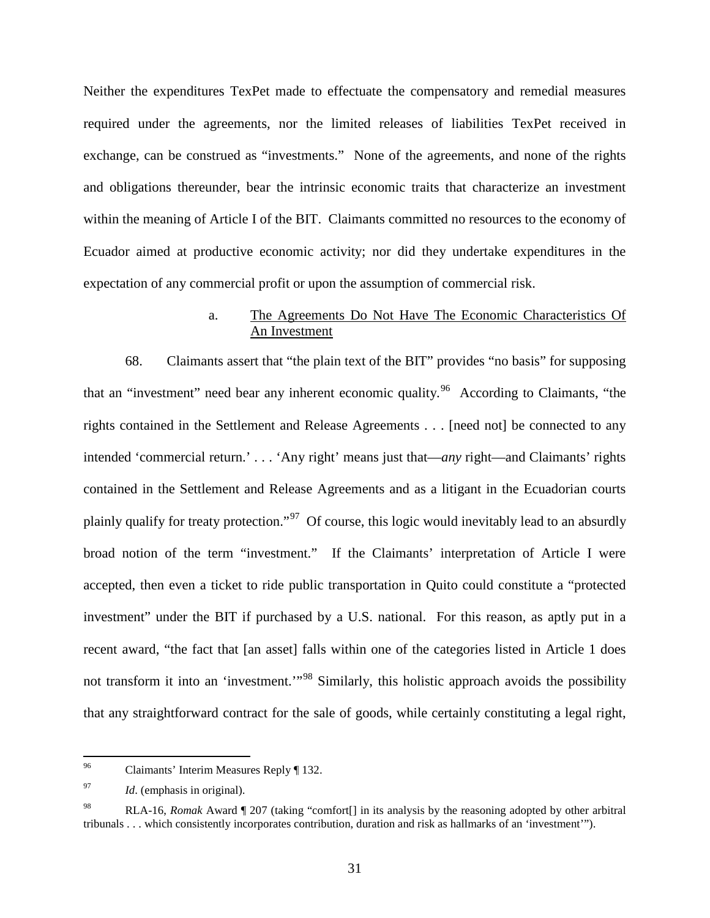Neither the expenditures TexPet made to effectuate the compensatory and remedial measures required under the agreements, nor the limited releases of liabilities TexPet received in exchange, can be construed as "investments." None of the agreements, and none of the rights and obligations thereunder, bear the intrinsic economic traits that characterize an investment within the meaning of Article I of the BIT. Claimants committed no resources to the economy of Ecuador aimed at productive economic activity; nor did they undertake expenditures in the expectation of any commercial profit or upon the assumption of commercial risk.

#### a. The Agreements Do Not Have The Economic Characteristics Of An Investment

68. Claimants assert that "the plain text of the BIT" provides "no basis" for supposing that an "investment" need bear any inherent economic quality.[96] According to Claimants, "the rights contained in the Settlement and Release Agreements . . . [need not] be connected to any intended 'commercial return.' . . . 'Any right' means just that—*any* right—and Claimants' rights contained in the Settlement and Release Agreements and as a litigant in the Ecuadorian courts plainly qualify for treaty protection."[97] Of course, this logic would inevitably lead to an absurdly broad notion of the term "investment." If the Claimants' interpretation of Article I were accepted, then even a ticket to ride public transportation in Quito could constitute a "protected investment" under the BIT if purchased by a U.S. national. For this reason, as aptly put in a recent award, "the fact that [an asset] falls within one of the categories listed in Article 1 does not transform it into an 'investment.'"[98] Similarly, this holistic approach avoids the possibility that any straightforward contract for the sale of goods, while certainly constituting a legal right,

---

[96] Claimants' Interim Measures Reply ¶ 132.

[97] *Id*. (emphasis in original).

[98] RLA-16, *Romak* Award ¶ 207 (taking "comfort[] in its analysis by the reasoning adopted by other arbitral tribunals . . . which consistently incorporates contribution, duration and risk as hallmarks of an 'investment'").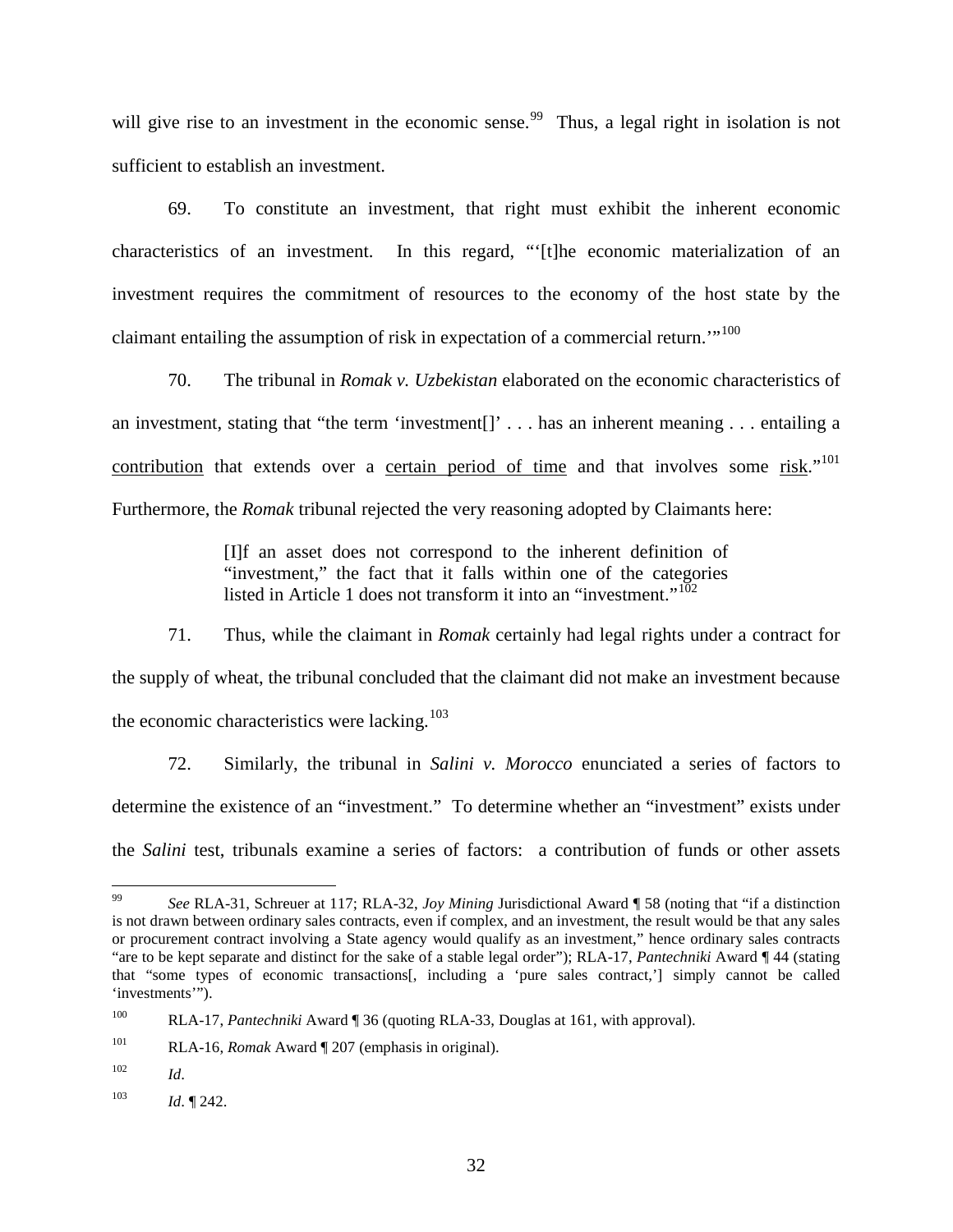will give rise to an investment in the economic sense.[99] Thus, a legal right in isolation is not sufficient to establish an investment.

69. To constitute an investment, that right must exhibit the inherent economic characteristics of an investment. In this regard, "'[t]he economic materialization of an investment requires the commitment of resources to the economy of the host state by the claimant entailing the assumption of risk in expectation of a commercial return.'"[100]

70. The tribunal in *Romak v. Uzbekistan* elaborated on the economic characteristics of an investment, stating that "the term 'investment[]' . . . has an inherent meaning . . . entailing a <u>contribution</u> that extends over a <u>certain period of time</u> and that involves some <u>risk</u>."[101] Furthermore, the *Romak* tribunal rejected the very reasoning adopted by Claimants here:

> [I]f an asset does not correspond to the inherent definition of "investment," the fact that it falls within one of the categories listed in Article 1 does not transform it into an "investment."[102]

71. Thus, while the claimant in *Romak* certainly had legal rights under a contract for the supply of wheat, the tribunal concluded that the claimant did not make an investment because the economic characteristics were lacking.[103]

72. Similarly, the tribunal in *Salini v. Morocco* enunciated a series of factors to determine the existence of an "investment." To determine whether an "investment" exists under the *Salini* test, tribunals examine a series of factors: a contribution of funds or other assets

---

[99] *See* RLA-31, Schreuer at 117; RLA-32, *Joy Mining* Jurisdictional Award ¶ 58 (noting that "if a distinction is not drawn between ordinary sales contracts, even if complex, and an investment, the result would be that any sales or procurement contract involving a State agency would qualify as an investment," hence ordinary sales contracts "are to be kept separate and distinct for the sake of a stable legal order"); RLA-17, *Pantechniki* Award ¶ 44 (stating that "some types of economic transactions[, including a 'pure sales contract,'] simply cannot be called 'investments'").

[100] RLA-17, *Pantechniki* Award ¶ 36 (quoting RLA-33, Douglas at 161, with approval).

[101] RLA-16, *Romak* Award ¶ 207 (emphasis in original).

[102] *Id*.

[103] *Id*. ¶ 242.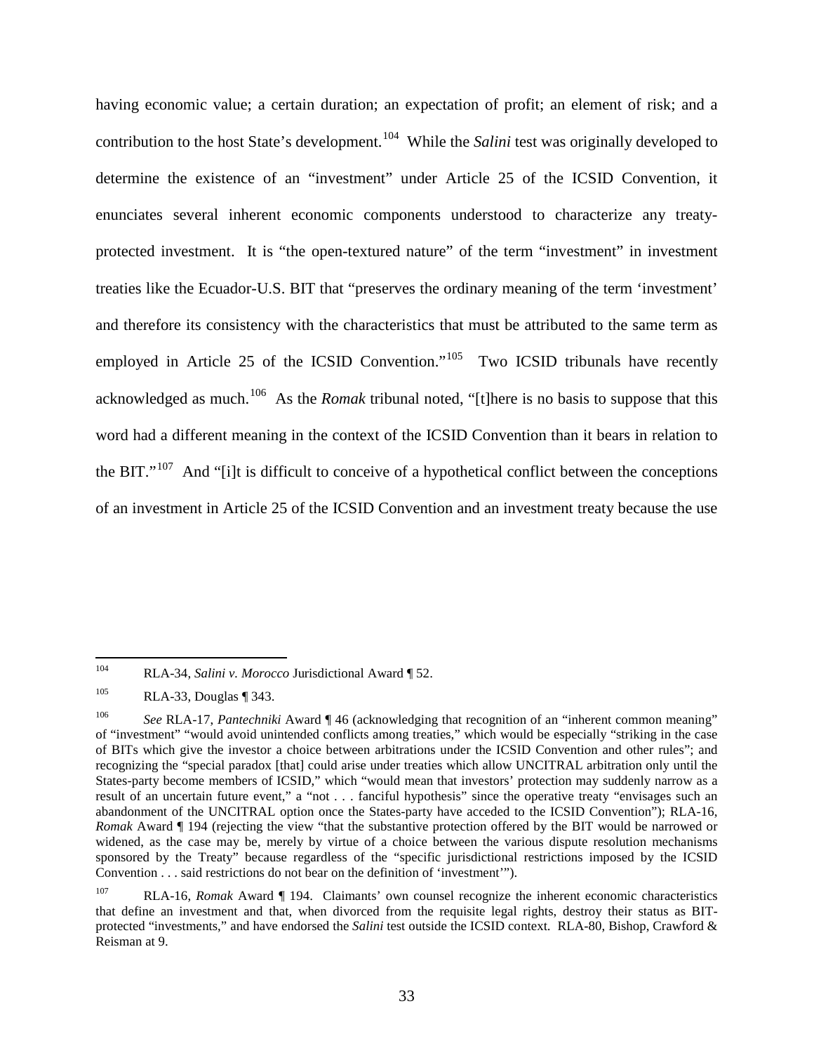having economic value; a certain duration; an expectation of profit; an element of risk; and a contribution to the host State's development.[104] While the *Salini* test was originally developed to determine the existence of an "investment" under Article 25 of the ICSID Convention, it enunciates several inherent economic components understood to characterize any treaty-protected investment. It is "the open-textured nature" of the term "investment" in investment treaties like the Ecuador-U.S. BIT that "preserves the ordinary meaning of the term 'investment' and therefore its consistency with the characteristics that must be attributed to the same term as employed in Article 25 of the ICSID Convention."[105] Two ICSID tribunals have recently acknowledged as much.[106] As the *Romak* tribunal noted, "[t]here is no basis to suppose that this word had a different meaning in the context of the ICSID Convention than it bears in relation to the BIT."[107] And "[i]t is difficult to conceive of a hypothetical conflict between the conceptions of an investment in Article 25 of the ICSID Convention and an investment treaty because the use

---

[104] RLA-34, *Salini v. Morocco* Jurisdictional Award ¶ 52.

[105] RLA-33, Douglas ¶ 343.

[106] *See* RLA-17, *Pantechniki* Award ¶ 46 (acknowledging that recognition of an "inherent common meaning" of "investment" "would avoid unintended conflicts among treaties," which would be especially "striking in the case of BITs which give the investor a choice between arbitrations under the ICSID Convention and other rules"; and recognizing the "special paradox [that] could arise under treaties which allow UNCITRAL arbitration only until the States-party become members of ICSID," which "would mean that investors' protection may suddenly narrow as a result of an uncertain future event," a "not . . . fanciful hypothesis" since the operative treaty "envisages such an abandonment of the UNCITRAL option once the States-party have acceded to the ICSID Convention"); RLA-16, *Romak* Award ¶ 194 (rejecting the view "that the substantive protection offered by the BIT would be narrowed or widened, as the case may be, merely by virtue of a choice between the various dispute resolution mechanisms sponsored by the Treaty" because regardless of the "specific jurisdictional restrictions imposed by the ICSID Convention . . . said restrictions do not bear on the definition of 'investment'").

[107] RLA-16, *Romak* Award ¶ 194. Claimants' own counsel recognize the inherent economic characteristics that define an investment and that, when divorced from the requisite legal rights, destroy their status as BIT-protected "investments," and have endorsed the *Salini* test outside the ICSID context. RLA-80, Bishop, Crawford & Reisman at 9.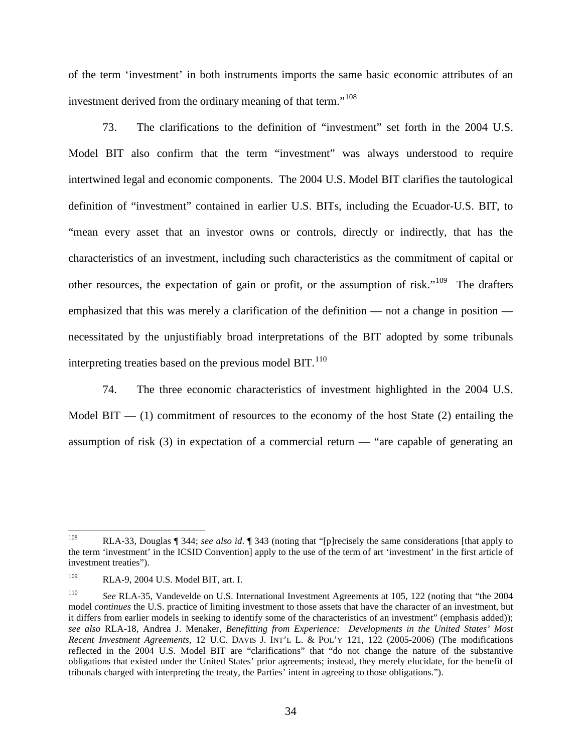of the term 'investment' in both instruments imports the same basic economic attributes of an investment derived from the ordinary meaning of that term."[108]

73. The clarifications to the definition of "investment" set forth in the 2004 U.S. Model BIT also confirm that the term "investment" was always understood to require intertwined legal and economic components. The 2004 U.S. Model BIT clarifies the tautological definition of "investment" contained in earlier U.S. BITs, including the Ecuador-U.S. BIT, to "mean every asset that an investor owns or controls, directly or indirectly, that has the characteristics of an investment, including such characteristics as the commitment of capital or other resources, the expectation of gain or profit, or the assumption of risk."[109] The drafters emphasized that this was merely a clarification of the definition — not a change in position — necessitated by the unjustifiably broad interpretations of the BIT adopted by some tribunals interpreting treaties based on the previous model BIT.[110]

74. The three economic characteristics of investment highlighted in the 2004 U.S. Model BIT — (1) commitment of resources to the economy of the host State (2) entailing the assumption of risk (3) in expectation of a commercial return — "are capable of generating an

---

[108] RLA-33, Douglas ¶ 344; *see also id.* ¶ 343 (noting that "[p]recisely the same considerations [that apply to the term 'investment' in the ICSID Convention] apply to the use of the term of art 'investment' in the first article of investment treaties").

[109] RLA-9, 2004 U.S. Model BIT, art. I.

[110] *See* RLA-35, Vandevelde on U.S. International Investment Agreements at 105, 122 (noting that "the 2004 model *continues* the U.S. practice of limiting investment to those assets that have the character of an investment, but it differs from earlier models in seeking to identify some of the characteristics of an investment" (emphasis added)); *see also* RLA-18, Andrea J. Menaker, *Benefitting from Experience: Developments in the United States' Most Recent Investment Agreements*, 12 U.C. DAVIS J. INT'L L. & POL'Y 121, 122 (2005-2006) (The modifications reflected in the 2004 U.S. Model BIT are "clarifications" that "do not change the nature of the substantive obligations that existed under the United States' prior agreements; instead, they merely elucidate, for the benefit of tribunals charged with interpreting the treaty, the Parties' intent in agreeing to those obligations.").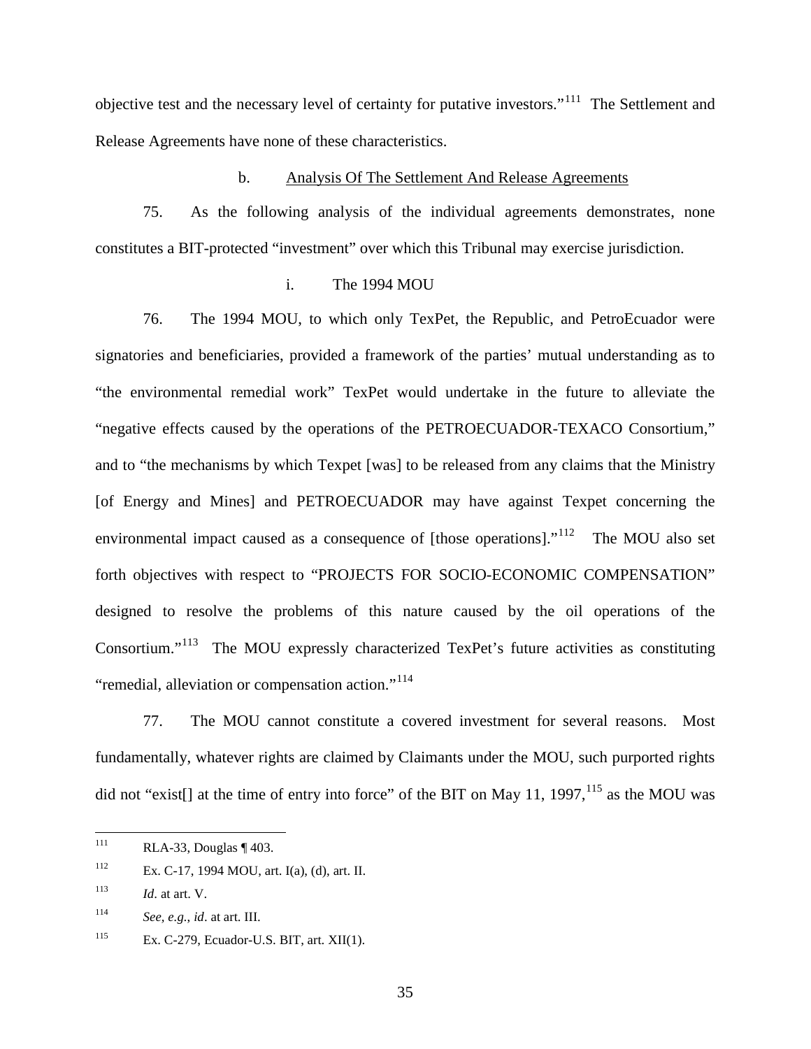objective test and the necessary level of certainty for putative investors."[111] The Settlement and Release Agreements have none of these characteristics.

b. Analysis Of The Settlement And Release Agreements

75. As the following analysis of the individual agreements demonstrates, none constitutes a BIT-protected "investment" over which this Tribunal may exercise jurisdiction.

i. The 1994 MOU

76. The 1994 MOU, to which only TexPet, the Republic, and PetroEcuador were signatories and beneficiaries, provided a framework of the parties' mutual understanding as to "the environmental remedial work" TexPet would undertake in the future to alleviate the "negative effects caused by the operations of the PETROECUADOR-TEXACO Consortium," and to "the mechanisms by which Texpet [was] to be released from any claims that the Ministry [of Energy and Mines] and PETROECUADOR may have against Texpet concerning the environmental impact caused as a consequence of [those operations]."[112] The MOU also set forth objectives with respect to "PROJECTS FOR SOCIO-ECONOMIC COMPENSATION" designed to resolve the problems of this nature caused by the oil operations of the Consortium."[113] The MOU expressly characterized TexPet's future activities as constituting "remedial, alleviation or compensation action."[114]

77. The MOU cannot constitute a covered investment for several reasons. Most fundamentally, whatever rights are claimed by Claimants under the MOU, such purported rights did not "exist[] at the time of entry into force" of the BIT on May 11, 1997,[115] as the MOU was

---

[111] RLA-33, Douglas ¶ 403.

[112] Ex. C-17, 1994 MOU, art. I(a), (d), art. II.

[113] *Id*. at art. V.

[114] *See, e.g., id*. at art. III.

[115] Ex. C-279, Ecuador-U.S. BIT, art. XII(1).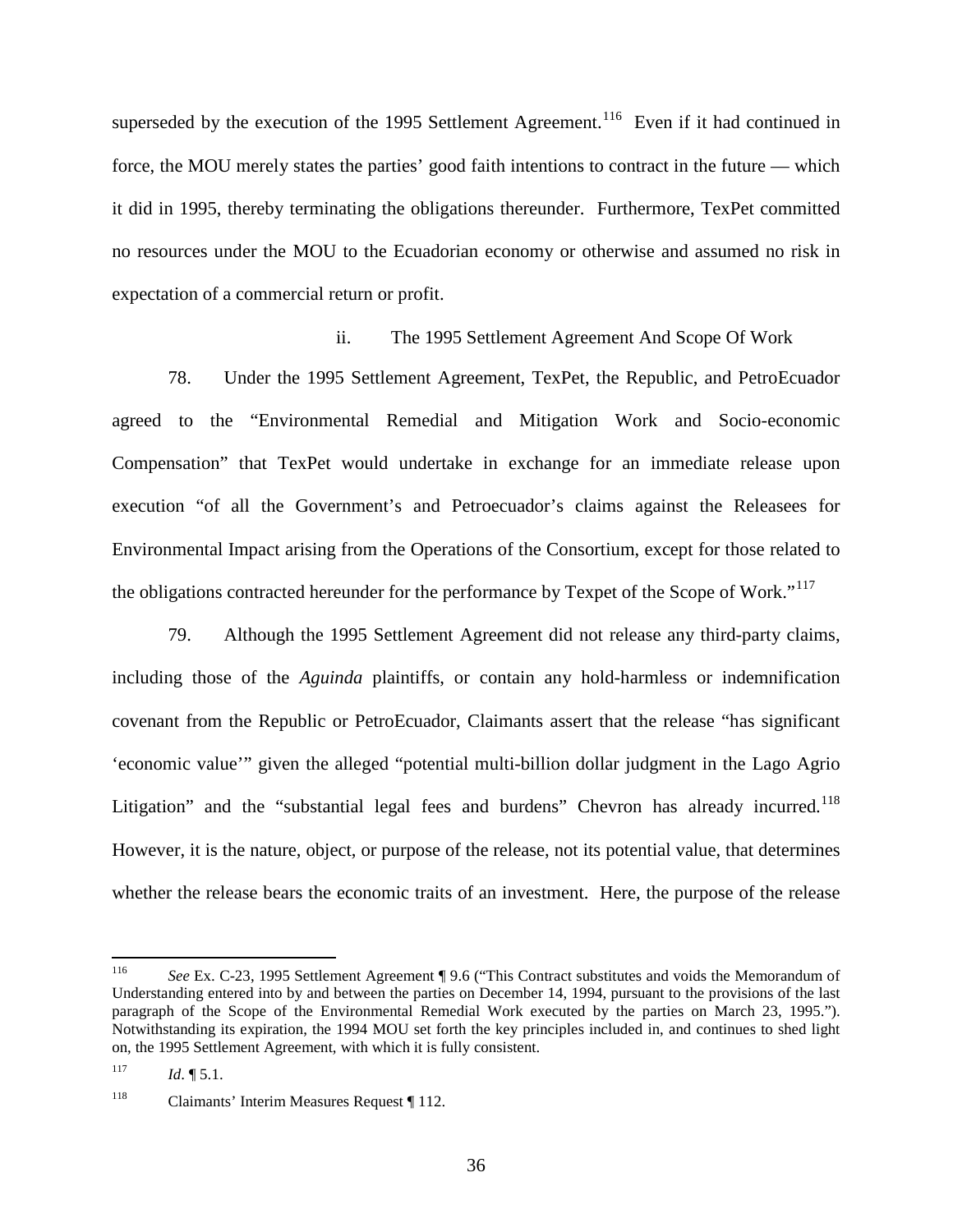superseded by the execution of the 1995 Settlement Agreement.[116] Even if it had continued in force, the MOU merely states the parties' good faith intentions to contract in the future — which it did in 1995, thereby terminating the obligations thereunder. Furthermore, TexPet committed no resources under the MOU to the Ecuadorian economy or otherwise and assumed no risk in expectation of a commercial return or profit.

ii. The 1995 Settlement Agreement And Scope Of Work

78. Under the 1995 Settlement Agreement, TexPet, the Republic, and PetroEcuador agreed to the "Environmental Remedial and Mitigation Work and Socio-economic Compensation" that TexPet would undertake in exchange for an immediate release upon execution "of all the Government's and Petroecuador's claims against the Releasees for Environmental Impact arising from the Operations of the Consortium, except for those related to the obligations contracted hereunder for the performance by Texpet of the Scope of Work."[117]

79. Although the 1995 Settlement Agreement did not release any third-party claims, including those of the *Aguinda* plaintiffs, or contain any hold-harmless or indemnification covenant from the Republic or PetroEcuador, Claimants assert that the release "has significant 'economic value'" given the alleged "potential multi-billion dollar judgment in the Lago Agrio Litigation" and the "substantial legal fees and burdens" Chevron has already incurred.[118] However, it is the nature, object, or purpose of the release, not its potential value, that determines whether the release bears the economic traits of an investment. Here, the purpose of the release

---

[116] *See* Ex. C-23, 1995 Settlement Agreement ¶ 9.6 ("This Contract substitutes and voids the Memorandum of Understanding entered into by and between the parties on December 14, 1994, pursuant to the provisions of the last paragraph of the Scope of the Environmental Remedial Work executed by the parties on March 23, 1995."). Notwithstanding its expiration, the 1994 MOU set forth the key principles included in, and continues to shed light on, the 1995 Settlement Agreement, with which it is fully consistent.

[117] *Id*. ¶ 5.1.

[118] Claimants' Interim Measures Request ¶ 112.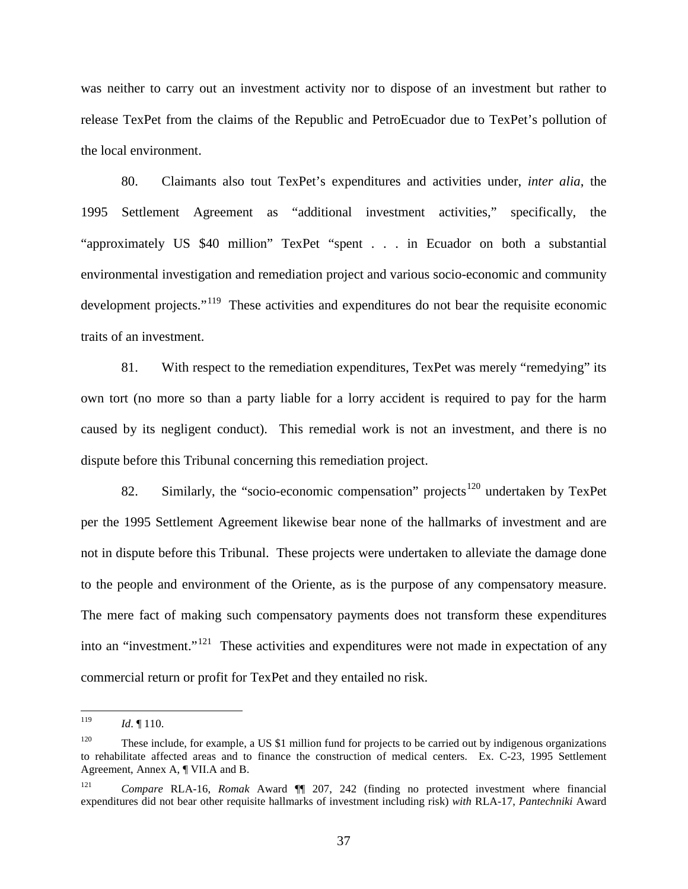was neither to carry out an investment activity nor to dispose of an investment but rather to release TexPet from the claims of the Republic and PetroEcuador due to TexPet's pollution of the local environment.

80. Claimants also tout TexPet's expenditures and activities under, *inter alia*, the 1995 Settlement Agreement as "additional investment activities," specifically, the "approximately US $40 million" TexPet "spent . . . in Ecuador on both a substantial environmental investigation and remediation project and various socio-economic and community development projects."[119] These activities and expenditures do not bear the requisite economic traits of an investment.

81. With respect to the remediation expenditures, TexPet was merely "remedying" its own tort (no more so than a party liable for a lorry accident is required to pay for the harm caused by its negligent conduct). This remedial work is not an investment, and there is no dispute before this Tribunal concerning this remediation project.

82. Similarly, the "socio-economic compensation" projects[120] undertaken by TexPet per the 1995 Settlement Agreement likewise bear none of the hallmarks of investment and are not in dispute before this Tribunal. These projects were undertaken to alleviate the damage done to the people and environment of the Oriente, as is the purpose of any compensatory measure. The mere fact of making such compensatory payments does not transform these expenditures into an "investment."[121] These activities and expenditures were not made in expectation of any commercial return or profit for TexPet and they entailed no risk.

---

[119] *Id*. ¶ 110.

[120] These include, for example, a US $1 million fund for projects to be carried out by indigenous organizations to rehabilitate affected areas and to finance the construction of medical centers. Ex. C-23, 1995 Settlement Agreement, Annex A, ¶ VII.A and B.

[121] *Compare* RLA-16, *Romak* Award ¶¶ 207, 242 (finding no protected investment where financial expenditures did not bear other requisite hallmarks of investment including risk) *with* RLA-17, *Pantechniki* Award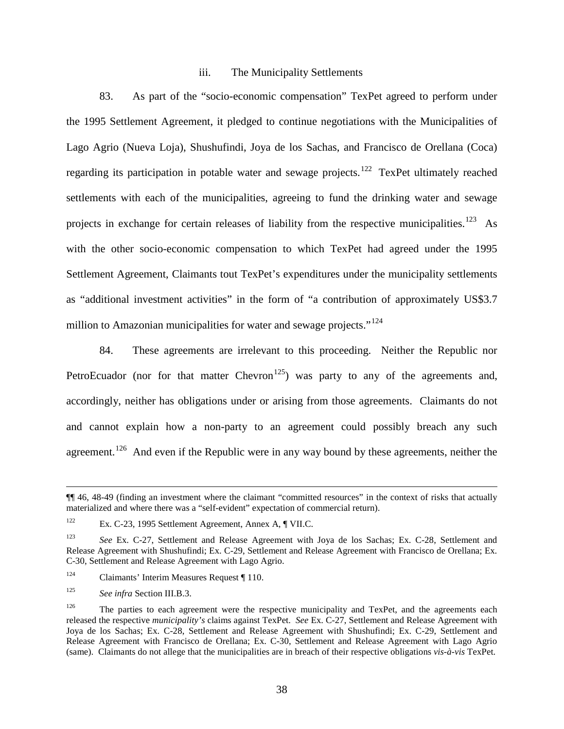### iii. The Municipality Settlements

83. As part of the "socio-economic compensation" TexPet agreed to perform under the 1995 Settlement Agreement, it pledged to continue negotiations with the Municipalities of Lago Agrio (Nueva Loja), Shushufindi, Joya de los Sachas, and Francisco de Orellana (Coca) regarding its participation in potable water and sewage projects.[122] TexPet ultimately reached settlements with each of the municipalities, agreeing to fund the drinking water and sewage projects in exchange for certain releases of liability from the respective municipalities.[123] As with the other socio-economic compensation to which TexPet had agreed under the 1995 Settlement Agreement, Claimants tout TexPet's expenditures under the municipality settlements as "additional investment activities" in the form of "a contribution of approximately US$3.7 million to Amazonian municipalities for water and sewage projects."[124]

84. These agreements are irrelevant to this proceeding. Neither the Republic nor PetroEcuador (nor for that matter Chevron[125]) was party to any of the agreements and, accordingly, neither has obligations under or arising from those agreements. Claimants do not and cannot explain how a non-party to an agreement could possibly breach any such agreement.[126] And even if the Republic were in any way bound by these agreements, neither the

---

¶¶ 46, 48-49 (finding an investment where the claimant "committed resources" in the context of risks that actually materialized and where there was a "self-evident" expectation of commercial return).

[122] Ex. C-23, 1995 Settlement Agreement, Annex A, ¶ VII.C.

[123] *See* Ex. C-27, Settlement and Release Agreement with Joya de los Sachas; Ex. C-28, Settlement and Release Agreement with Shushufindi; Ex. C-29, Settlement and Release Agreement with Francisco de Orellana; Ex. C-30, Settlement and Release Agreement with Lago Agrio.

[124] Claimants' Interim Measures Request ¶ 110.

[125] *See infra* Section III.B.3.

[126] The parties to each agreement were the respective municipality and TexPet, and the agreements each released the respective *municipality's* claims against TexPet. *See* Ex. C-27, Settlement and Release Agreement with Joya de los Sachas; Ex. C-28, Settlement and Release Agreement with Shushufindi; Ex. C-29, Settlement and Release Agreement with Francisco de Orellana; Ex. C-30, Settlement and Release Agreement with Lago Agrio (same). Claimants do not allege that the municipalities are in breach of their respective obligations *vis-à-vis* TexPet.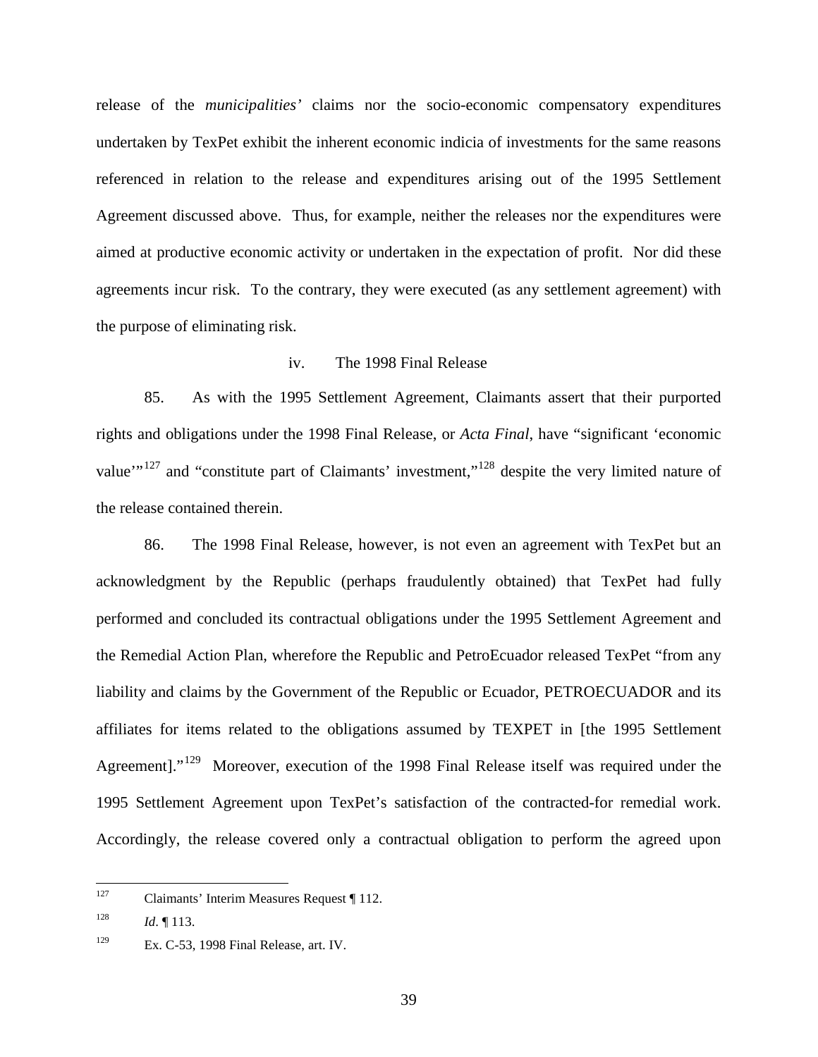release of the *municipalities'* claims nor the socio-economic compensatory expenditures undertaken by TexPet exhibit the inherent economic indicia of investments for the same reasons referenced in relation to the release and expenditures arising out of the 1995 Settlement Agreement discussed above. Thus, for example, neither the releases nor the expenditures were aimed at productive economic activity or undertaken in the expectation of profit. Nor did these agreements incur risk. To the contrary, they were executed (as any settlement agreement) with the purpose of eliminating risk.

#### iv. The 1998 Final Release

85. As with the 1995 Settlement Agreement, Claimants assert that their purported rights and obligations under the 1998 Final Release, or *Acta Final*, have "significant 'economic value'"[127] and "constitute part of Claimants' investment,"[128] despite the very limited nature of the release contained therein.

86. The 1998 Final Release, however, is not even an agreement with TexPet but an acknowledgment by the Republic (perhaps fraudulently obtained) that TexPet had fully performed and concluded its contractual obligations under the 1995 Settlement Agreement and the Remedial Action Plan, wherefore the Republic and PetroEcuador released TexPet "from any liability and claims by the Government of the Republic or Ecuador, PETROECUADOR and its affiliates for items related to the obligations assumed by TEXPET in [the 1995 Settlement Agreement]."[129] Moreover, execution of the 1998 Final Release itself was required under the 1995 Settlement Agreement upon TexPet's satisfaction of the contracted-for remedial work. Accordingly, the release covered only a contractual obligation to perform the agreed upon

---

[127] Claimants' Interim Measures Request ¶ 112.

[128] *Id*. ¶ 113.

[129] Ex. C-53, 1998 Final Release, art. IV.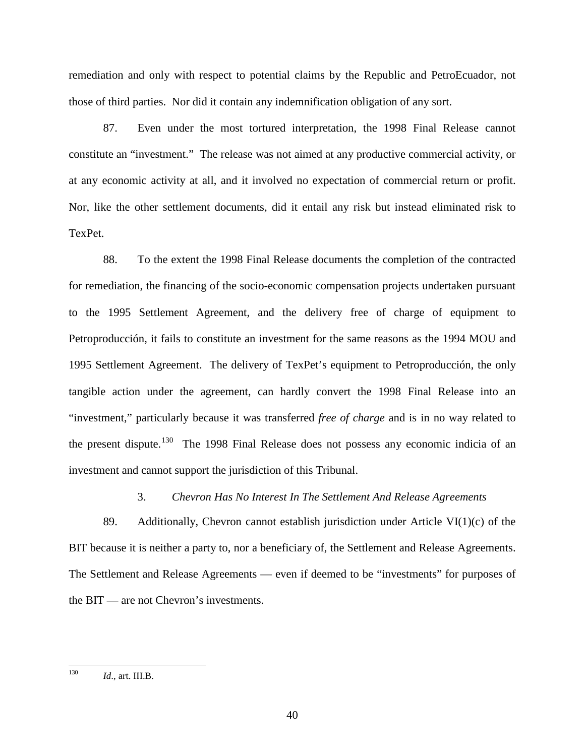remediation and only with respect to potential claims by the Republic and PetroEcuador, not those of third parties. Nor did it contain any indemnification obligation of any sort.

87. Even under the most tortured interpretation, the 1998 Final Release cannot constitute an "investment." The release was not aimed at any productive commercial activity, or at any economic activity at all, and it involved no expectation of commercial return or profit. Nor, like the other settlement documents, did it entail any risk but instead eliminated risk to TexPet.

88. To the extent the 1998 Final Release documents the completion of the contracted for remediation, the financing of the socio-economic compensation projects undertaken pursuant to the 1995 Settlement Agreement, and the delivery free of charge of equipment to Petroproducción, it fails to constitute an investment for the same reasons as the 1994 MOU and 1995 Settlement Agreement. The delivery of TexPet's equipment to Petroproducción, the only tangible action under the agreement, can hardly convert the 1998 Final Release into an "investment," particularly because it was transferred *free of charge* and is in no way related to the present dispute.[130] The 1998 Final Release does not possess any economic indicia of an investment and cannot support the jurisdiction of this Tribunal.

### 3. *Chevron Has No Interest In The Settlement And Release Agreements*

89. Additionally, Chevron cannot establish jurisdiction under Article VI(1)(c) of the BIT because it is neither a party to, nor a beneficiary of, the Settlement and Release Agreements. The Settlement and Release Agreements — even if deemed to be "investments" for purposes of the BIT — are not Chevron's investments.

---

[130] *Id*., art. III.B.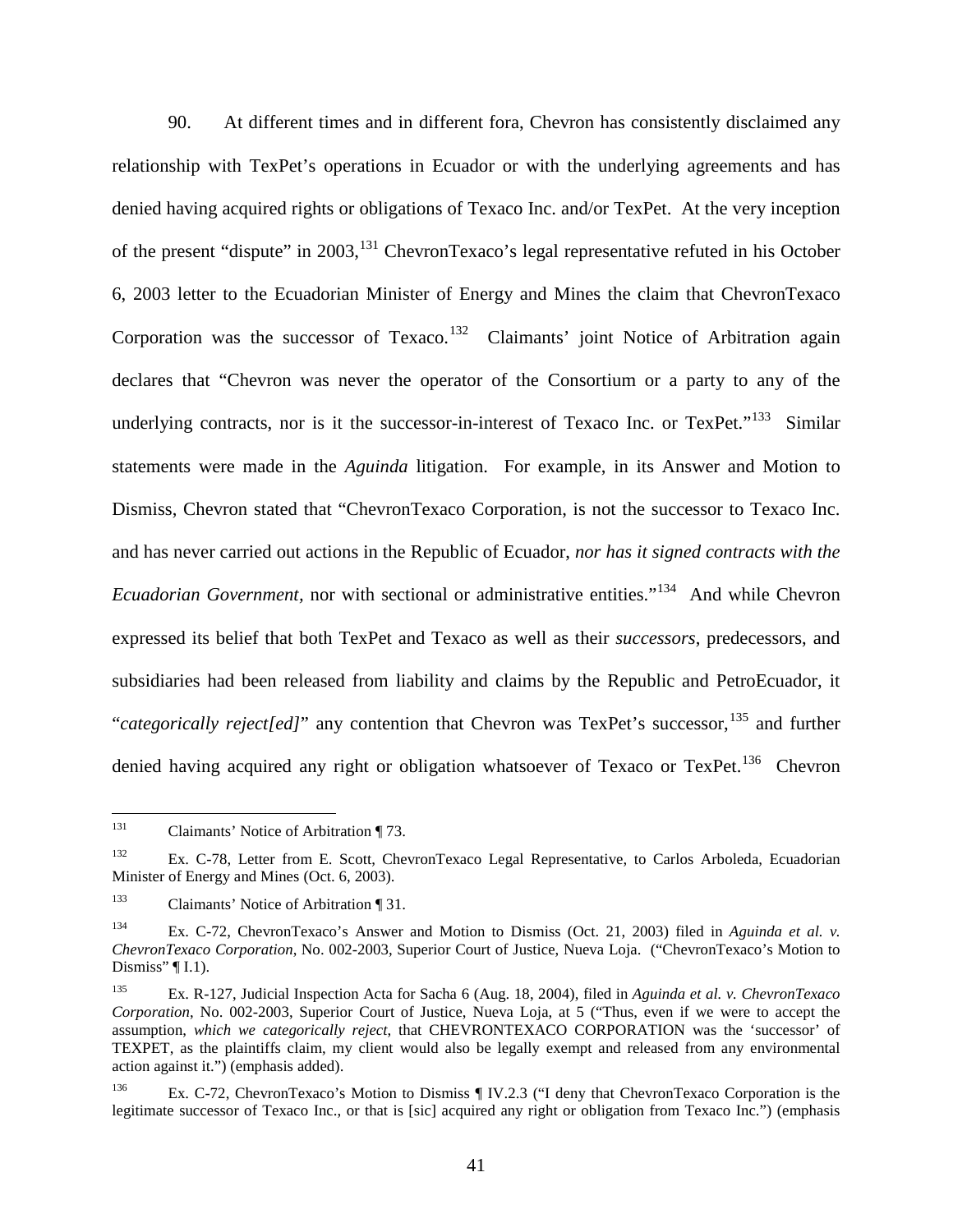90. At different times and in different fora, Chevron has consistently disclaimed any relationship with TexPet's operations in Ecuador or with the underlying agreements and has denied having acquired rights or obligations of Texaco Inc. and/or TexPet. At the very inception of the present "dispute" in 2003,[131] ChevronTexaco's legal representative refuted in his October 6, 2003 letter to the Ecuadorian Minister of Energy and Mines the claim that ChevronTexaco Corporation was the successor of Texaco.[132] Claimants' joint Notice of Arbitration again declares that "Chevron was never the operator of the Consortium or a party to any of the underlying contracts, nor is it the successor-in-interest of Texaco Inc. or TexPet."[133] Similar statements were made in the *Aguinda* litigation. For example, in its Answer and Motion to Dismiss, Chevron stated that "ChevronTexaco Corporation, is not the successor to Texaco Inc. and has never carried out actions in the Republic of Ecuador, *nor has it signed contracts with the Ecuadorian Government*, nor with sectional or administrative entities."[134] And while Chevron expressed its belief that both TexPet and Texaco as well as their *successors*, predecessors, and subsidiaries had been released from liability and claims by the Republic and PetroEcuador, it "*categorically reject[ed]*" any contention that Chevron was TexPet's successor,[135] and further denied having acquired any right or obligation whatsoever of Texaco or TexPet.[136] Chevron

---

[131] Claimants' Notice of Arbitration ¶ 73.

[132] Ex. C-78, Letter from E. Scott, ChevronTexaco Legal Representative, to Carlos Arboleda, Ecuadorian Minister of Energy and Mines (Oct. 6, 2003).

[133] Claimants' Notice of Arbitration ¶ 31.

[134] Ex. C-72, ChevronTexaco's Answer and Motion to Dismiss (Oct. 21, 2003) filed in *Aguinda et al. v. ChevronTexaco Corporation*, No. 002-2003, Superior Court of Justice, Nueva Loja. ("ChevronTexaco's Motion to Dismiss" ¶ I.1).

[135] Ex. R-127, Judicial Inspection Acta for Sacha 6 (Aug. 18, 2004), filed in *Aguinda et al. v. ChevronTexaco Corporation*, No. 002-2003, Superior Court of Justice, Nueva Loja, at 5 ("Thus, even if we were to accept the assumption, *which we categorically reject*, that CHEVRONTEXACO CORPORATION was the 'successor' of TEXPET, as the plaintiffs claim, my client would also be legally exempt and released from any environmental action against it.") (emphasis added).

[136] Ex. C-72, ChevronTexaco's Motion to Dismiss ¶ IV.2.3 ("I deny that ChevronTexaco Corporation is the legitimate successor of Texaco Inc., or that is [sic] acquired any right or obligation from Texaco Inc.") (emphasis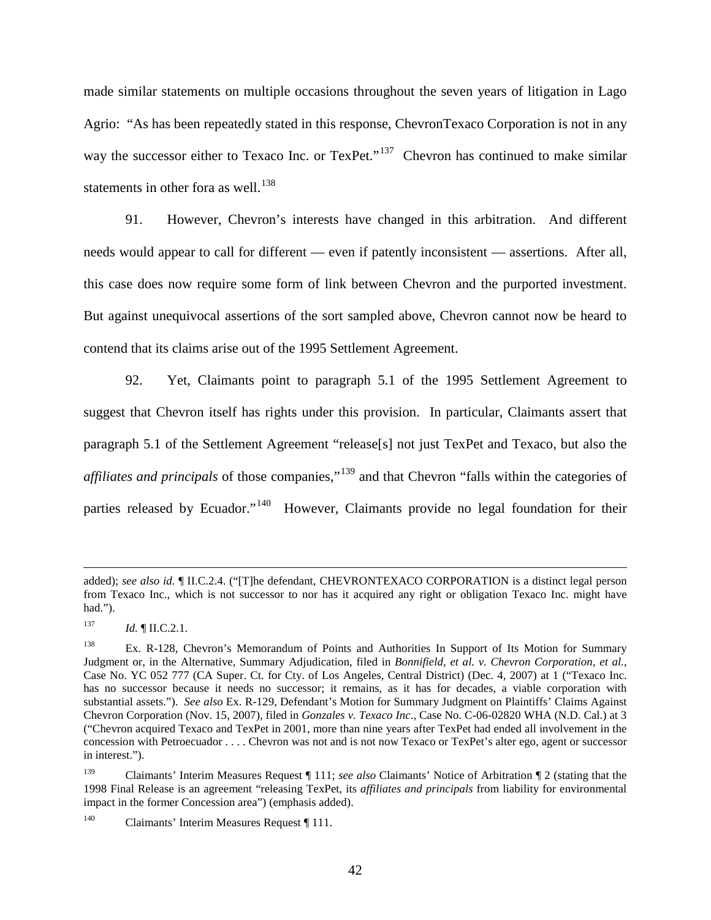made similar statements on multiple occasions throughout the seven years of litigation in Lago Agrio: "As has been repeatedly stated in this response, ChevronTexaco Corporation is not in any way the successor either to Texaco Inc. or TexPet."[137] Chevron has continued to make similar statements in other fora as well.[138]

91. However, Chevron's interests have changed in this arbitration. And different needs would appear to call for different — even if patently inconsistent — assertions. After all, this case does now require some form of link between Chevron and the purported investment. But against unequivocal assertions of the sort sampled above, Chevron cannot now be heard to contend that its claims arise out of the 1995 Settlement Agreement.

92. Yet, Claimants point to paragraph 5.1 of the 1995 Settlement Agreement to suggest that Chevron itself has rights under this provision. In particular, Claimants assert that paragraph 5.1 of the Settlement Agreement "release[s] not just TexPet and Texaco, but also the *affiliates and principals* of those companies,"[139] and that Chevron "falls within the categories of parties released by Ecuador."[140] However, Claimants provide no legal foundation for their

---

added); *see also id.* ¶ II.C.2.4. ("[T]he defendant, CHEVRONTEXACO CORPORATION is a distinct legal person from Texaco Inc., which is not successor to nor has it acquired any right or obligation Texaco Inc. might have had.").

[137] *Id.* ¶ II.C.2.1.

[138] Ex. R-128, Chevron's Memorandum of Points and Authorities In Support of Its Motion for Summary Judgment or, in the Alternative, Summary Adjudication, filed in *Bonnifield, et al. v. Chevron Corporation, et al.*, Case No. YC 052 777 (CA Super. Ct. for Cty. of Los Angeles, Central District) (Dec. 4, 2007) at 1 ("Texaco Inc. has no successor because it needs no successor; it remains, as it has for decades, a viable corporation with substantial assets."). *See also* Ex. R-129, Defendant's Motion for Summary Judgment on Plaintiffs' Claims Against Chevron Corporation (Nov. 15, 2007), filed in *Gonzales v. Texaco Inc*., Case No. C-06-02820 WHA (N.D. Cal.) at 3 ("Chevron acquired Texaco and TexPet in 2001, more than nine years after TexPet had ended all involvement in the concession with Petroecuador . . . . Chevron was not and is not now Texaco or TexPet's alter ego, agent or successor in interest.").

[139] Claimants' Interim Measures Request ¶ 111; *see also* Claimants' Notice of Arbitration ¶ 2 (stating that the 1998 Final Release is an agreement "releasing TexPet, its *affiliates and principals* from liability for environmental impact in the former Concession area") (emphasis added).

[140] Claimants' Interim Measures Request ¶ 111.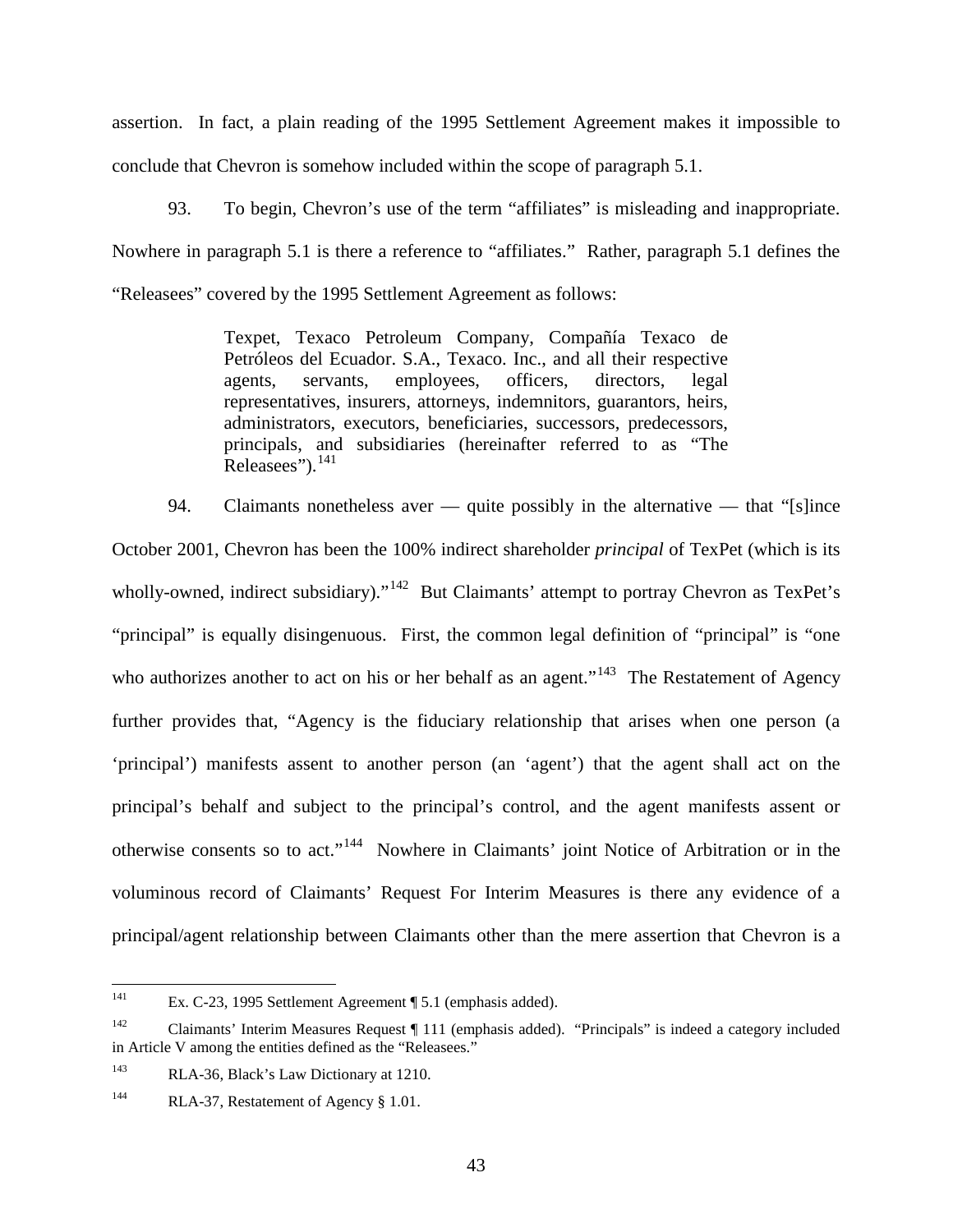assertion. In fact, a plain reading of the 1995 Settlement Agreement makes it impossible to conclude that Chevron is somehow included within the scope of paragraph 5.1.

93. To begin, Chevron's use of the term "affiliates" is misleading and inappropriate. Nowhere in paragraph 5.1 is there a reference to "affiliates." Rather, paragraph 5.1 defines the "Releasees" covered by the 1995 Settlement Agreement as follows:

> Texpet, Texaco Petroleum Company, Compañía Texaco de Petróleos del Ecuador. S.A., Texaco. Inc., and all their respective agents, servants, employees, officers, directors, legal representatives, insurers, attorneys, indemnitors, guarantors, heirs, administrators, executors, beneficiaries, successors, predecessors, principals, and subsidiaries (hereinafter referred to as "The Releasees").[141]

94. Claimants nonetheless aver — quite possibly in the alternative — that "[s]ince October 2001, Chevron has been the 100% indirect shareholder *principal* of TexPet (which is its wholly-owned, indirect subsidiary)."[142] But Claimants' attempt to portray Chevron as TexPet's "principal" is equally disingenuous. First, the common legal definition of "principal" is "one who authorizes another to act on his or her behalf as an agent."[143] The Restatement of Agency further provides that, "Agency is the fiduciary relationship that arises when one person (a 'principal') manifests assent to another person (an 'agent') that the agent shall act on the principal's behalf and subject to the principal's control, and the agent manifests assent or otherwise consents so to act."[144] Nowhere in Claimants' joint Notice of Arbitration or in the voluminous record of Claimants' Request For Interim Measures is there any evidence of a principal/agent relationship between Claimants other than the mere assertion that Chevron is a

---

[141] Ex. C-23, 1995 Settlement Agreement ¶ 5.1 (emphasis added).

[142] Claimants' Interim Measures Request ¶ 111 (emphasis added). "Principals" is indeed a category included in Article V among the entities defined as the "Releasees."

[143] RLA-36, Black's Law Dictionary at 1210.

[144] RLA-37, Restatement of Agency § 1.01.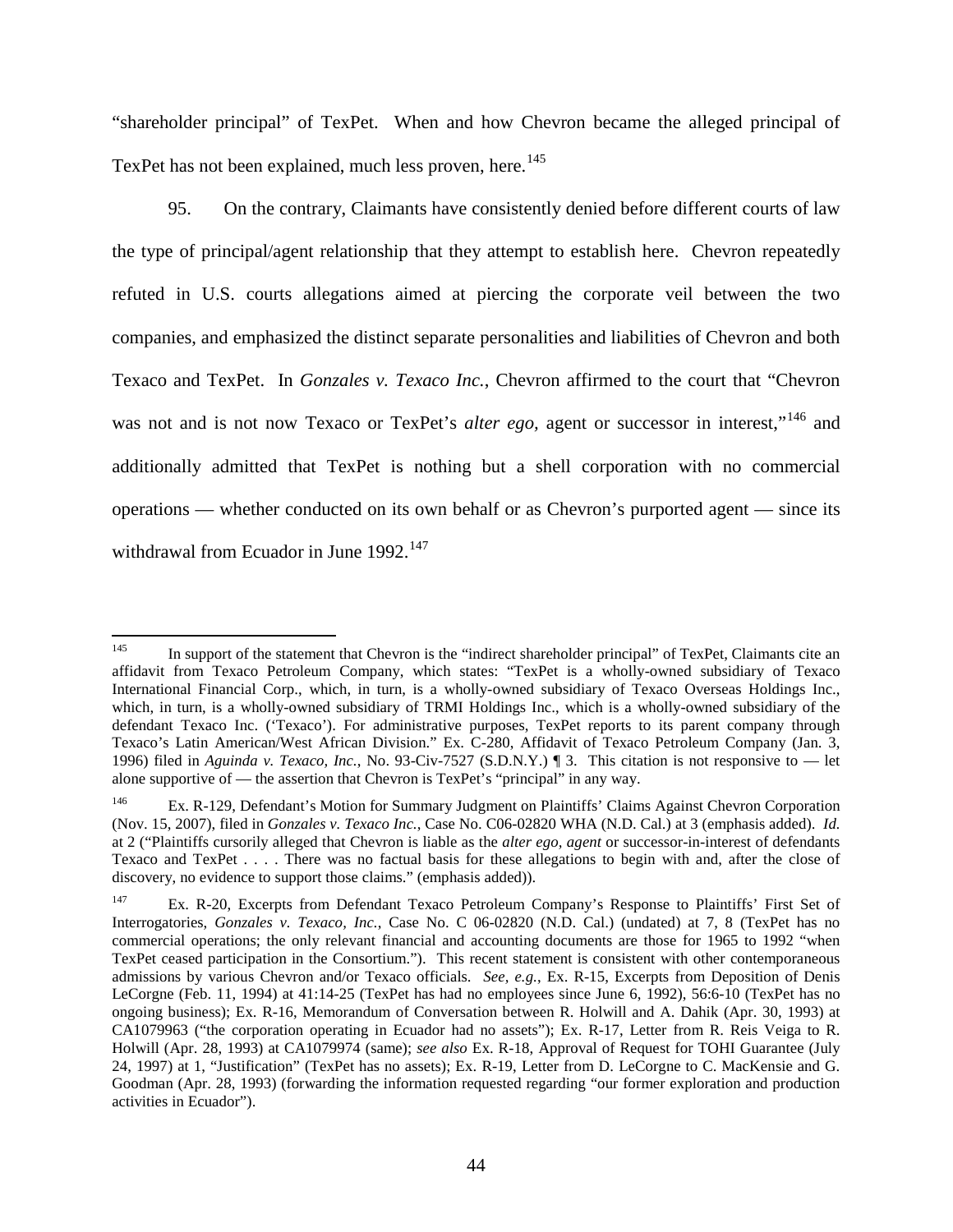"shareholder principal" of TexPet. When and how Chevron became the alleged principal of TexPet has not been explained, much less proven, here.[145]

95. On the contrary, Claimants have consistently denied before different courts of law the type of principal/agent relationship that they attempt to establish here. Chevron repeatedly refuted in U.S. courts allegations aimed at piercing the corporate veil between the two companies, and emphasized the distinct separate personalities and liabilities of Chevron and both Texaco and TexPet. In *Gonzales v. Texaco Inc.*, Chevron affirmed to the court that "Chevron was not and is not now Texaco or TexPet's *alter ego*, agent or successor in interest,"[146] and additionally admitted that TexPet is nothing but a shell corporation with no commercial operations — whether conducted on its own behalf or as Chevron's purported agent — since its withdrawal from Ecuador in June 1992.[147]

---

[145] In support of the statement that Chevron is the "indirect shareholder principal" of TexPet, Claimants cite an affidavit from Texaco Petroleum Company, which states: "TexPet is a wholly-owned subsidiary of Texaco International Financial Corp., which, in turn, is a wholly-owned subsidiary of Texaco Overseas Holdings Inc., which, in turn, is a wholly-owned subsidiary of TRMI Holdings Inc., which is a wholly-owned subsidiary of the defendant Texaco Inc. ('Texaco'). For administrative purposes, TexPet reports to its parent company through Texaco's Latin American/West African Division." Ex. C-280, Affidavit of Texaco Petroleum Company (Jan. 3, 1996) filed in *Aguinda v. Texaco, Inc.*, No. 93-Civ-7527 (S.D.N.Y.) ¶ 3. This citation is not responsive to — let alone supportive of — the assertion that Chevron is TexPet's "principal" in any way.

[146] Ex. R-129, Defendant's Motion for Summary Judgment on Plaintiffs' Claims Against Chevron Corporation (Nov. 15, 2007), filed in *Gonzales v. Texaco Inc.*, Case No. C06-02820 WHA (N.D. Cal.) at 3 (emphasis added). *Id.* at 2 ("Plaintiffs cursorily alleged that Chevron is liable as the *alter ego, agent* or successor-in-interest of defendants Texaco and TexPet . . . . There was no factual basis for these allegations to begin with and, after the close of discovery, no evidence to support those claims." (emphasis added)).

[147] Ex. R-20, Excerpts from Defendant Texaco Petroleum Company's Response to Plaintiffs' First Set of Interrogatories, *Gonzales v. Texaco, Inc.*, Case No. C 06-02820 (N.D. Cal.) (undated) at 7, 8 (TexPet has no commercial operations; the only relevant financial and accounting documents are those for 1965 to 1992 "when TexPet ceased participation in the Consortium."). This recent statement is consistent with other contemporaneous admissions by various Chevron and/or Texaco officials. *See, e.g.*, Ex. R-15, Excerpts from Deposition of Denis LeCorgne (Feb. 11, 1994) at 41:14-25 (TexPet has had no employees since June 6, 1992), 56:6-10 (TexPet has no ongoing business); Ex. R-16, Memorandum of Conversation between R. Holwill and A. Dahik (Apr. 30, 1993) at CA1079963 ("the corporation operating in Ecuador had no assets"); Ex. R-17, Letter from R. Reis Veiga to R. Holwill (Apr. 28, 1993) at CA1079974 (same); *see also* Ex. R-18, Approval of Request for TOHI Guarantee (July 24, 1997) at 1, "Justification" (TexPet has no assets); Ex. R-19, Letter from D. LeCorgne to C. MacKensie and G. Goodman (Apr. 28, 1993) (forwarding the information requested regarding "our former exploration and production activities in Ecuador").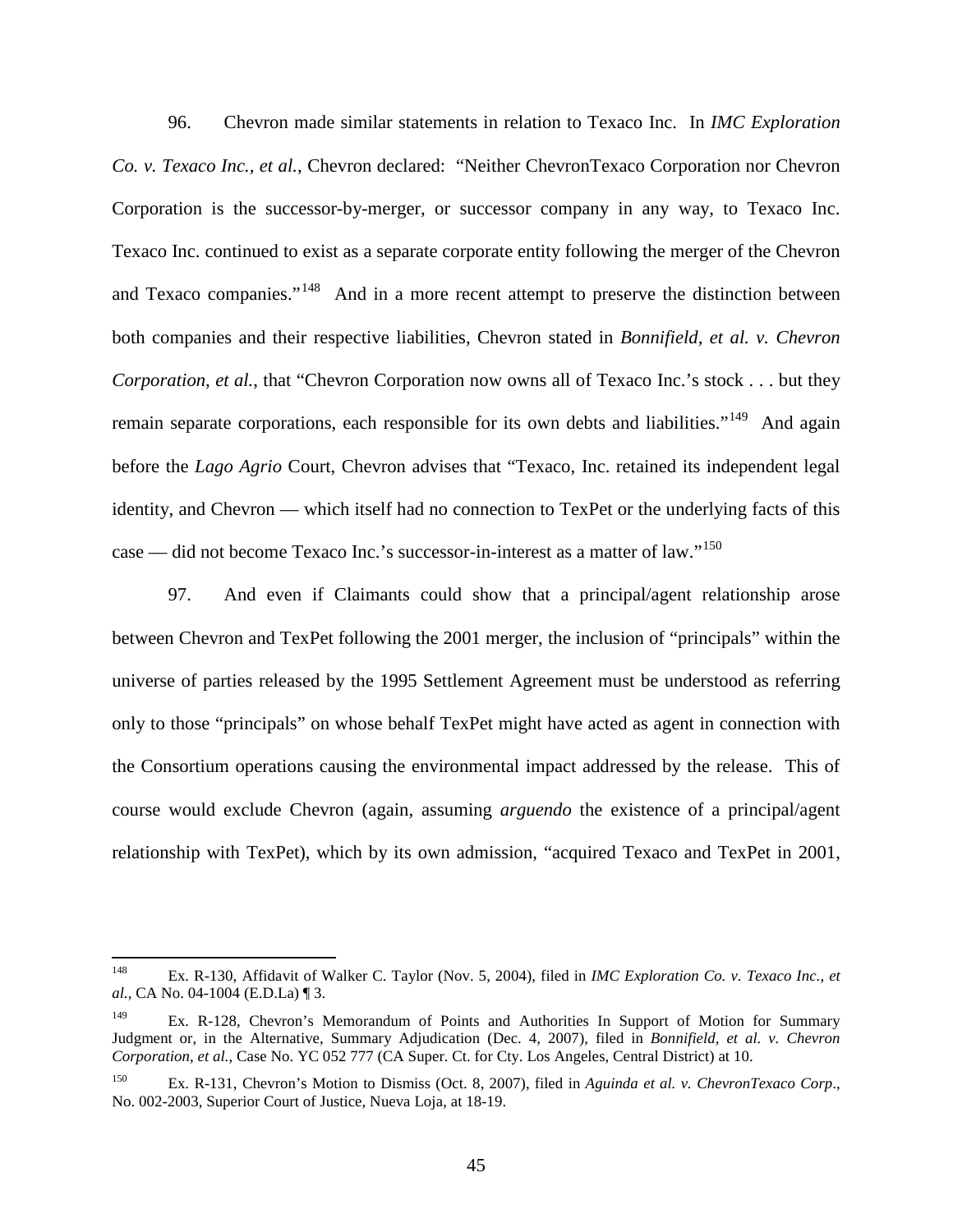96. Chevron made similar statements in relation to Texaco Inc. In *IMC Exploration Co. v. Texaco Inc., et al.*, Chevron declared: "Neither ChevronTexaco Corporation nor Chevron Corporation is the successor-by-merger, or successor company in any way, to Texaco Inc. Texaco Inc. continued to exist as a separate corporate entity following the merger of the Chevron and Texaco companies."[148] And in a more recent attempt to preserve the distinction between both companies and their respective liabilities, Chevron stated in *Bonnifield, et al. v. Chevron Corporation, et al.*, that "Chevron Corporation now owns all of Texaco Inc.'s stock . . . but they remain separate corporations, each responsible for its own debts and liabilities."[149] And again before the *Lago Agrio* Court, Chevron advises that "Texaco, Inc. retained its independent legal identity, and Chevron — which itself had no connection to TexPet or the underlying facts of this case — did not become Texaco Inc.'s successor-in-interest as a matter of law."[150]

97. And even if Claimants could show that a principal/agent relationship arose between Chevron and TexPet following the 2001 merger, the inclusion of "principals" within the universe of parties released by the 1995 Settlement Agreement must be understood as referring only to those "principals" on whose behalf TexPet might have acted as agent in connection with the Consortium operations causing the environmental impact addressed by the release. This of course would exclude Chevron (again, assuming *arguendo* the existence of a principal/agent relationship with TexPet), which by its own admission, "acquired Texaco and TexPet in 2001,

---

[148] Ex. R-130, Affidavit of Walker C. Taylor (Nov. 5, 2004), filed in *IMC Exploration Co. v. Texaco Inc., et al.*, CA No. 04-1004 (E.D.La) ¶ 3.

[149] Ex. R-128, Chevron's Memorandum of Points and Authorities In Support of Motion for Summary Judgment or, in the Alternative, Summary Adjudication (Dec. 4, 2007), filed in *Bonnifield, et al. v. Chevron Corporation, et al.*, Case No. YC 052 777 (CA Super. Ct. for Cty. Los Angeles, Central District) at 10.

[150] Ex. R-131, Chevron's Motion to Dismiss (Oct. 8, 2007), filed in *Aguinda et al. v. ChevronTexaco Corp*., No. 002-2003, Superior Court of Justice, Nueva Loja, at 18-19.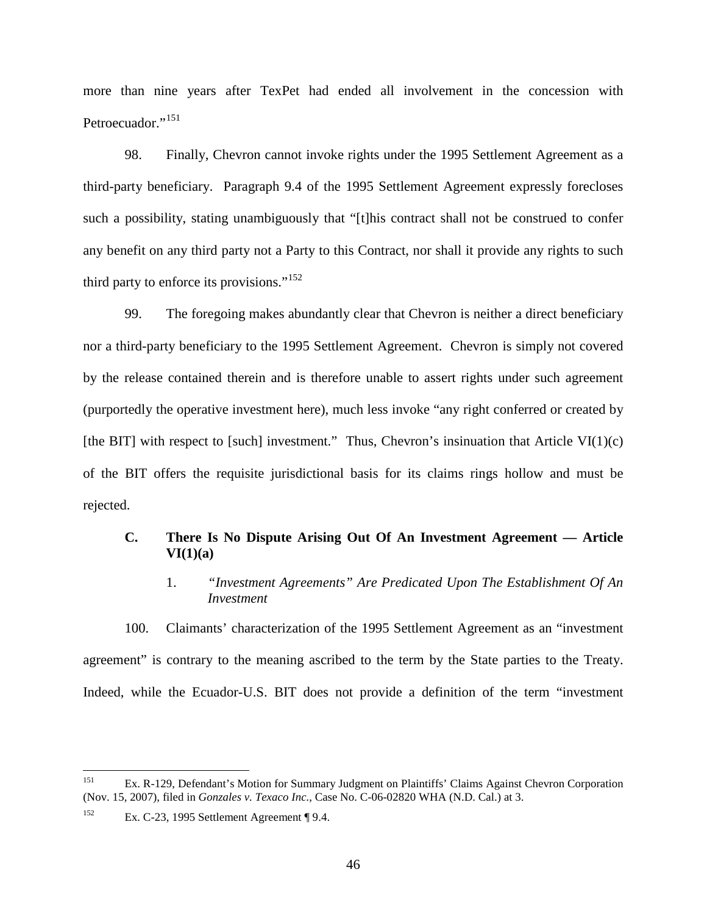more than nine years after TexPet had ended all involvement in the concession with Petroecuador."[151]

98. Finally, Chevron cannot invoke rights under the 1995 Settlement Agreement as a third-party beneficiary. Paragraph 9.4 of the 1995 Settlement Agreement expressly forecloses such a possibility, stating unambiguously that "[t]his contract shall not be construed to confer any benefit on any third party not a Party to this Contract, nor shall it provide any rights to such third party to enforce its provisions."[152]

99. The foregoing makes abundantly clear that Chevron is neither a direct beneficiary nor a third-party beneficiary to the 1995 Settlement Agreement. Chevron is simply not covered by the release contained therein and is therefore unable to assert rights under such agreement (purportedly the operative investment here), much less invoke "any right conferred or created by [the BIT] with respect to [such] investment." Thus, Chevron's insinuation that Article VI(1)(c) of the BIT offers the requisite jurisdictional basis for its claims rings hollow and must be rejected.

### C. There Is No Dispute Arising Out Of An Investment Agreement — Article VI(1)(a)

#### 1. *"Investment Agreements" Are Predicated Upon The Establishment Of An Investment*

100. Claimants' characterization of the 1995 Settlement Agreement as an "investment agreement" is contrary to the meaning ascribed to the term by the State parties to the Treaty. Indeed, while the Ecuador-U.S. BIT does not provide a definition of the term "investment

---

[151] Ex. R-129, Defendant's Motion for Summary Judgment on Plaintiffs' Claims Against Chevron Corporation (Nov. 15, 2007), filed in *Gonzales v. Texaco Inc.*, Case No. C-06-02820 WHA (N.D. Cal.) at 3.

[152] Ex. C-23, 1995 Settlement Agreement ¶ 9.4.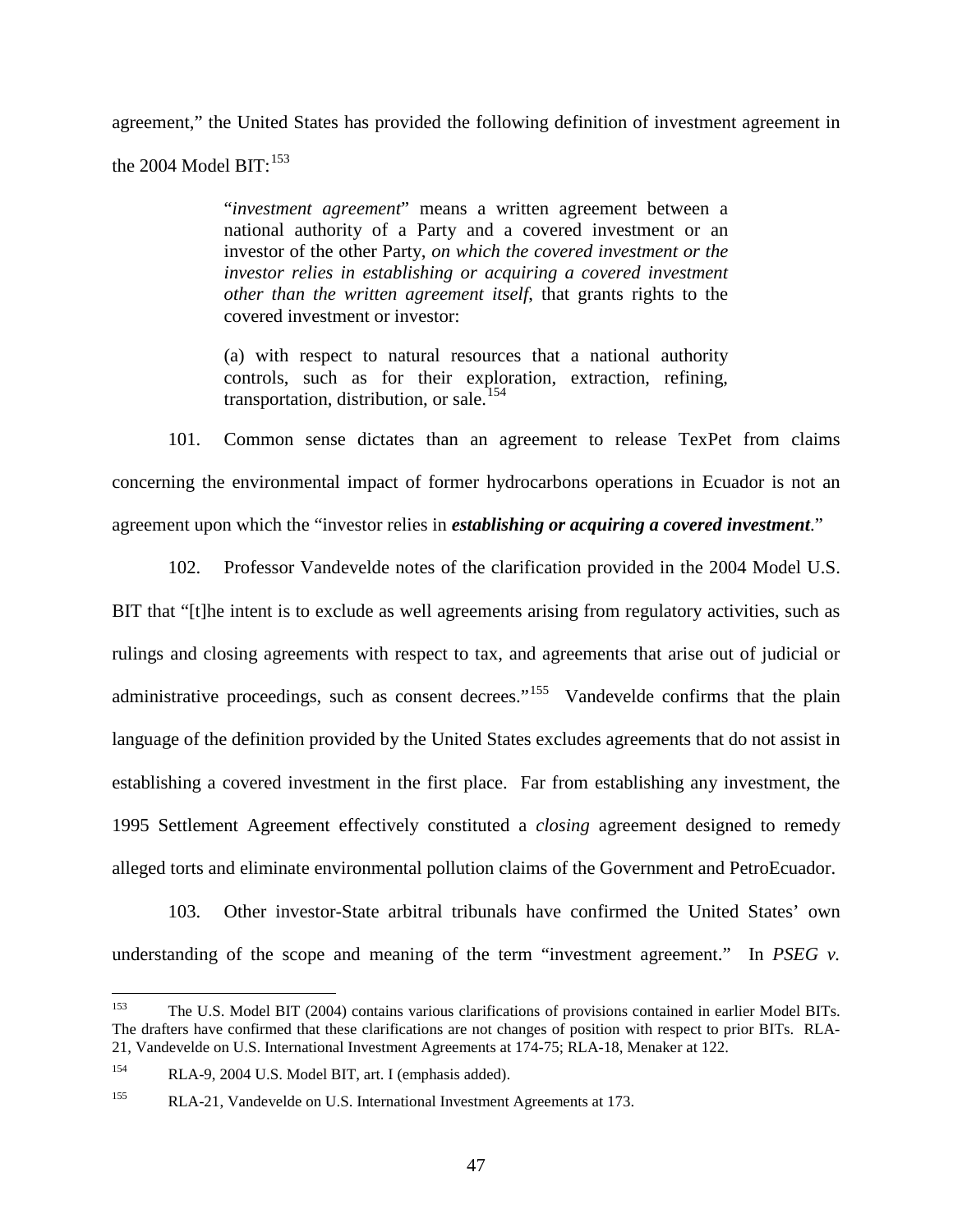agreement," the United States has provided the following definition of investment agreement in the 2004 Model BIT:[153]

> "*investment agreement*" means a written agreement between a national authority of a Party and a covered investment or an investor of the other Party, *on which the covered investment or the investor relies in establishing or acquiring a covered investment other than the written agreement itself*, that grants rights to the covered investment or investor:
>
> (a) with respect to natural resources that a national authority controls, such as for their exploration, extraction, refining, transportation, distribution, or sale.[154]

101. Common sense dictates than an agreement to release TexPet from claims concerning the environmental impact of former hydrocarbons operations in Ecuador is not an agreement upon which the "investor relies in ***establishing or acquiring a covered investment***."

102. Professor Vandevelde notes of the clarification provided in the 2004 Model U.S. BIT that "[t]he intent is to exclude as well agreements arising from regulatory activities, such as rulings and closing agreements with respect to tax, and agreements that arise out of judicial or administrative proceedings, such as consent decrees."[155] Vandevelde confirms that the plain language of the definition provided by the United States excludes agreements that do not assist in establishing a covered investment in the first place. Far from establishing any investment, the 1995 Settlement Agreement effectively constituted a *closing* agreement designed to remedy alleged torts and eliminate environmental pollution claims of the Government and PetroEcuador.

103. Other investor-State arbitral tribunals have confirmed the United States' own understanding of the scope and meaning of the term "investment agreement." In *PSEG v.*

---

[153] The U.S. Model BIT (2004) contains various clarifications of provisions contained in earlier Model BITs. The drafters have confirmed that these clarifications are not changes of position with respect to prior BITs. RLA-21, Vandevelde on U.S. International Investment Agreements at 174-75; RLA-18, Menaker at 122.

[154] RLA-9, 2004 U.S. Model BIT, art. I (emphasis added).

[155] RLA-21, Vandevelde on U.S. International Investment Agreements at 173.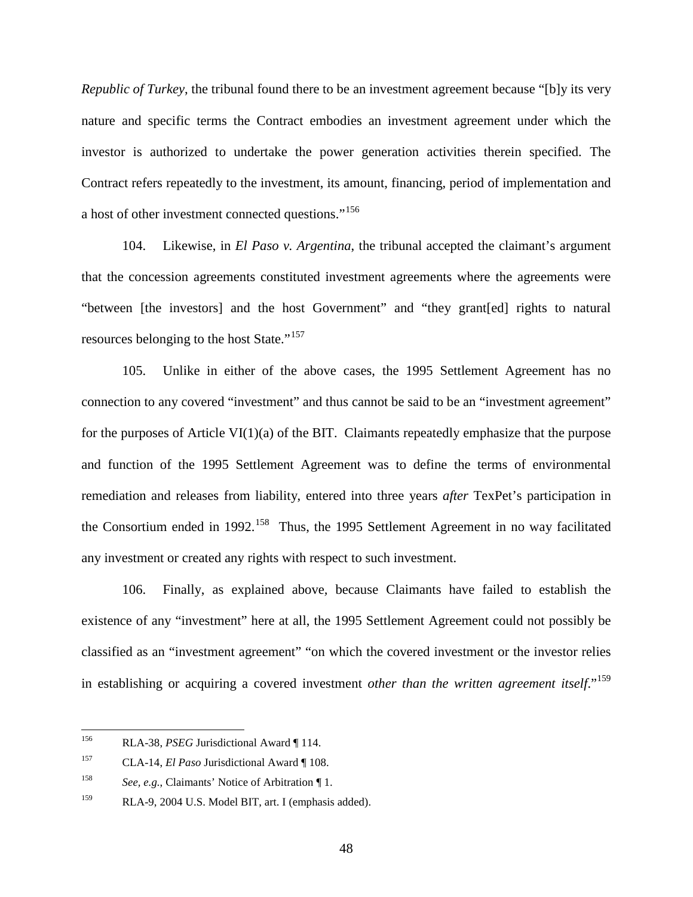*Republic of Turkey*, the tribunal found there to be an investment agreement because "[b]y its very nature and specific terms the Contract embodies an investment agreement under which the investor is authorized to undertake the power generation activities therein specified. The Contract refers repeatedly to the investment, its amount, financing, period of implementation and a host of other investment connected questions."[156]

104. Likewise, in *El Paso v. Argentina*, the tribunal accepted the claimant's argument that the concession agreements constituted investment agreements where the agreements were "between [the investors] and the host Government" and "they grant[ed] rights to natural resources belonging to the host State."[157]

105. Unlike in either of the above cases, the 1995 Settlement Agreement has no connection to any covered "investment" and thus cannot be said to be an "investment agreement" for the purposes of Article VI(1)(a) of the BIT. Claimants repeatedly emphasize that the purpose and function of the 1995 Settlement Agreement was to define the terms of environmental remediation and releases from liability, entered into three years *after* TexPet's participation in the Consortium ended in 1992.[158] Thus, the 1995 Settlement Agreement in no way facilitated any investment or created any rights with respect to such investment.

106. Finally, as explained above, because Claimants have failed to establish the existence of any "investment" here at all, the 1995 Settlement Agreement could not possibly be classified as an "investment agreement" "on which the covered investment or the investor relies in establishing or acquiring a covered investment *other than the written agreement itself*."[159]

---

[156] RLA-38, *PSEG* Jurisdictional Award ¶ 114.

[157] CLA-14, *El Paso* Jurisdictional Award ¶ 108.

[158] *See, e.g.*, Claimants' Notice of Arbitration ¶ 1.

[159] RLA-9, 2004 U.S. Model BIT, art. I (emphasis added).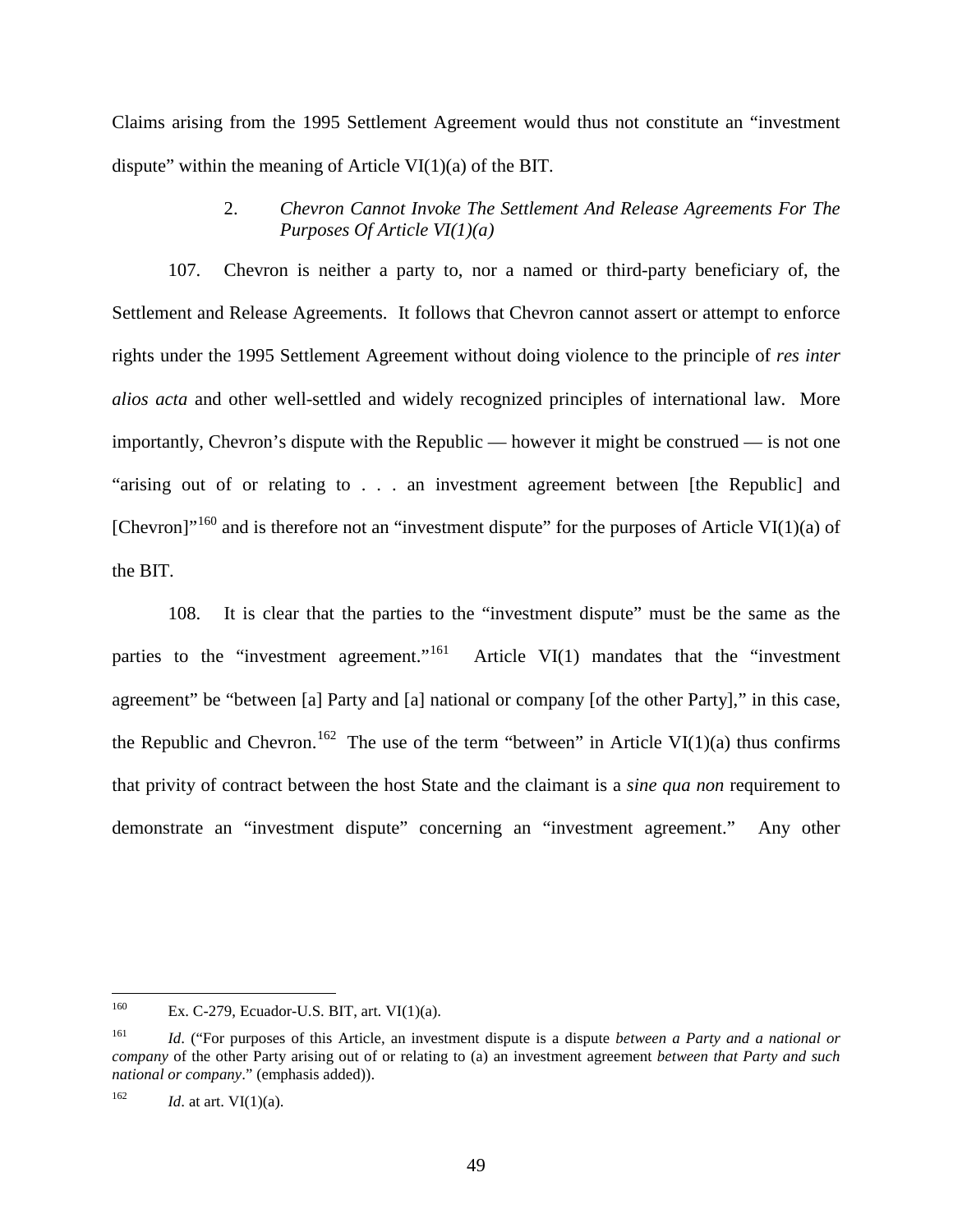Claims arising from the 1995 Settlement Agreement would thus not constitute an "investment dispute" within the meaning of Article VI(1)(a) of the BIT.

### 2. *Chevron Cannot Invoke The Settlement And Release Agreements For The Purposes Of Article VI(1)(a)*

107. Chevron is neither a party to, nor a named or third-party beneficiary of, the Settlement and Release Agreements. It follows that Chevron cannot assert or attempt to enforce rights under the 1995 Settlement Agreement without doing violence to the principle of *res inter alios acta* and other well-settled and widely recognized principles of international law. More importantly, Chevron's dispute with the Republic — however it might be construed — is not one "arising out of or relating to . . . an investment agreement between [the Republic] and [Chevron]"[160] and is therefore not an "investment dispute" for the purposes of Article VI(1)(a) of the BIT.

108. It is clear that the parties to the "investment dispute" must be the same as the parties to the "investment agreement."[161] Article VI(1) mandates that the "investment agreement" be "between [a] Party and [a] national or company [of the other Party]," in this case, the Republic and Chevron.[162] The use of the term "between" in Article VI(1)(a) thus confirms that privity of contract between the host State and the claimant is a *sine qua non* requirement to demonstrate an "investment dispute" concerning an "investment agreement." Any other

---

[160] Ex. C-279, Ecuador-U.S. BIT, art. VI(1)(a).

[161] *Id*. ("For purposes of this Article, an investment dispute is a dispute *between a Party and a national or company* of the other Party arising out of or relating to (a) an investment agreement *between that Party and such national or company*." (emphasis added)).

[162] *Id*. at art. VI(1)(a).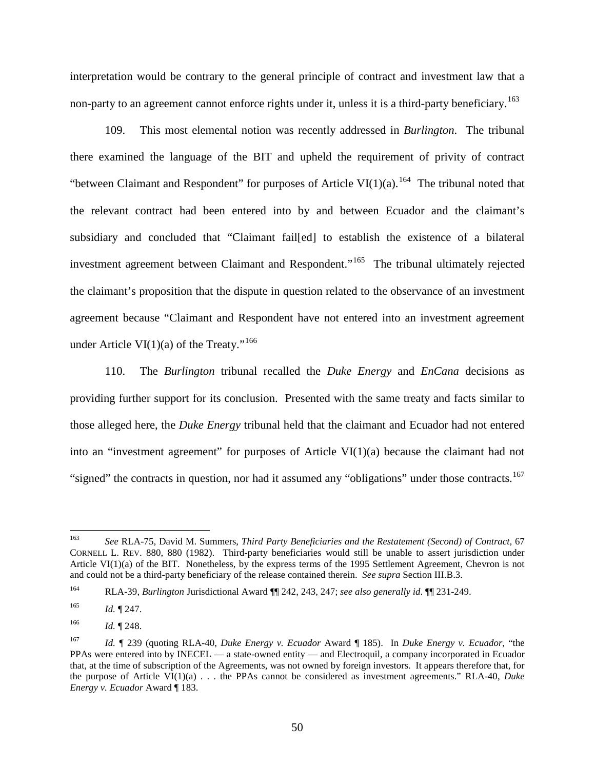interpretation would be contrary to the general principle of contract and investment law that a non-party to an agreement cannot enforce rights under it, unless it is a third-party beneficiary.[163]

109. This most elemental notion was recently addressed in *Burlington*. The tribunal there examined the language of the BIT and upheld the requirement of privity of contract "between Claimant and Respondent" for purposes of Article VI(1)(a).[164] The tribunal noted that the relevant contract had been entered into by and between Ecuador and the claimant's subsidiary and concluded that "Claimant fail[ed] to establish the existence of a bilateral investment agreement between Claimant and Respondent."[165] The tribunal ultimately rejected the claimant's proposition that the dispute in question related to the observance of an investment agreement because "Claimant and Respondent have not entered into an investment agreement under Article VI(1)(a) of the Treaty."[166]

110. The *Burlington* tribunal recalled the *Duke Energy* and *EnCana* decisions as providing further support for its conclusion. Presented with the same treaty and facts similar to those alleged here, the *Duke Energy* tribunal held that the claimant and Ecuador had not entered into an "investment agreement" for purposes of Article VI(1)(a) because the claimant had not "signed" the contracts in question, nor had it assumed any "obligations" under those contracts.[167]

---

[163] *See* RLA-75, David M. Summers, *Third Party Beneficiaries and the Restatement (Second) of Contract*, 67 CORNELL L. REV. 880, 880 (1982). Third-party beneficiaries would still be unable to assert jurisdiction under Article VI(1)(a) of the BIT. Nonetheless, by the express terms of the 1995 Settlement Agreement, Chevron is not and could not be a third-party beneficiary of the release contained therein. *See supra* Section III.B.3.

[164] RLA-39, *Burlington* Jurisdictional Award ¶¶ 242, 243, 247; *see also generally id*. ¶¶ 231-249.

[165] *Id.* ¶ 247.

[166] *Id.* ¶ 248.

[167] *Id.* ¶ 239 (quoting RLA-40, *Duke Energy v. Ecuador* Award ¶ 185). In *Duke Energy v. Ecuador*, "the PPAs were entered into by INECEL — a state-owned entity — and Electroquil, a company incorporated in Ecuador that, at the time of subscription of the Agreements, was not owned by foreign investors. It appears therefore that, for the purpose of Article VI(1)(a) . . . the PPAs cannot be considered as investment agreements." RLA-40, *Duke Energy v. Ecuador* Award ¶ 183.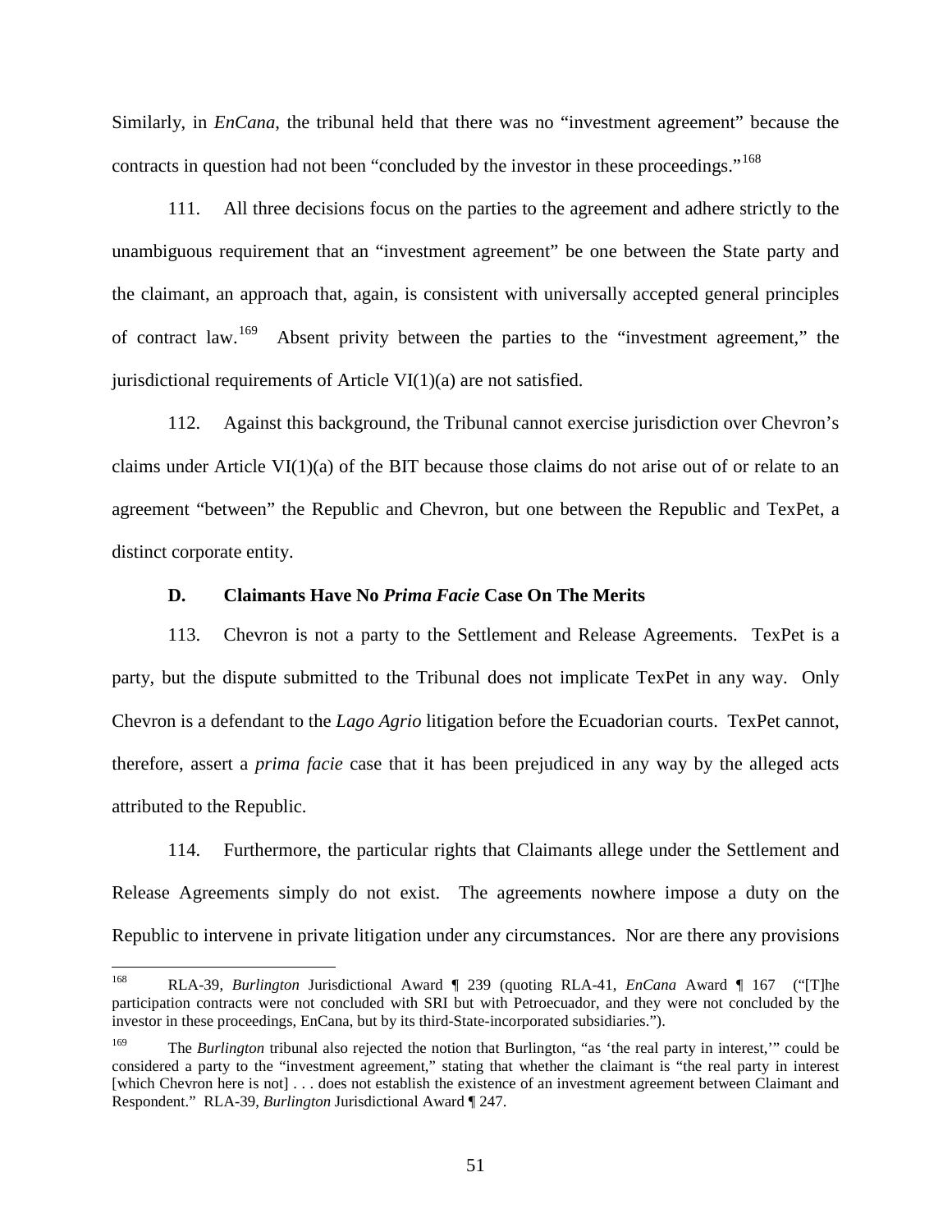Similarly, in *EnCana*, the tribunal held that there was no "investment agreement" because the contracts in question had not been "concluded by the investor in these proceedings."[168]

111. All three decisions focus on the parties to the agreement and adhere strictly to the unambiguous requirement that an "investment agreement" be one between the State party and the claimant, an approach that, again, is consistent with universally accepted general principles of contract law.[169] Absent privity between the parties to the "investment agreement," the jurisdictional requirements of Article VI(1)(a) are not satisfied.

112. Against this background, the Tribunal cannot exercise jurisdiction over Chevron's claims under Article VI(1)(a) of the BIT because those claims do not arise out of or relate to an agreement "between" the Republic and Chevron, but one between the Republic and TexPet, a distinct corporate entity.

### D. Claimants Have No *Prima Facie* Case On The Merits

113. Chevron is not a party to the Settlement and Release Agreements. TexPet is a party, but the dispute submitted to the Tribunal does not implicate TexPet in any way. Only Chevron is a defendant to the *Lago Agrio* litigation before the Ecuadorian courts. TexPet cannot, therefore, assert a *prima facie* case that it has been prejudiced in any way by the alleged acts attributed to the Republic.

114. Furthermore, the particular rights that Claimants allege under the Settlement and Release Agreements simply do not exist. The agreements nowhere impose a duty on the Republic to intervene in private litigation under any circumstances. Nor are there any provisions

---

[168] RLA-39, *Burlington* Jurisdictional Award ¶ 239 (quoting RLA-41, *EnCana* Award ¶ 167 ("[T]he participation contracts were not concluded with SRI but with Petroecuador, and they were not concluded by the investor in these proceedings, EnCana, but by its third-State-incorporated subsidiaries.").

[169] The *Burlington* tribunal also rejected the notion that Burlington, "as 'the real party in interest,'" could be considered a party to the "investment agreement," stating that whether the claimant is "the real party in interest [which Chevron here is not] . . . does not establish the existence of an investment agreement between Claimant and Respondent." RLA-39, *Burlington* Jurisdictional Award ¶ 247.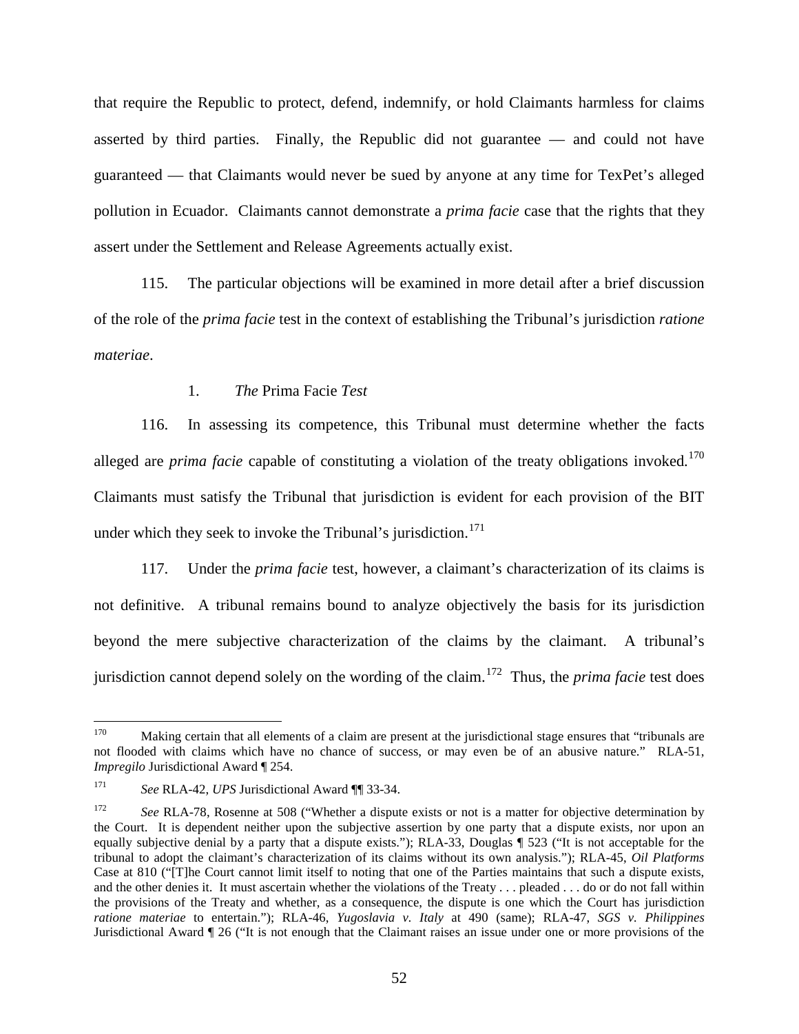that require the Republic to protect, defend, indemnify, or hold Claimants harmless for claims asserted by third parties. Finally, the Republic did not guarantee — and could not have guaranteed — that Claimants would never be sued by anyone at any time for TexPet's alleged pollution in Ecuador. Claimants cannot demonstrate a *prima facie* case that the rights that they assert under the Settlement and Release Agreements actually exist.

115. The particular objections will be examined in more detail after a brief discussion of the role of the *prima facie* test in the context of establishing the Tribunal's jurisdiction *ratione materiae*.

### 1. *The* Prima Facie *Test*

116. In assessing its competence, this Tribunal must determine whether the facts alleged are *prima facie* capable of constituting a violation of the treaty obligations invoked.[170] Claimants must satisfy the Tribunal that jurisdiction is evident for each provision of the BIT under which they seek to invoke the Tribunal's jurisdiction.[171]

117. Under the *prima facie* test, however, a claimant's characterization of its claims is not definitive. A tribunal remains bound to analyze objectively the basis for its jurisdiction beyond the mere subjective characterization of the claims by the claimant. A tribunal's jurisdiction cannot depend solely on the wording of the claim.[172] Thus, the *prima facie* test does

---

[170] Making certain that all elements of a claim are present at the jurisdictional stage ensures that "tribunals are not flooded with claims which have no chance of success, or may even be of an abusive nature." RLA-51, *Impregilo* Jurisdictional Award ¶ 254.

[171] *See* RLA-42, *UPS* Jurisdictional Award ¶¶ 33-34.

[172] *See* RLA-78, Rosenne at 508 ("Whether a dispute exists or not is a matter for objective determination by the Court. It is dependent neither upon the subjective assertion by one party that a dispute exists, nor upon an equally subjective denial by a party that a dispute exists."); RLA-33, Douglas ¶ 523 ("It is not acceptable for the tribunal to adopt the claimant's characterization of its claims without its own analysis."); RLA-45, *Oil Platforms* Case at 810 ("[T]he Court cannot limit itself to noting that one of the Parties maintains that such a dispute exists, and the other denies it. It must ascertain whether the violations of the Treaty . . . pleaded . . . do or do not fall within the provisions of the Treaty and whether, as a consequence, the dispute is one which the Court has jurisdiction *ratione materiae* to entertain."); RLA-46, *Yugoslavia v. Italy* at 490 (same); RLA-47, *SGS v. Philippines* Jurisdictional Award ¶ 26 ("It is not enough that the Claimant raises an issue under one or more provisions of the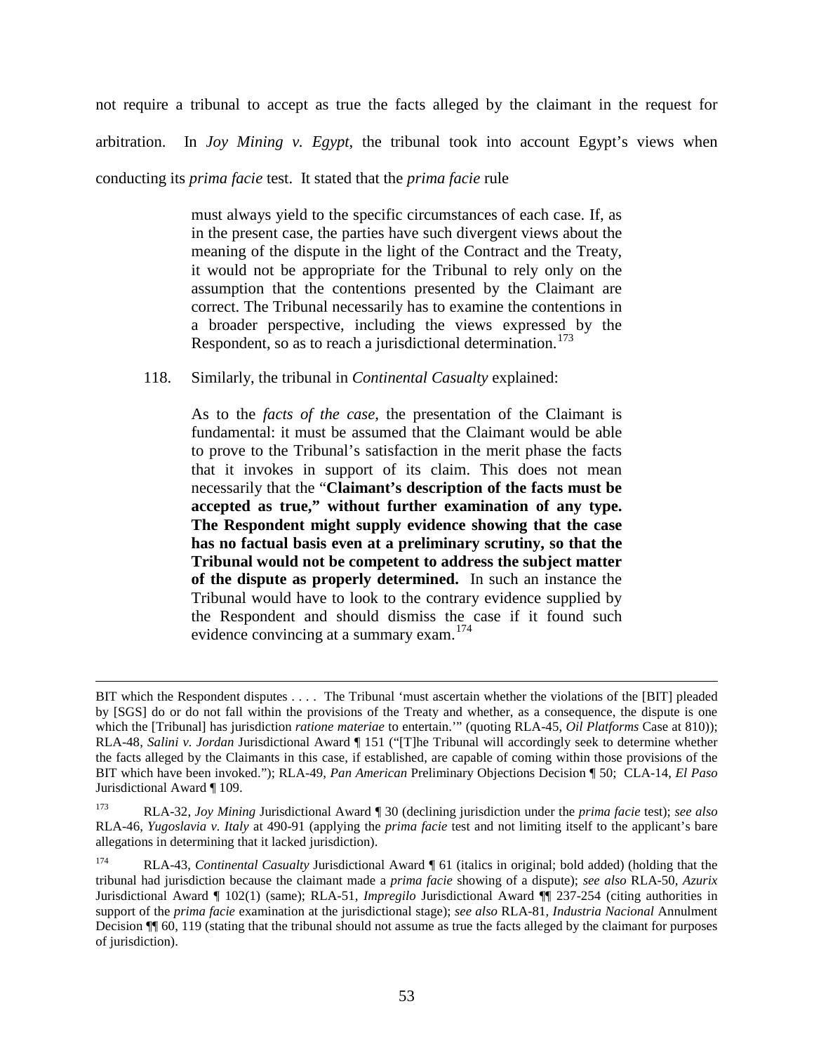not require a tribunal to accept as true the facts alleged by the claimant in the request for arbitration. In *Joy Mining v. Egypt*, the tribunal took into account Egypt's views when conducting its *prima facie* test. It stated that the *prima facie* rule

> must always yield to the specific circumstances of each case. If, as in the present case, the parties have such divergent views about the meaning of the dispute in the light of the Contract and the Treaty, it would not be appropriate for the Tribunal to rely only on the assumption that the contentions presented by the Claimant are correct. The Tribunal necessarily has to examine the contentions in a broader perspective, including the views expressed by the Respondent, so as to reach a jurisdictional determination.[173]

118. Similarly, the tribunal in *Continental Casualty* explained:

> As to the *facts of the case*, the presentation of the Claimant is fundamental: it must be assumed that the Claimant would be able to prove to the Tribunal's satisfaction in the merit phase the facts that it invokes in support of its claim. This does not mean necessarily that the "**Claimant's description of the facts must be accepted as true," without further examination of any type. The Respondent might supply evidence showing that the case has no factual basis even at a preliminary scrutiny, so that the Tribunal would not be competent to address the subject matter of the dispute as properly determined.** In such an instance the Tribunal would have to look to the contrary evidence supplied by the Respondent and should dismiss the case if it found such evidence convincing at a summary exam.[174]

---

BIT which the Respondent disputes . . . . The Tribunal 'must ascertain whether the violations of the [BIT] pleaded by [SGS] do or do not fall within the provisions of the Treaty and whether, as a consequence, the dispute is one which the [Tribunal] has jurisdiction *ratione materiae* to entertain.'" (quoting RLA-45, *Oil Platforms* Case at 810)); RLA-48, *Salini v. Jordan* Jurisdictional Award ¶ 151 ("[T]he Tribunal will accordingly seek to determine whether the facts alleged by the Claimants in this case, if established, are capable of coming within those provisions of the BIT which have been invoked."); RLA-49, *Pan American* Preliminary Objections Decision ¶ 50; CLA-14, *El Paso* Jurisdictional Award ¶ 109.

[173] RLA-32, *Joy Mining* Jurisdictional Award ¶ 30 (declining jurisdiction under the *prima facie* test); *see also* RLA-46, *Yugoslavia v. Italy* at 490-91 (applying the *prima facie* test and not limiting itself to the applicant's bare allegations in determining that it lacked jurisdiction).

[174] RLA-43, *Continental Casualty* Jurisdictional Award ¶ 61 (italics in original; bold added) (holding that the tribunal had jurisdiction because the claimant made a *prima facie* showing of a dispute); *see also* RLA-50, *Azurix* Jurisdictional Award ¶ 102(1) (same); RLA-51, *Impregilo* Jurisdictional Award ¶¶ 237-254 (citing authorities in support of the *prima facie* examination at the jurisdictional stage); *see also* RLA-81, *Industria Nacional* Annulment Decision ¶¶ 60, 119 (stating that the tribunal should not assume as true the facts alleged by the claimant for purposes of jurisdiction).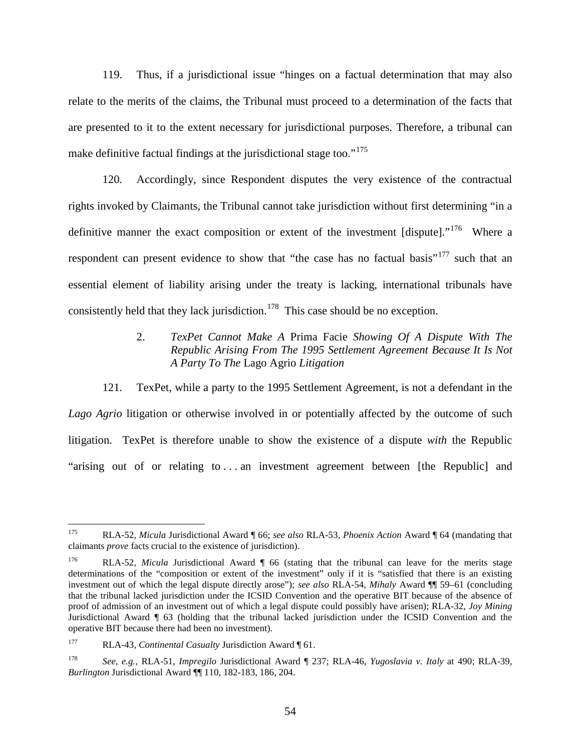119. Thus, if a jurisdictional issue "hinges on a factual determination that may also relate to the merits of the claims, the Tribunal must proceed to a determination of the facts that are presented to it to the extent necessary for jurisdictional purposes. Therefore, a tribunal can make definitive factual findings at the jurisdictional stage too."[175]

120. Accordingly, since Respondent disputes the very existence of the contractual rights invoked by Claimants, the Tribunal cannot take jurisdiction without first determining "in a definitive manner the exact composition or extent of the investment [dispute]."[176] Where a respondent can present evidence to show that "the case has no factual basis"[177] such that an essential element of liability arising under the treaty is lacking, international tribunals have consistently held that they lack jurisdiction.[178] This case should be no exception.

### 2. *TexPet Cannot Make A* Prima Facie *Showing Of A Dispute With The Republic Arising From The 1995 Settlement Agreement Because It Is Not A Party To The* Lago Agrio *Litigation*

121. TexPet, while a party to the 1995 Settlement Agreement, is not a defendant in the *Lago Agrio* litigation or otherwise involved in or potentially affected by the outcome of such litigation. TexPet is therefore unable to show the existence of a dispute *with* the Republic "arising out of or relating to . . . an investment agreement between [the Republic] and

---

[175] RLA-52, *Micula* Jurisdictional Award ¶ 66; *see also* RLA-53, *Phoenix Action* Award ¶ 64 (mandating that claimants *prove* facts crucial to the existence of jurisdiction).

[176] RLA-52, *Micula* Jurisdictional Award ¶ 66 (stating that the tribunal can leave for the merits stage determinations of the "composition or extent of the investment" only if it is "satisfied that there is an existing investment out of which the legal dispute directly arose"); *see also* RLA-54, *Mihaly* Award ¶¶ 59–61 (concluding that the tribunal lacked jurisdiction under the ICSID Convention and the operative BIT because of the absence of proof of admission of an investment out of which a legal dispute could possibly have arisen); RLA-32, *Joy Mining* Jurisdictional Award ¶ 63 (holding that the tribunal lacked jurisdiction under the ICSID Convention and the operative BIT because there had been no investment).

[177] RLA-43, *Continental Casualty* Jurisdiction Award ¶ 61.

[178] *See, e.g.*, RLA-51, *Impregilo* Jurisdictional Award ¶ 237; RLA-46, *Yugoslavia v. Italy* at 490; RLA-39, *Burlington* Jurisdictional Award ¶¶ 110, 182-183, 186, 204.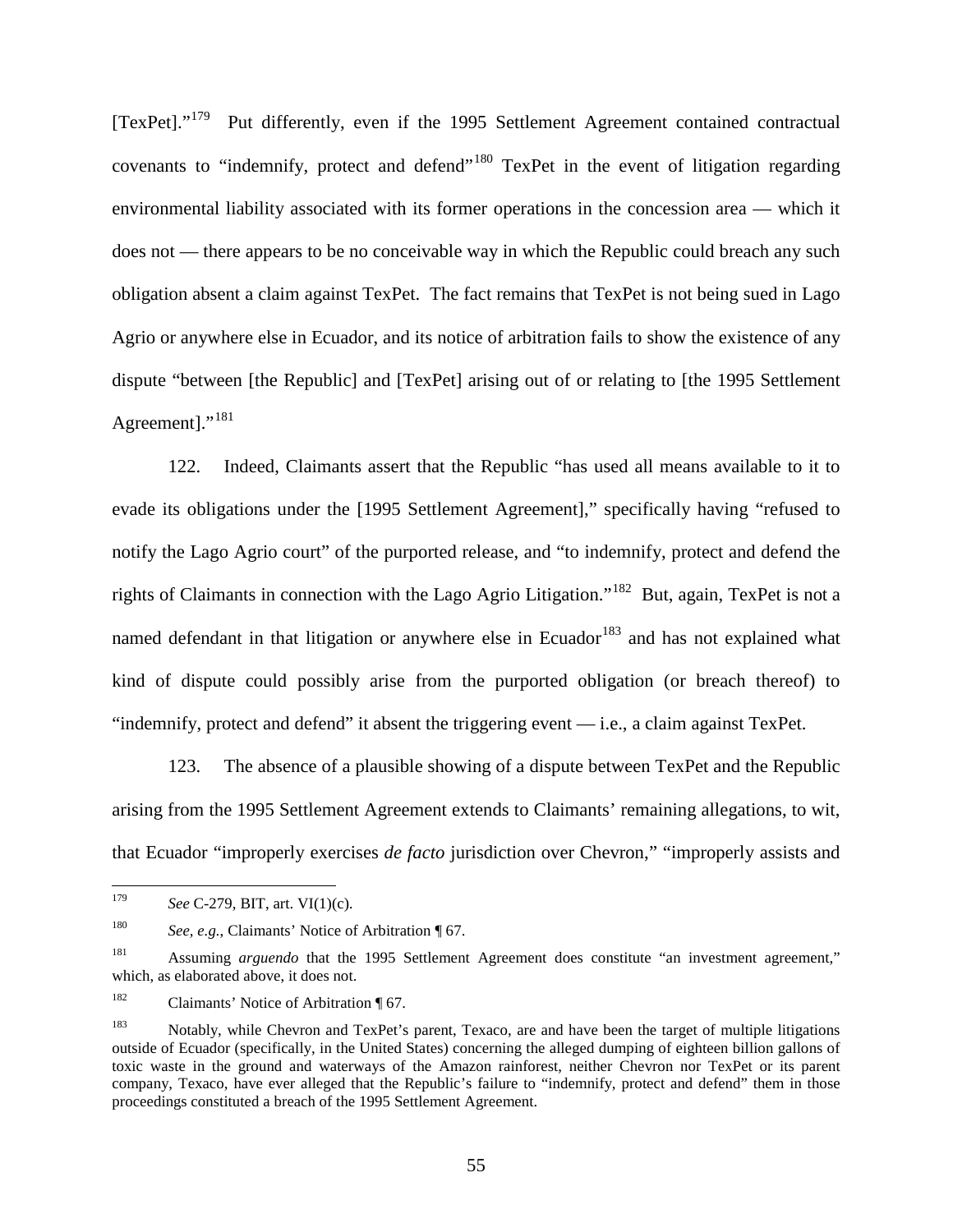[TexPet]."[179] Put differently, even if the 1995 Settlement Agreement contained contractual covenants to "indemnify, protect and defend"[180] TexPet in the event of litigation regarding environmental liability associated with its former operations in the concession area — which it does not — there appears to be no conceivable way in which the Republic could breach any such obligation absent a claim against TexPet. The fact remains that TexPet is not being sued in Lago Agrio or anywhere else in Ecuador, and its notice of arbitration fails to show the existence of any dispute "between [the Republic] and [TexPet] arising out of or relating to [the 1995 Settlement Agreement]."[181]

122. Indeed, Claimants assert that the Republic "has used all means available to it to evade its obligations under the [1995 Settlement Agreement]," specifically having "refused to notify the Lago Agrio court" of the purported release, and "to indemnify, protect and defend the rights of Claimants in connection with the Lago Agrio Litigation."[182] But, again, TexPet is not a named defendant in that litigation or anywhere else in Ecuador[183] and has not explained what kind of dispute could possibly arise from the purported obligation (or breach thereof) to "indemnify, protect and defend" it absent the triggering event — i.e., a claim against TexPet.

123. The absence of a plausible showing of a dispute between TexPet and the Republic arising from the 1995 Settlement Agreement extends to Claimants' remaining allegations, to wit, that Ecuador "improperly exercises *de facto* jurisdiction over Chevron," "improperly assists and

---

[179] *See* C-279, BIT, art. VI(1)(c).

[180] *See, e.g.*, Claimants' Notice of Arbitration ¶ 67.

[181] Assuming *arguendo* that the 1995 Settlement Agreement does constitute "an investment agreement," which, as elaborated above, it does not.

[182] Claimants' Notice of Arbitration ¶ 67.

[183] Notably, while Chevron and TexPet's parent, Texaco, are and have been the target of multiple litigations outside of Ecuador (specifically, in the United States) concerning the alleged dumping of eighteen billion gallons of toxic waste in the ground and waterways of the Amazon rainforest, neither Chevron nor TexPet or its parent company, Texaco, have ever alleged that the Republic's failure to "indemnify, protect and defend" them in those proceedings constituted a breach of the 1995 Settlement Agreement.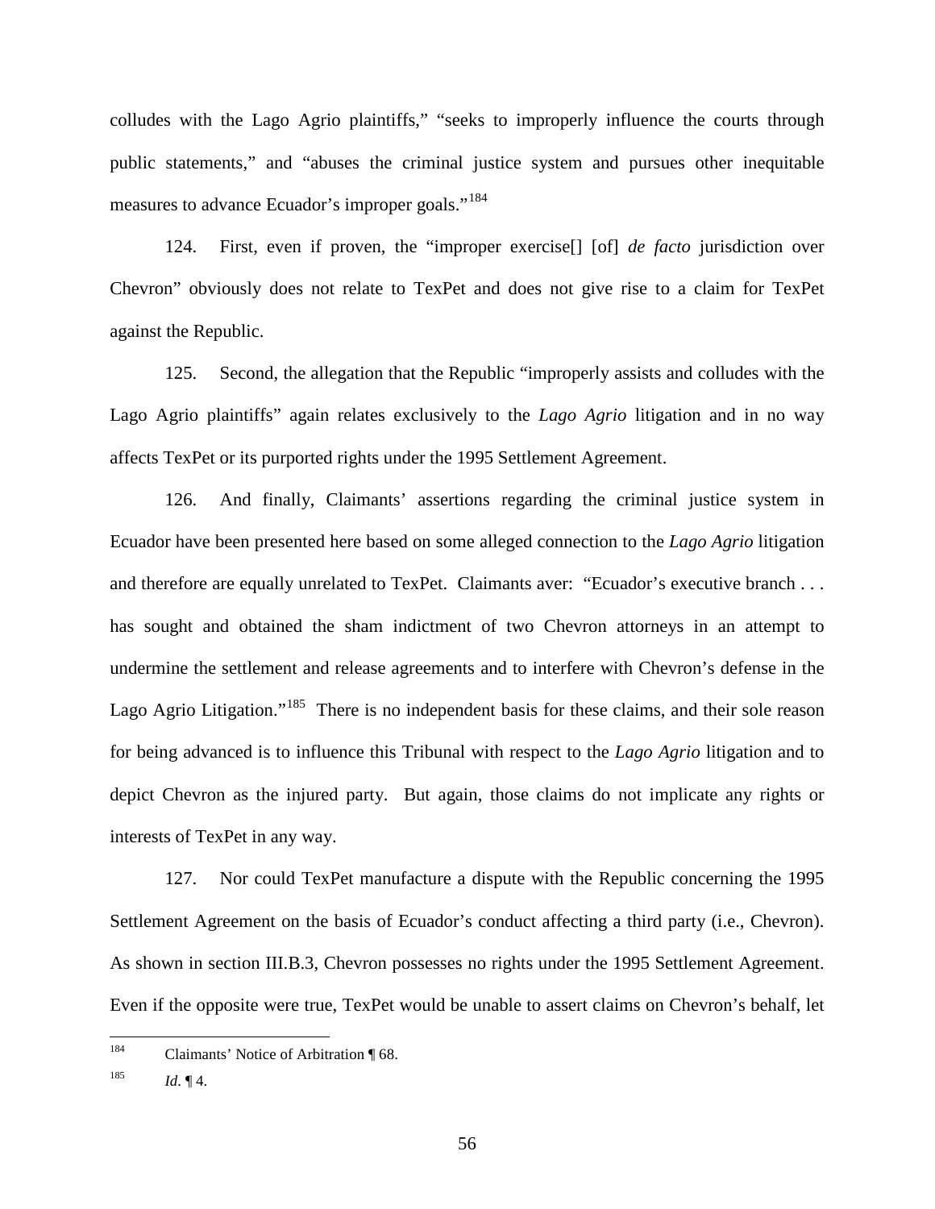colludes with the Lago Agrio plaintiffs," "seeks to improperly influence the courts through public statements," and "abuses the criminal justice system and pursues other inequitable measures to advance Ecuador's improper goals."[184]

124. First, even if proven, the "improper exercise[] [of] *de facto* jurisdiction over Chevron" obviously does not relate to TexPet and does not give rise to a claim for TexPet against the Republic.

125. Second, the allegation that the Republic "improperly assists and colludes with the Lago Agrio plaintiffs" again relates exclusively to the *Lago Agrio* litigation and in no way affects TexPet or its purported rights under the 1995 Settlement Agreement.

126. And finally, Claimants' assertions regarding the criminal justice system in Ecuador have been presented here based on some alleged connection to the *Lago Agrio* litigation and therefore are equally unrelated to TexPet. Claimants aver: "Ecuador's executive branch . . . has sought and obtained the sham indictment of two Chevron attorneys in an attempt to undermine the settlement and release agreements and to interfere with Chevron's defense in the Lago Agrio Litigation."[185] There is no independent basis for these claims, and their sole reason for being advanced is to influence this Tribunal with respect to the *Lago Agrio* litigation and to depict Chevron as the injured party. But again, those claims do not implicate any rights or interests of TexPet in any way.

127. Nor could TexPet manufacture a dispute with the Republic concerning the 1995 Settlement Agreement on the basis of Ecuador's conduct affecting a third party (i.e., Chevron). As shown in section III.B.3, Chevron possesses no rights under the 1995 Settlement Agreement. Even if the opposite were true, TexPet would be unable to assert claims on Chevron's behalf, let

---

[184] Claimants' Notice of Arbitration ¶ 68.

[185] *Id*. ¶ 4.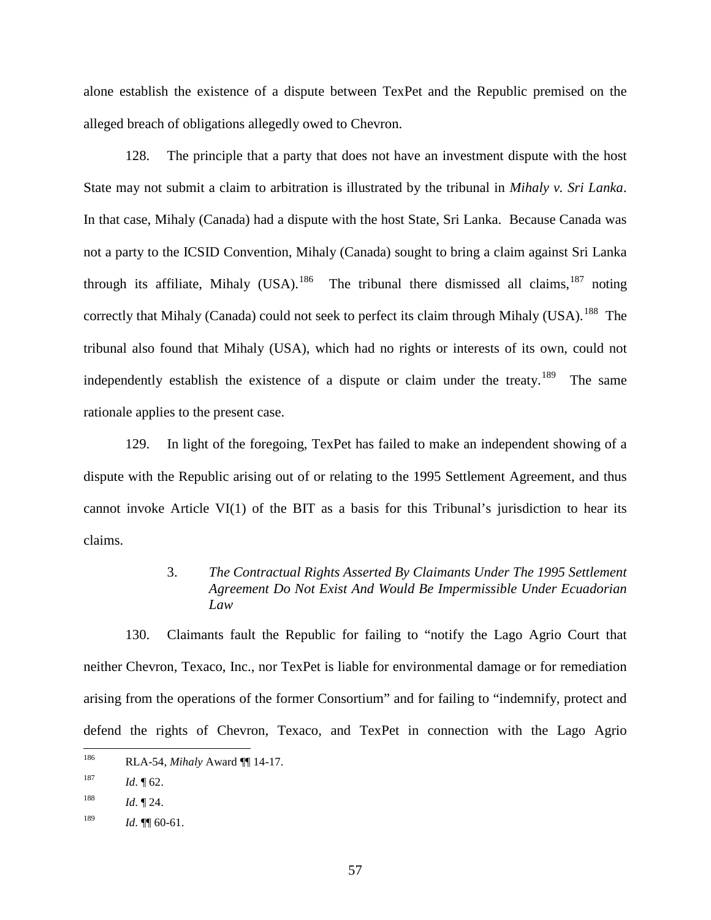alone establish the existence of a dispute between TexPet and the Republic premised on the alleged breach of obligations allegedly owed to Chevron.

128. The principle that a party that does not have an investment dispute with the host State may not submit a claim to arbitration is illustrated by the tribunal in *Mihaly v. Sri Lanka*. In that case, Mihaly (Canada) had a dispute with the host State, Sri Lanka. Because Canada was not a party to the ICSID Convention, Mihaly (Canada) sought to bring a claim against Sri Lanka through its affiliate, Mihaly (USA).[186] The tribunal there dismissed all claims,[187] noting correctly that Mihaly (Canada) could not seek to perfect its claim through Mihaly (USA).[188] The tribunal also found that Mihaly (USA), which had no rights or interests of its own, could not independently establish the existence of a dispute or claim under the treaty.[189] The same rationale applies to the present case.

129. In light of the foregoing, TexPet has failed to make an independent showing of a dispute with the Republic arising out of or relating to the 1995 Settlement Agreement, and thus cannot invoke Article VI(1) of the BIT as a basis for this Tribunal's jurisdiction to hear its claims.

### 3. *The Contractual Rights Asserted By Claimants Under The 1995 Settlement Agreement Do Not Exist And Would Be Impermissible Under Ecuadorian Law*

130. Claimants fault the Republic for failing to "notify the Lago Agrio Court that neither Chevron, Texaco, Inc., nor TexPet is liable for environmental damage or for remediation arising from the operations of the former Consortium" and for failing to "indemnify, protect and defend the rights of Chevron, Texaco, and TexPet in connection with the Lago Agrio

---

[186] RLA-54, *Mihaly* Award ¶¶ 14-17.

[187] *Id*. ¶ 62.

[188] *Id*. ¶ 24.

[189] *Id*. ¶¶ 60-61.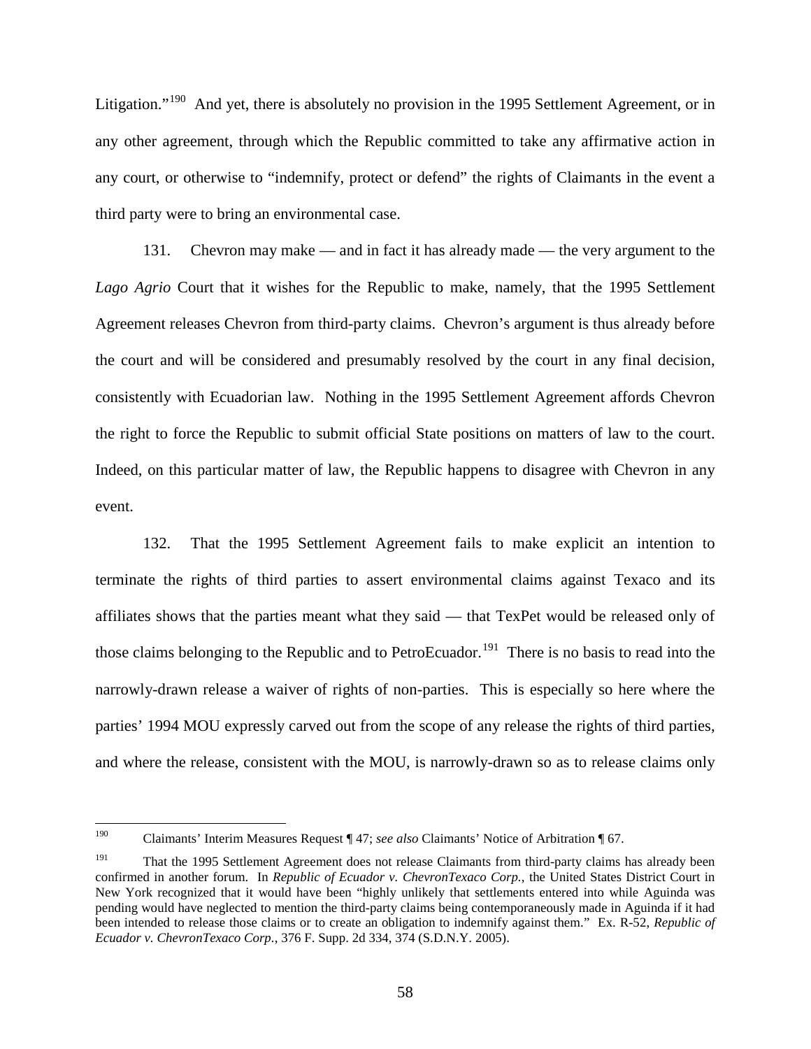Litigation."[190] And yet, there is absolutely no provision in the 1995 Settlement Agreement, or in any other agreement, through which the Republic committed to take any affirmative action in any court, or otherwise to "indemnify, protect or defend" the rights of Claimants in the event a third party were to bring an environmental case.

131. Chevron may make — and in fact it has already made — the very argument to the *Lago Agrio* Court that it wishes for the Republic to make, namely, that the 1995 Settlement Agreement releases Chevron from third-party claims. Chevron's argument is thus already before the court and will be considered and presumably resolved by the court in any final decision, consistently with Ecuadorian law. Nothing in the 1995 Settlement Agreement affords Chevron the right to force the Republic to submit official State positions on matters of law to the court. Indeed, on this particular matter of law, the Republic happens to disagree with Chevron in any event.

132. That the 1995 Settlement Agreement fails to make explicit an intention to terminate the rights of third parties to assert environmental claims against Texaco and its affiliates shows that the parties meant what they said — that TexPet would be released only of those claims belonging to the Republic and to PetroEcuador.[191] There is no basis to read into the narrowly-drawn release a waiver of rights of non-parties. This is especially so here where the parties' 1994 MOU expressly carved out from the scope of any release the rights of third parties, and where the release, consistent with the MOU, is narrowly-drawn so as to release claims only

---

[190] Claimants' Interim Measures Request ¶ 47; *see also* Claimants' Notice of Arbitration ¶ 67.

[191] That the 1995 Settlement Agreement does not release Claimants from third-party claims has already been confirmed in another forum. In *Republic of Ecuador v. ChevronTexaco Corp.*, the United States District Court in New York recognized that it would have been "highly unlikely that settlements entered into while Aguinda was pending would have neglected to mention the third-party claims being contemporaneously made in Aguinda if it had been intended to release those claims or to create an obligation to indemnify against them." Ex. R-52, *Republic of Ecuador v. ChevronTexaco Corp.*, 376 F. Supp. 2d 334, 374 (S.D.N.Y. 2005).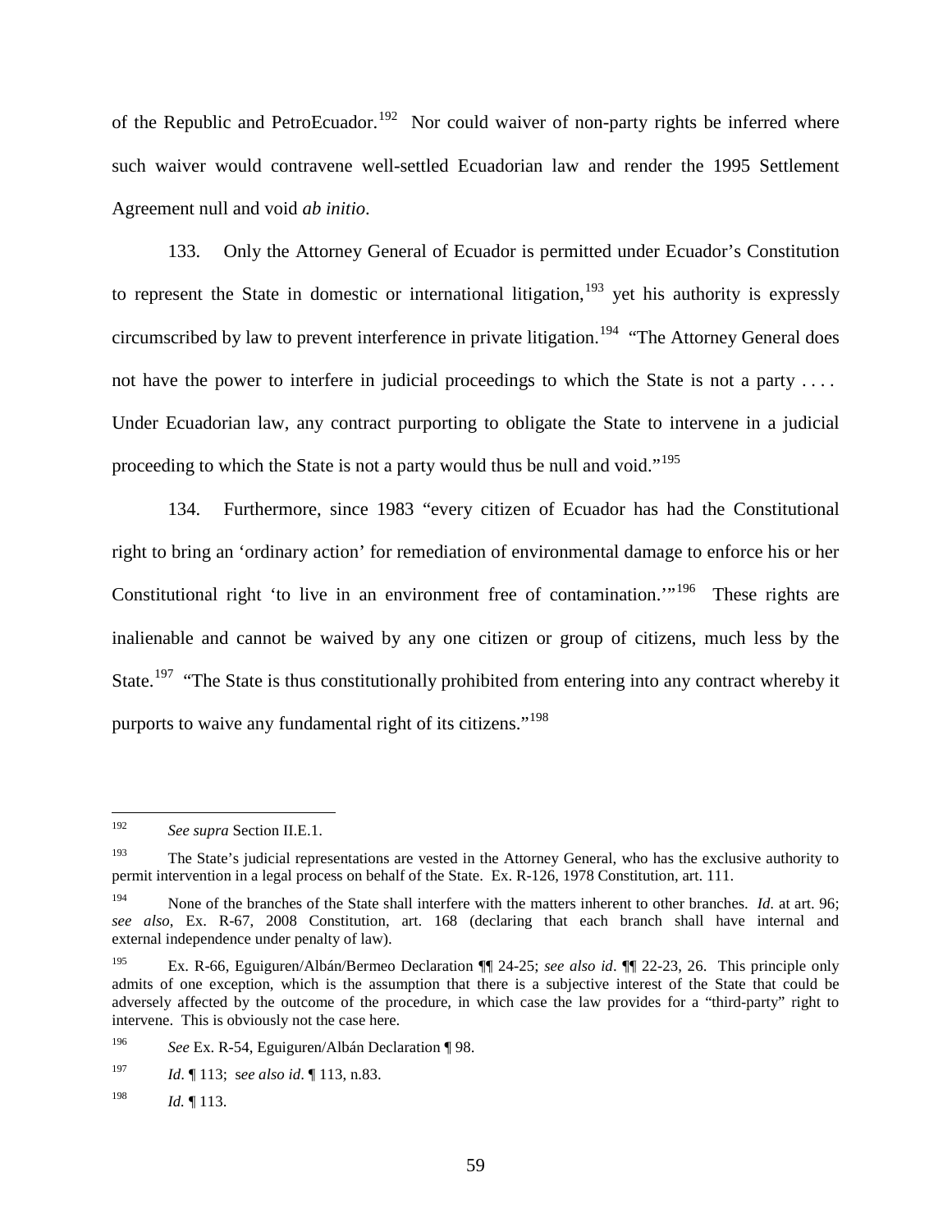of the Republic and PetroEcuador.[192] Nor could waiver of non-party rights be inferred where such waiver would contravene well-settled Ecuadorian law and render the 1995 Settlement Agreement null and void *ab initio*.

133. Only the Attorney General of Ecuador is permitted under Ecuador's Constitution to represent the State in domestic or international litigation,[193] yet his authority is expressly circumscribed by law to prevent interference in private litigation.[194] "The Attorney General does not have the power to interfere in judicial proceedings to which the State is not a party . . . . Under Ecuadorian law, any contract purporting to obligate the State to intervene in a judicial proceeding to which the State is not a party would thus be null and void."[195]

134. Furthermore, since 1983 "every citizen of Ecuador has had the Constitutional right to bring an 'ordinary action' for remediation of environmental damage to enforce his or her Constitutional right 'to live in an environment free of contamination.'"[196] These rights are inalienable and cannot be waived by any one citizen or group of citizens, much less by the State.[197] "The State is thus constitutionally prohibited from entering into any contract whereby it purports to waive any fundamental right of its citizens."[198]

---

[192] *See supra* Section II.E.1.

[193] The State's judicial representations are vested in the Attorney General, who has the exclusive authority to permit intervention in a legal process on behalf of the State. Ex. R-126, 1978 Constitution, art. 111.

[194] None of the branches of the State shall interfere with the matters inherent to other branches. *Id.* at art. 96; *see also*, Ex. R-67, 2008 Constitution, art. 168 (declaring that each branch shall have internal and external independence under penalty of law).

[195] Ex. R-66, Eguiguren/Albán/Bermeo Declaration ¶¶ 24-25; *see also id*. ¶¶ 22-23, 26. This principle only admits of one exception, which is the assumption that there is a subjective interest of the State that could be adversely affected by the outcome of the procedure, in which case the law provides for a "third-party" right to intervene. This is obviously not the case here.

[196] *See* Ex. R-54, Eguiguren/Albán Declaration ¶ 98.

[197] *Id*. ¶ 113; s*ee also id*. ¶ 113, n.83.

[198] *Id.* ¶ 113.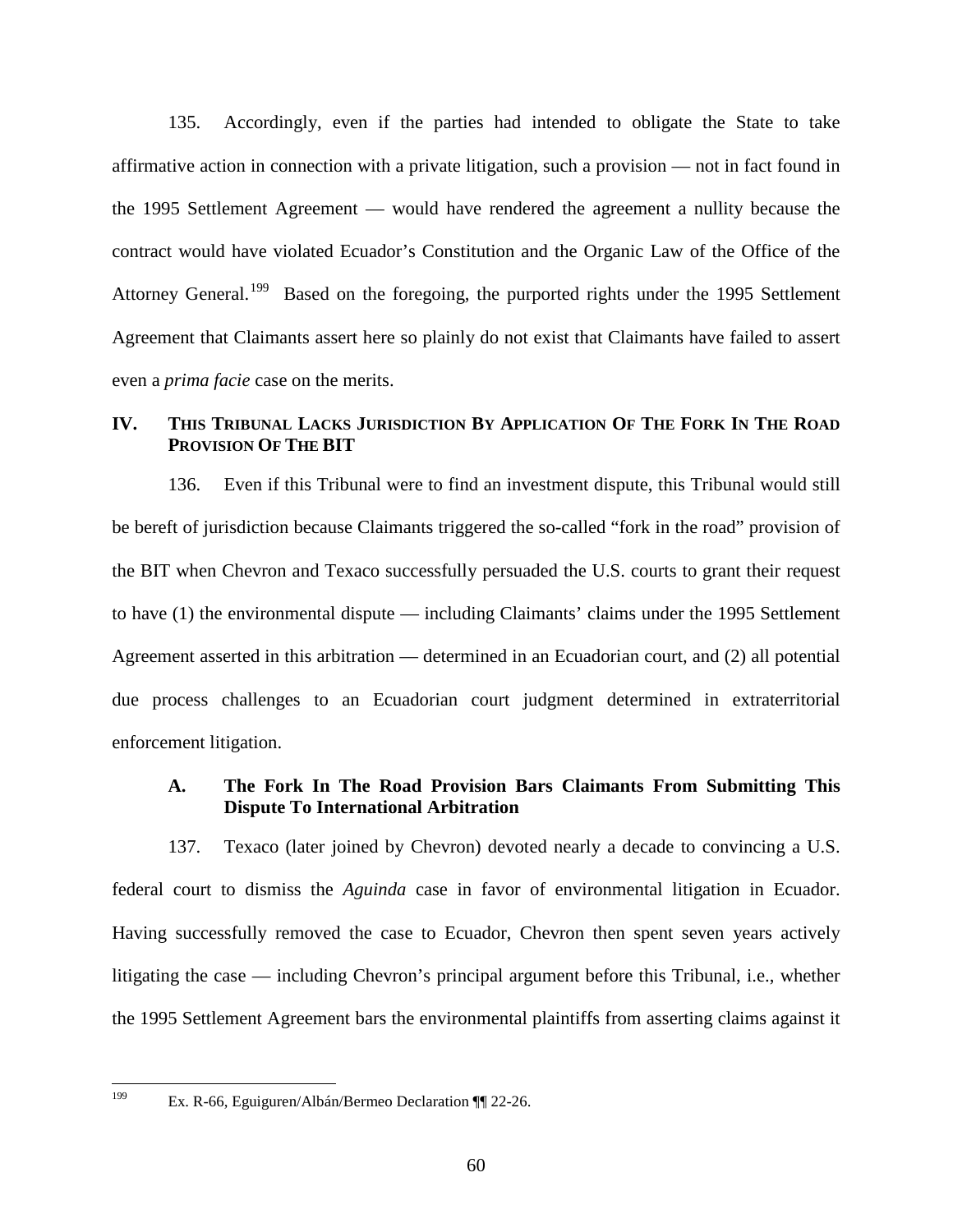135. Accordingly, even if the parties had intended to obligate the State to take affirmative action in connection with a private litigation, such a provision — not in fact found in the 1995 Settlement Agreement — would have rendered the agreement a nullity because the contract would have violated Ecuador's Constitution and the Organic Law of the Office of the Attorney General.[199] Based on the foregoing, the purported rights under the 1995 Settlement Agreement that Claimants assert here so plainly do not exist that Claimants have failed to assert even a *prima facie* case on the merits.

## IV. This Tribunal Lacks Jurisdiction By Application Of The Fork In The Road Provision Of The BIT

136. Even if this Tribunal were to find an investment dispute, this Tribunal would still be bereft of jurisdiction because Claimants triggered the so-called "fork in the road" provision of the BIT when Chevron and Texaco successfully persuaded the U.S. courts to grant their request to have (1) the environmental dispute — including Claimants' claims under the 1995 Settlement Agreement asserted in this arbitration — determined in an Ecuadorian court, and (2) all potential due process challenges to an Ecuadorian court judgment determined in extraterritorial enforcement litigation.

### A. The Fork In The Road Provision Bars Claimants From Submitting This Dispute To International Arbitration

137. Texaco (later joined by Chevron) devoted nearly a decade to convincing a U.S. federal court to dismiss the *Aguinda* case in favor of environmental litigation in Ecuador. Having successfully removed the case to Ecuador, Chevron then spent seven years actively litigating the case — including Chevron's principal argument before this Tribunal, i.e., whether the 1995 Settlement Agreement bars the environmental plaintiffs from asserting claims against it

[199] Ex. R-66, Eguiguren/Albán/Bermeo Declaration ¶¶ 22-26.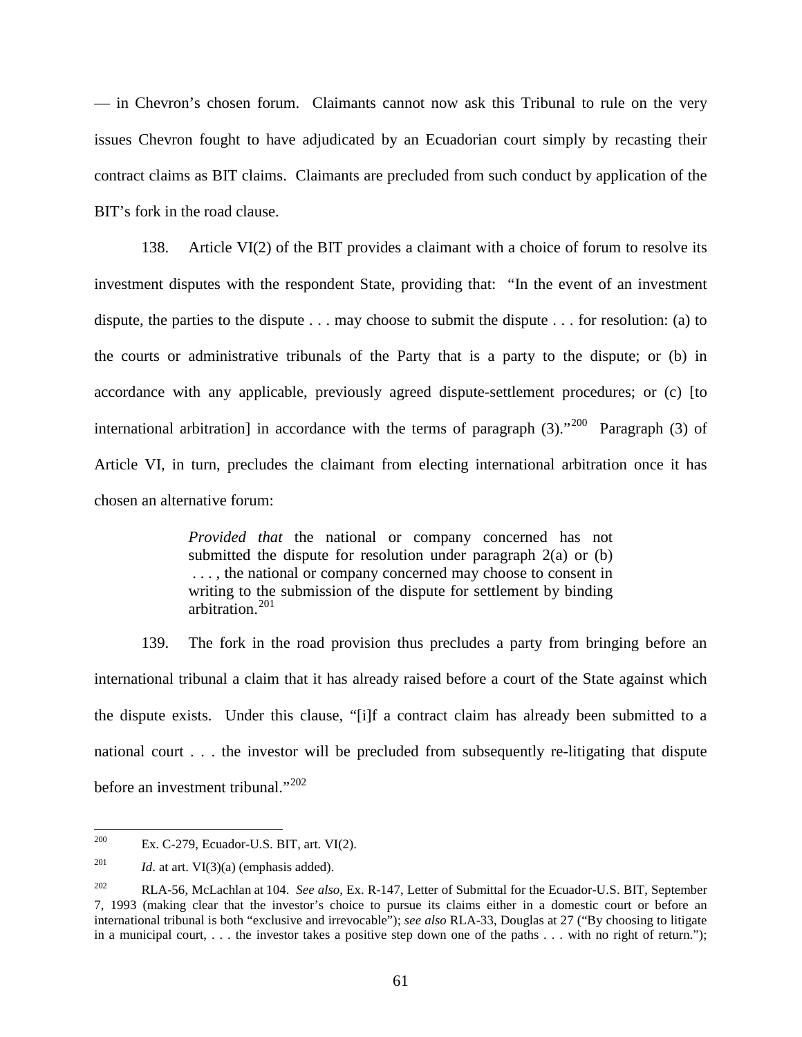— in Chevron's chosen forum. Claimants cannot now ask this Tribunal to rule on the very issues Chevron fought to have adjudicated by an Ecuadorian court simply by recasting their contract claims as BIT claims. Claimants are precluded from such conduct by application of the BIT's fork in the road clause.

138. Article VI(2) of the BIT provides a claimant with a choice of forum to resolve its investment disputes with the respondent State, providing that: "In the event of an investment dispute, the parties to the dispute . . . may choose to submit the dispute . . . for resolution: (a) to the courts or administrative tribunals of the Party that is a party to the dispute; or (b) in accordance with any applicable, previously agreed dispute-settlement procedures; or (c) [to international arbitration] in accordance with the terms of paragraph (3)."[200] Paragraph (3) of Article VI, in turn, precludes the claimant from electing international arbitration once it has chosen an alternative forum:

> *Provided that* the national or company concerned has not submitted the dispute for resolution under paragraph 2(a) or (b) . . . , the national or company concerned may choose to consent in writing to the submission of the dispute for settlement by binding arbitration.[201]

139. The fork in the road provision thus precludes a party from bringing before an international tribunal a claim that it has already raised before a court of the State against which the dispute exists. Under this clause, "[i]f a contract claim has already been submitted to a national court . . . the investor will be precluded from subsequently re-litigating that dispute before an investment tribunal."[202]

---

[200] Ex. C-279, Ecuador-U.S. BIT, art. VI(2).

[201] *Id*. at art. VI(3)(a) (emphasis added).

[202] RLA-56, McLachlan at 104. *See also*, Ex. R-147, Letter of Submittal for the Ecuador-U.S. BIT, September 7, 1993 (making clear that the investor's choice to pursue its claims either in a domestic court or before an international tribunal is both "exclusive and irrevocable"); *see also* RLA-33, Douglas at 27 ("By choosing to litigate in a municipal court, . . . the investor takes a positive step down one of the paths . . . with no right of return.");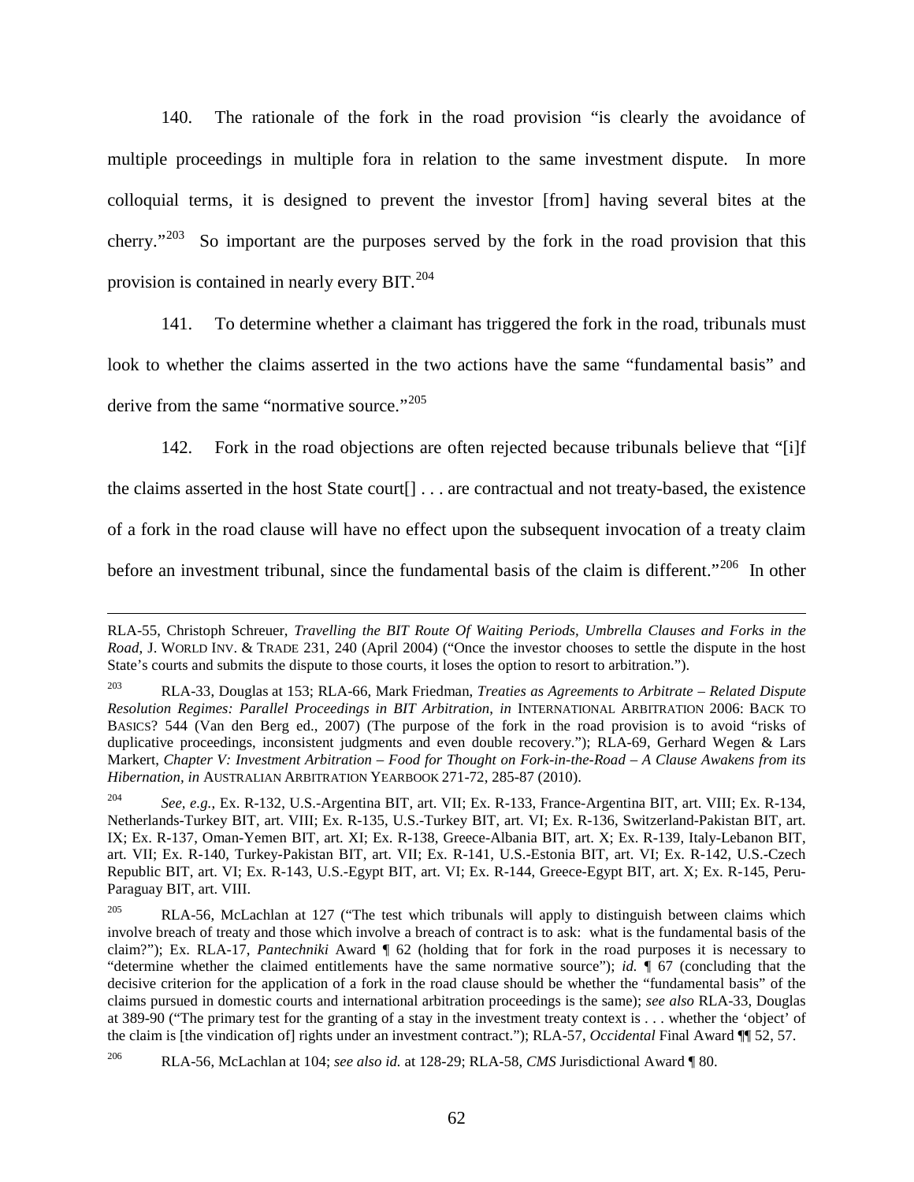140. The rationale of the fork in the road provision "is clearly the avoidance of multiple proceedings in multiple fora in relation to the same investment dispute. In more colloquial terms, it is designed to prevent the investor [from] having several bites at the cherry."[203] So important are the purposes served by the fork in the road provision that this provision is contained in nearly every BIT.[204]

141. To determine whether a claimant has triggered the fork in the road, tribunals must look to whether the claims asserted in the two actions have the same "fundamental basis" and derive from the same "normative source."[205]

142. Fork in the road objections are often rejected because tribunals believe that "[i]f the claims asserted in the host State court[] . . . are contractual and not treaty-based, the existence of a fork in the road clause will have no effect upon the subsequent invocation of a treaty claim before an investment tribunal, since the fundamental basis of the claim is different."[206] In other

---

RLA-55, Christoph Schreuer, *Travelling the BIT Route Of Waiting Periods, Umbrella Clauses and Forks in the Road*, J. WORLD INV. & TRADE 231, 240 (April 2004) ("Once the investor chooses to settle the dispute in the host State's courts and submits the dispute to those courts, it loses the option to resort to arbitration.").

[203] RLA-33, Douglas at 153; RLA-66, Mark Friedman, *Treaties as Agreements to Arbitrate – Related Dispute Resolution Regimes: Parallel Proceedings in BIT Arbitration*, *in* INTERNATIONAL ARBITRATION 2006: BACK TO BASICS? 544 (Van den Berg ed., 2007) (The purpose of the fork in the road provision is to avoid "risks of duplicative proceedings, inconsistent judgments and even double recovery."); RLA-69, Gerhard Wegen & Lars Markert, *Chapter V: Investment Arbitration – Food for Thought on Fork-in-the-Road – A Clause Awakens from its Hibernation, in* AUSTRALIAN ARBITRATION YEARBOOK 271-72, 285-87 (2010).

[204] *See, e.g.*, Ex. R-132, U.S.-Argentina BIT, art. VII; Ex. R-133, France-Argentina BIT, art. VIII; Ex. R-134, Netherlands-Turkey BIT, art. VIII; Ex. R-135, U.S.-Turkey BIT, art. VI; Ex. R-136, Switzerland-Pakistan BIT, art. IX; Ex. R-137, Oman-Yemen BIT, art. XI; Ex. R-138, Greece-Albania BIT, art. X; Ex. R-139, Italy-Lebanon BIT, art. VII; Ex. R-140, Turkey-Pakistan BIT, art. VII; Ex. R-141, U.S.-Estonia BIT, art. VI; Ex. R-142, U.S.-Czech Republic BIT, art. VI; Ex. R-143, U.S.-Egypt BIT, art. VI; Ex. R-144, Greece-Egypt BIT, art. X; Ex. R-145, Peru-Paraguay BIT, art. VIII.

[205] RLA-56, McLachlan at 127 ("The test which tribunals will apply to distinguish between claims which involve breach of treaty and those which involve a breach of contract is to ask: what is the fundamental basis of the claim?"); Ex. RLA-17, *Pantechniki* Award ¶ 62 (holding that for fork in the road purposes it is necessary to "determine whether the claimed entitlements have the same normative source"); *id.* ¶ 67 (concluding that the decisive criterion for the application of a fork in the road clause should be whether the "fundamental basis" of the claims pursued in domestic courts and international arbitration proceedings is the same); *see also* RLA-33, Douglas at 389-90 ("The primary test for the granting of a stay in the investment treaty context is . . . whether the 'object' of the claim is [the vindication of] rights under an investment contract."); RLA-57, *Occidental* Final Award ¶¶ 52, 57.

[206] RLA-56, McLachlan at 104; *see also id.* at 128-29; RLA-58, *CMS* Jurisdictional Award ¶ 80.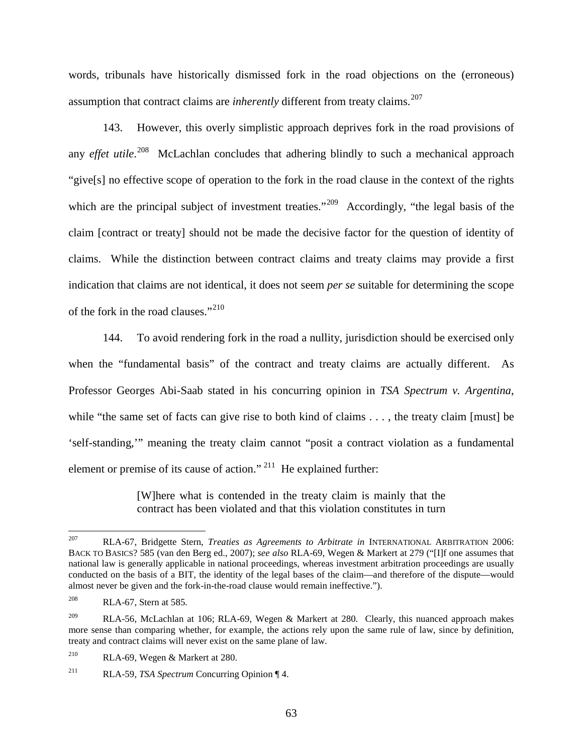words, tribunals have historically dismissed fork in the road objections on the (erroneous) assumption that contract claims are *inherently* different from treaty claims.[207]

143. However, this overly simplistic approach deprives fork in the road provisions of any *effet utile*.[208] McLachlan concludes that adhering blindly to such a mechanical approach "give[s] no effective scope of operation to the fork in the road clause in the context of the rights which are the principal subject of investment treaties."[209] Accordingly, "the legal basis of the claim [contract or treaty] should not be made the decisive factor for the question of identity of claims. While the distinction between contract claims and treaty claims may provide a first indication that claims are not identical, it does not seem *per se* suitable for determining the scope of the fork in the road clauses."[210]

144. To avoid rendering fork in the road a nullity, jurisdiction should be exercised only when the "fundamental basis" of the contract and treaty claims are actually different. As Professor Georges Abi-Saab stated in his concurring opinion in *TSA Spectrum v. Argentina*, while "the same set of facts can give rise to both kind of claims . . . , the treaty claim [must] be 'self-standing,'" meaning the treaty claim cannot "posit a contract violation as a fundamental element or premise of its cause of action."[211] He explained further:

> [W]here what is contended in the treaty claim is mainly that the contract has been violated and that this violation constitutes in turn

---

[207] RLA-67, Bridgette Stern, *Treaties as Agreements to Arbitrate in* INTERNATIONAL ARBITRATION 2006: BACK TO BASICS? 585 (van den Berg ed., 2007); *see also* RLA-69, Wegen & Markert at 279 ("[I]f one assumes that national law is generally applicable in national proceedings, whereas investment arbitration proceedings are usually conducted on the basis of a BIT, the identity of the legal bases of the claim—and therefore of the dispute—would almost never be given and the fork-in-the-road clause would remain ineffective.").

[208] RLA-67, Stern at 585.

[209] RLA-56, McLachlan at 106; RLA-69, Wegen & Markert at 280. Clearly, this nuanced approach makes more sense than comparing whether, for example, the actions rely upon the same rule of law, since by definition, treaty and contract claims will never exist on the same plane of law.

[210] RLA-69, Wegen & Markert at 280.

[211] RLA-59, *TSA Spectrum* Concurring Opinion ¶ 4.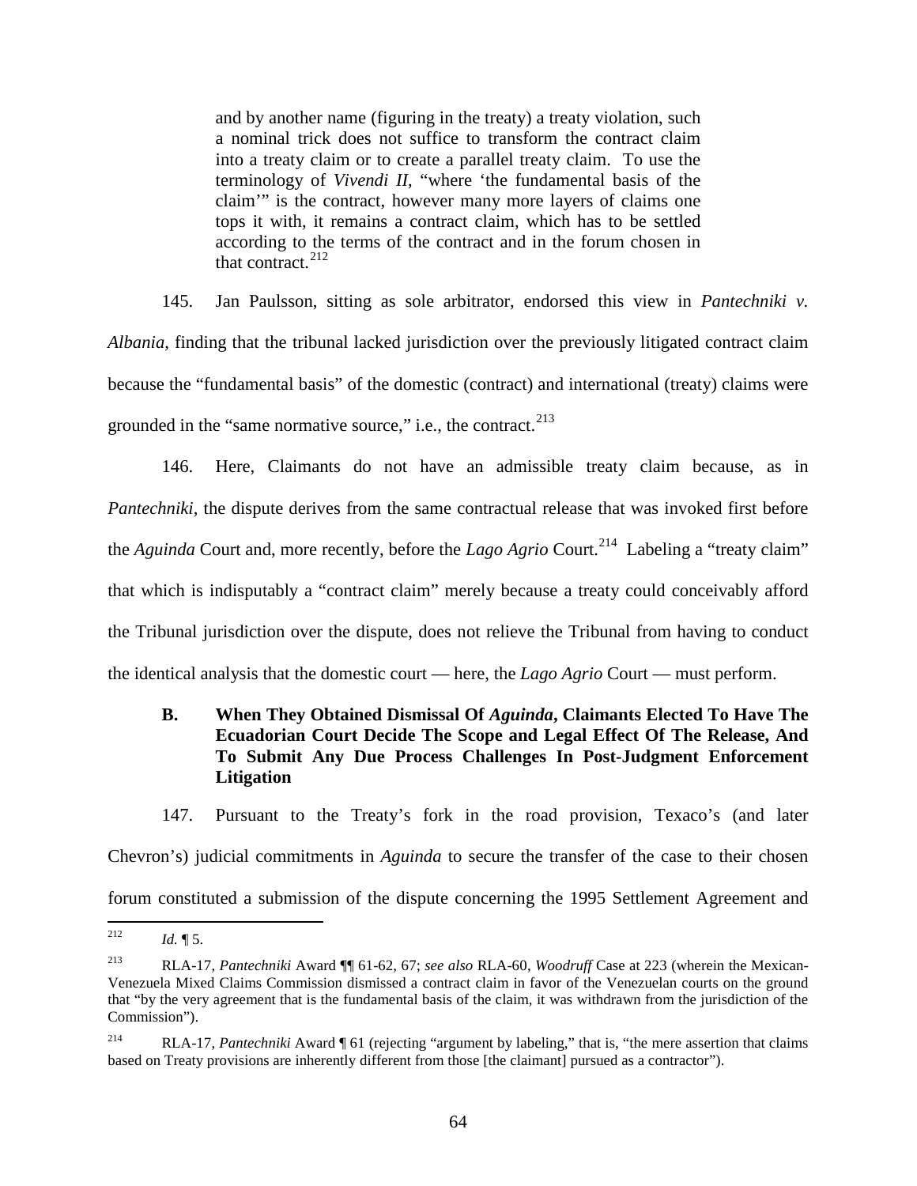> and by another name (figuring in the treaty) a treaty violation, such a nominal trick does not suffice to transform the contract claim into a treaty claim or to create a parallel treaty claim. To use the terminology of *Vivendi II*, "where 'the fundamental basis of the claim'" is the contract, however many more layers of claims one tops it with, it remains a contract claim, which has to be settled according to the terms of the contract and in the forum chosen in that contract.[212]

145. Jan Paulsson, sitting as sole arbitrator, endorsed this view in *Pantechniki v. Albania*, finding that the tribunal lacked jurisdiction over the previously litigated contract claim because the "fundamental basis" of the domestic (contract) and international (treaty) claims were grounded in the "same normative source," i.e., the contract.[213]

146. Here, Claimants do not have an admissible treaty claim because, as in *Pantechniki*, the dispute derives from the same contractual release that was invoked first before the *Aguinda* Court and, more recently, before the *Lago Agrio* Court.[214] Labeling a "treaty claim" that which is indisputably a "contract claim" merely because a treaty could conceivably afford the Tribunal jurisdiction over the dispute, does not relieve the Tribunal from having to conduct the identical analysis that the domestic court — here, the *Lago Agrio* Court — must perform.

### B. When They Obtained Dismissal Of *Aguinda*, Claimants Elected To Have The Ecuadorian Court Decide The Scope and Legal Effect Of The Release, And To Submit Any Due Process Challenges In Post-Judgment Enforcement Litigation

147. Pursuant to the Treaty's fork in the road provision, Texaco's (and later Chevron's) judicial commitments in *Aguinda* to secure the transfer of the case to their chosen forum constituted a submission of the dispute concerning the 1995 Settlement Agreement and

---

[212] *Id.* ¶ 5.

[213] RLA-17, *Pantechniki* Award ¶¶ 61-62, 67; *see also* RLA-60, *Woodruff* Case at 223 (wherein the Mexican-Venezuela Mixed Claims Commission dismissed a contract claim in favor of the Venezuelan courts on the ground that "by the very agreement that is the fundamental basis of the claim, it was withdrawn from the jurisdiction of the Commission").

[214] RLA-17, *Pantechniki* Award ¶ 61 (rejecting "argument by labeling," that is, "the mere assertion that claims based on Treaty provisions are inherently different from those [the claimant] pursued as a contractor").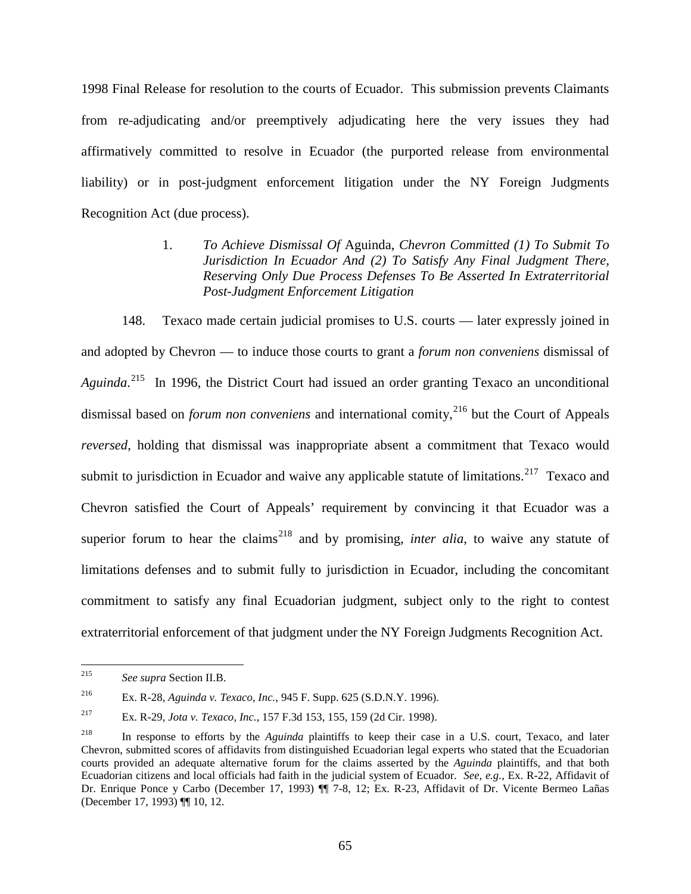1998 Final Release for resolution to the courts of Ecuador. This submission prevents Claimants from re-adjudicating and/or preemptively adjudicating here the very issues they had affirmatively committed to resolve in Ecuador (the purported release from environmental liability) or in post-judgment enforcement litigation under the NY Foreign Judgments Recognition Act (due process).

### 1. *To Achieve Dismissal Of* Aguinda, *Chevron Committed (1) To Submit To Jurisdiction In Ecuador And (2) To Satisfy Any Final Judgment There, Reserving Only Due Process Defenses To Be Asserted In Extraterritorial Post-Judgment Enforcement Litigation*

148. Texaco made certain judicial promises to U.S. courts — later expressly joined in and adopted by Chevron — to induce those courts to grant a *forum non conveniens* dismissal of *Aguinda*.[215] In 1996, the District Court had issued an order granting Texaco an unconditional dismissal based on *forum non conveniens* and international comity,[216] but the Court of Appeals *reversed*, holding that dismissal was inappropriate absent a commitment that Texaco would submit to jurisdiction in Ecuador and waive any applicable statute of limitations.[217] Texaco and Chevron satisfied the Court of Appeals' requirement by convincing it that Ecuador was a superior forum to hear the claims[218] and by promising, *inter alia*, to waive any statute of limitations defenses and to submit fully to jurisdiction in Ecuador, including the concomitant commitment to satisfy any final Ecuadorian judgment, subject only to the right to contest extraterritorial enforcement of that judgment under the NY Foreign Judgments Recognition Act.

---

[215] *See supra* Section II.B.

[216] Ex. R-28, *Aguinda v. Texaco, Inc.*, 945 F. Supp. 625 (S.D.N.Y. 1996).

[217] Ex. R-29, *Jota v. Texaco, Inc.*, 157 F.3d 153, 155, 159 (2d Cir. 1998).

[218] In response to efforts by the *Aguinda* plaintiffs to keep their case in a U.S. court, Texaco, and later Chevron, submitted scores of affidavits from distinguished Ecuadorian legal experts who stated that the Ecuadorian courts provided an adequate alternative forum for the claims asserted by the *Aguinda* plaintiffs, and that both Ecuadorian citizens and local officials had faith in the judicial system of Ecuador. *See, e.g.*, Ex. R-22, Affidavit of Dr. Enrique Ponce y Carbo (December 17, 1993) ¶¶ 7-8, 12; Ex. R-23, Affidavit of Dr. Vicente Bermeo Lañas (December 17, 1993) ¶¶ 10, 12.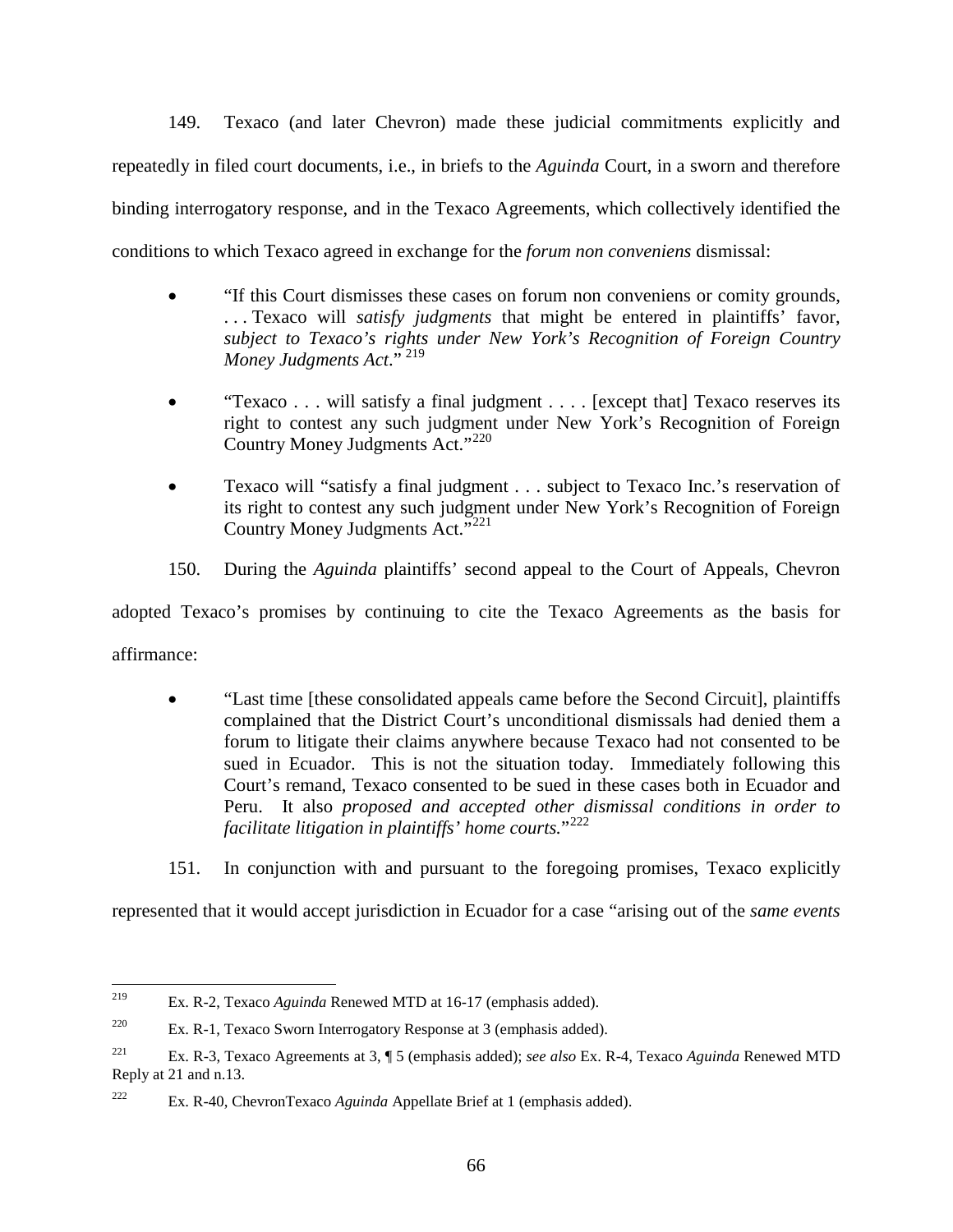149. Texaco (and later Chevron) made these judicial commitments explicitly and repeatedly in filed court documents, i.e., in briefs to the *Aguinda* Court, in a sworn and therefore binding interrogatory response, and in the Texaco Agreements, which collectively identified the conditions to which Texaco agreed in exchange for the *forum non conveniens* dismissal:

- "If this Court dismisses these cases on forum non conveniens or comity grounds, . . . Texaco will *satisfy judgments* that might be entered in plaintiffs' favor, *subject to Texaco's rights under New York's Recognition of Foreign Country Money Judgments Act*." [219]

- "Texaco . . . will satisfy a final judgment . . . . [except that] Texaco reserves its right to contest any such judgment under New York's Recognition of Foreign Country Money Judgments Act."[220]

- Texaco will "satisfy a final judgment . . . subject to Texaco Inc.'s reservation of its right to contest any such judgment under New York's Recognition of Foreign Country Money Judgments Act."[221]

150. During the *Aguinda* plaintiffs' second appeal to the Court of Appeals, Chevron adopted Texaco's promises by continuing to cite the Texaco Agreements as the basis for affirmance:

- "Last time [these consolidated appeals came before the Second Circuit], plaintiffs complained that the District Court's unconditional dismissals had denied them a forum to litigate their claims anywhere because Texaco had not consented to be sued in Ecuador. This is not the situation today. Immediately following this Court's remand, Texaco consented to be sued in these cases both in Ecuador and Peru. It also *proposed and accepted other dismissal conditions in order to facilitate litigation in plaintiffs' home courts.*"[222]

151. In conjunction with and pursuant to the foregoing promises, Texaco explicitly represented that it would accept jurisdiction in Ecuador for a case "arising out of the *same events*

---

[219] Ex. R-2, Texaco *Aguinda* Renewed MTD at 16-17 (emphasis added).

[220] Ex. R-1, Texaco Sworn Interrogatory Response at 3 (emphasis added).

[221] Ex. R-3, Texaco Agreements at 3, ¶ 5 (emphasis added); *see also* Ex. R-4, Texaco *Aguinda* Renewed MTD Reply at 21 and n.13.

[222] Ex. R-40, ChevronTexaco *Aguinda* Appellate Brief at 1 (emphasis added).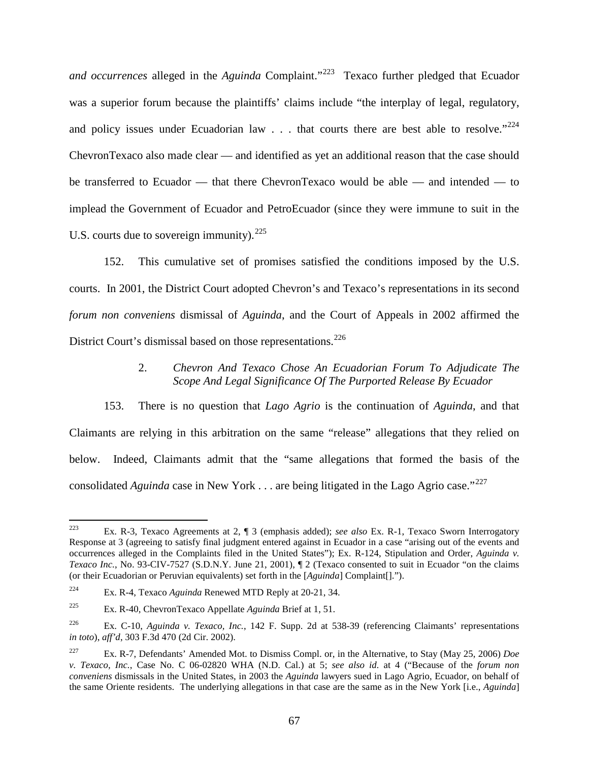*and occurrences* alleged in the *Aguinda* Complaint."[223] Texaco further pledged that Ecuador was a superior forum because the plaintiffs' claims include "the interplay of legal, regulatory, and policy issues under Ecuadorian law . . . that courts there are best able to resolve."[224] ChevronTexaco also made clear — and identified as yet an additional reason that the case should be transferred to Ecuador — that there ChevronTexaco would be able — and intended — to implead the Government of Ecuador and PetroEcuador (since they were immune to suit in the U.S. courts due to sovereign immunity).[225]

152. This cumulative set of promises satisfied the conditions imposed by the U.S. courts. In 2001, the District Court adopted Chevron's and Texaco's representations in its second *forum non conveniens* dismissal of *Aguinda*, and the Court of Appeals in 2002 affirmed the District Court's dismissal based on those representations.[226]

### 2. *Chevron And Texaco Chose An Ecuadorian Forum To Adjudicate The Scope And Legal Significance Of The Purported Release By Ecuador*

153. There is no question that *Lago Agrio* is the continuation of *Aguinda*, and that Claimants are relying in this arbitration on the same "release" allegations that they relied on below. Indeed, Claimants admit that the "same allegations that formed the basis of the consolidated *Aguinda* case in New York . . . are being litigated in the Lago Agrio case."[227]

---

[223] Ex. R-3, Texaco Agreements at 2, ¶ 3 (emphasis added); *see also* Ex. R-1, Texaco Sworn Interrogatory Response at 3 (agreeing to satisfy final judgment entered against in Ecuador in a case "arising out of the events and occurrences alleged in the Complaints filed in the United States"); Ex. R-124, Stipulation and Order, *Aguinda v. Texaco Inc.*, No. 93-CIV-7527 (S.D.N.Y. June 21, 2001), ¶ 2 (Texaco consented to suit in Ecuador "on the claims (or their Ecuadorian or Peruvian equivalents) set forth in the [*Aguinda*] Complaint[].").

[224] Ex. R-4, Texaco *Aguinda* Renewed MTD Reply at 20-21, 34.

[225] Ex. R-40, ChevronTexaco Appellate *Aguinda* Brief at 1, 51.

[226] Ex. C-10, *Aguinda v. Texaco, Inc.*, 142 F. Supp. 2d at 538-39 (referencing Claimants' representations *in toto*), *aff'd*, 303 F.3d 470 (2d Cir. 2002).

[227] Ex. R-7, Defendants' Amended Mot. to Dismiss Compl. or, in the Alternative, to Stay (May 25, 2006) *Doe v. Texaco, Inc.*, Case No. C 06-02820 WHA (N.D. Cal.) at 5; *see also id.* at 4 ("Because of the *forum non conveniens* dismissals in the United States, in 2003 the *Aguinda* lawyers sued in Lago Agrio, Ecuador, on behalf of the same Oriente residents. The underlying allegations in that case are the same as in the New York [i.e., *Aguinda*]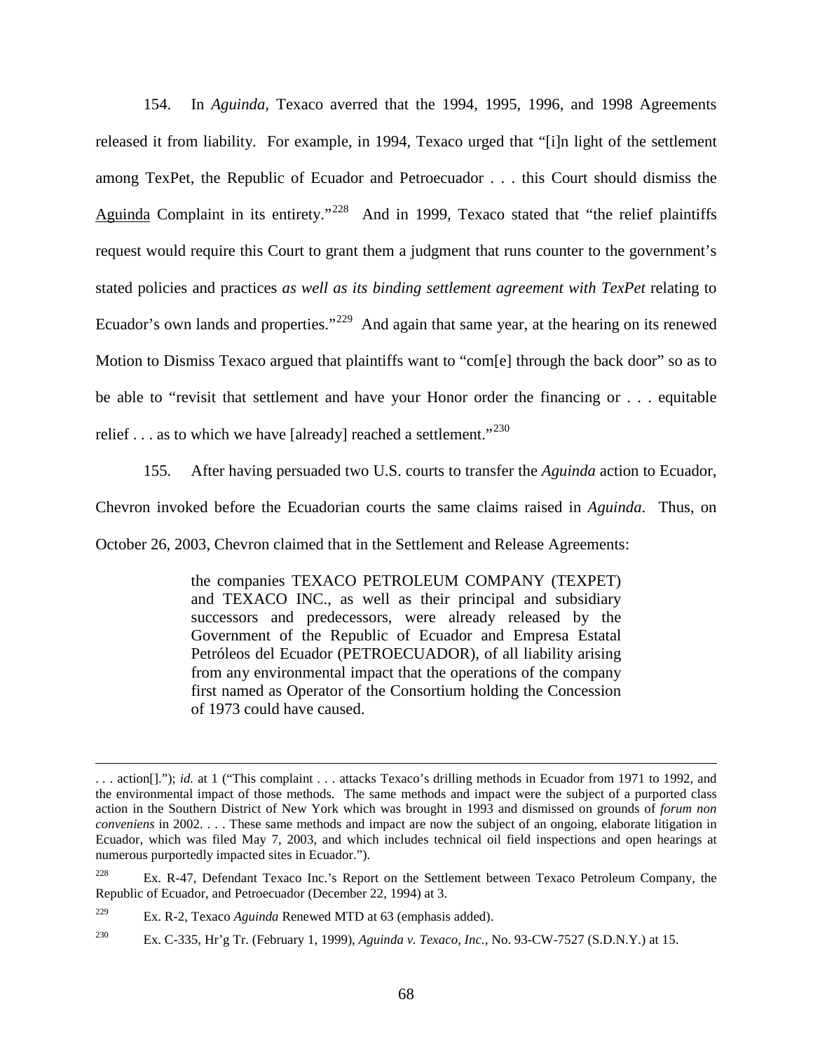154. In *Aguinda*, Texaco averred that the 1994, 1995, 1996, and 1998 Agreements released it from liability. For example, in 1994, Texaco urged that "[i]n light of the settlement among TexPet, the Republic of Ecuador and Petroecuador . . . this Court should dismiss the Aguinda Complaint in its entirety."[228] And in 1999, Texaco stated that "the relief plaintiffs request would require this Court to grant them a judgment that runs counter to the government's stated policies and practices *as well as its binding settlement agreement with TexPet* relating to Ecuador's own lands and properties."[229] And again that same year, at the hearing on its renewed Motion to Dismiss Texaco argued that plaintiffs want to "com[e] through the back door" so as to be able to "revisit that settlement and have your Honor order the financing or . . . equitable relief . . . as to which we have [already] reached a settlement."[230]

155. After having persuaded two U.S. courts to transfer the *Aguinda* action to Ecuador, Chevron invoked before the Ecuadorian courts the same claims raised in *Aguinda*. Thus, on October 26, 2003, Chevron claimed that in the Settlement and Release Agreements:

> the companies TEXACO PETROLEUM COMPANY (TEXPET) and TEXACO INC., as well as their principal and subsidiary successors and predecessors, were already released by the Government of the Republic of Ecuador and Empresa Estatal Petróleos del Ecuador (PETROECUADOR), of all liability arising from any environmental impact that the operations of the company first named as Operator of the Consortium holding the Concession of 1973 could have caused.

---

. . . action[]."); *id.* at 1 ("This complaint . . . attacks Texaco's drilling methods in Ecuador from 1971 to 1992, and the environmental impact of those methods. The same methods and impact were the subject of a purported class action in the Southern District of New York which was brought in 1993 and dismissed on grounds of *forum non conveniens* in 2002. . . . These same methods and impact are now the subject of an ongoing, elaborate litigation in Ecuador, which was filed May 7, 2003, and which includes technical oil field inspections and open hearings at numerous purportedly impacted sites in Ecuador.").

[228] Ex. R-47, Defendant Texaco Inc.'s Report on the Settlement between Texaco Petroleum Company, the Republic of Ecuador, and Petroecuador (December 22, 1994) at 3.

[229] Ex. R-2, Texaco *Aguinda* Renewed MTD at 63 (emphasis added).

[230] Ex. C-335, Hr'g Tr. (February 1, 1999), *Aguinda v. Texaco, Inc.,* No. 93-CW-7527 (S.D.N.Y.) at 15.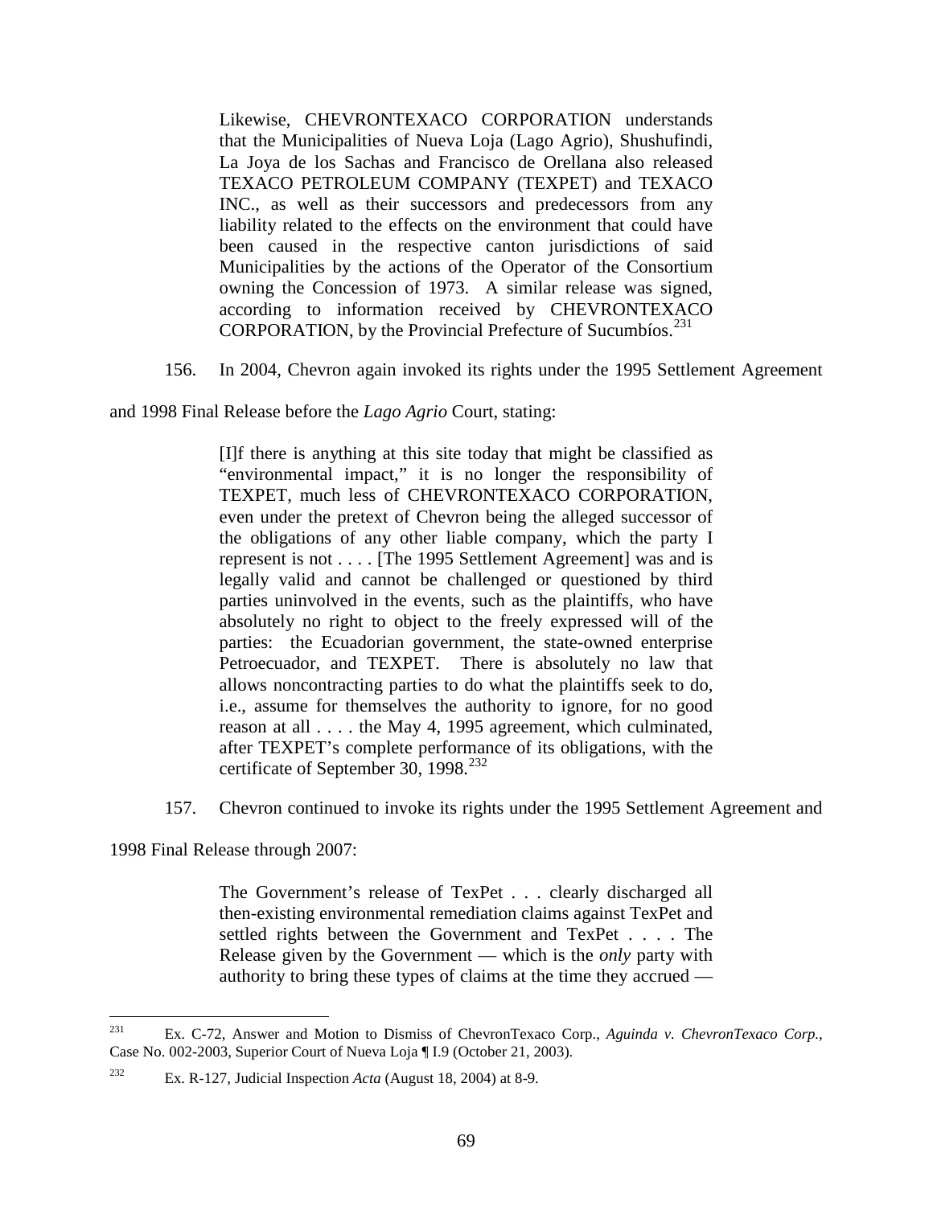> Likewise, CHEVRONTEXACO CORPORATION understands that the Municipalities of Nueva Loja (Lago Agrio), Shushufindi, La Joya de los Sachas and Francisco de Orellana also released TEXACO PETROLEUM COMPANY (TEXPET) and TEXACO INC., as well as their successors and predecessors from any liability related to the effects on the environment that could have been caused in the respective canton jurisdictions of said Municipalities by the actions of the Operator of the Consortium owning the Concession of 1973. A similar release was signed, according to information received by CHEVRONTEXACO CORPORATION, by the Provincial Prefecture of Sucumbíos.[231]

156. In 2004, Chevron again invoked its rights under the 1995 Settlement Agreement and 1998 Final Release before the *Lago Agrio* Court, stating:

> [I]f there is anything at this site today that might be classified as "environmental impact," it is no longer the responsibility of TEXPET, much less of CHEVRONTEXACO CORPORATION, even under the pretext of Chevron being the alleged successor of the obligations of any other liable company, which the party I represent is not . . . . [The 1995 Settlement Agreement] was and is legally valid and cannot be challenged or questioned by third parties uninvolved in the events, such as the plaintiffs, who have absolutely no right to object to the freely expressed will of the parties: the Ecuadorian government, the state-owned enterprise Petroecuador, and TEXPET. There is absolutely no law that allows noncontracting parties to do what the plaintiffs seek to do, i.e., assume for themselves the authority to ignore, for no good reason at all . . . . the May 4, 1995 agreement, which culminated, after TEXPET's complete performance of its obligations, with the certificate of September 30, 1998.[232]

157. Chevron continued to invoke its rights under the 1995 Settlement Agreement and 1998 Final Release through 2007:

> The Government's release of TexPet . . . clearly discharged all then-existing environmental remediation claims against TexPet and settled rights between the Government and TexPet . . . . The Release given by the Government — which is the *only* party with authority to bring these types of claims at the time they accrued —

---

[231] Ex. C-72, Answer and Motion to Dismiss of ChevronTexaco Corp., *Aguinda v. ChevronTexaco Corp.*, Case No. 002-2003, Superior Court of Nueva Loja ¶ I.9 (October 21, 2003).

[232] Ex. R-127, Judicial Inspection *Acta* (August 18, 2004) at 8-9.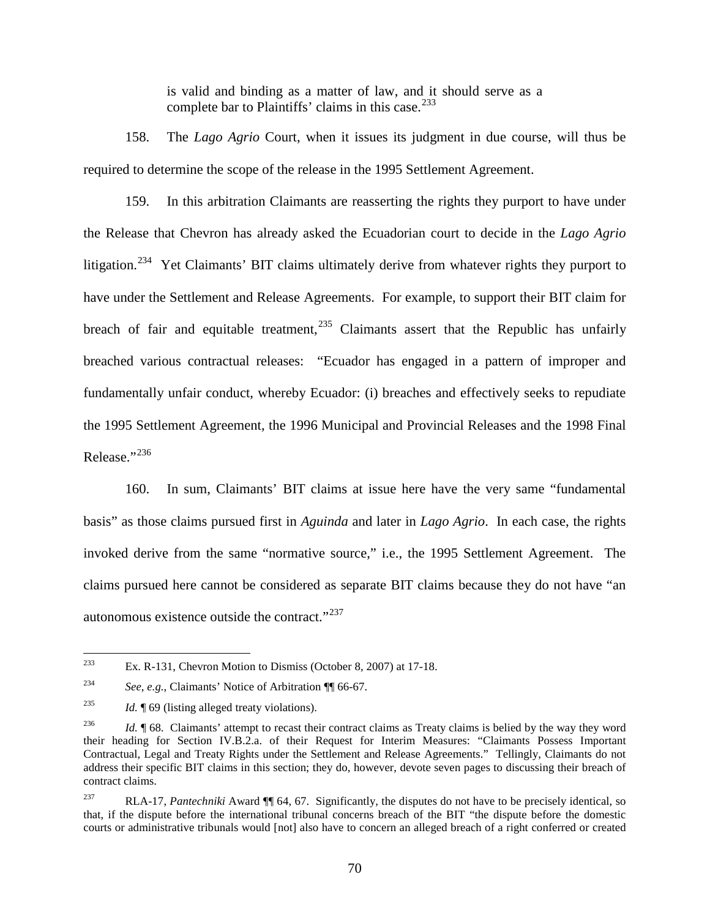> is valid and binding as a matter of law, and it should serve as a complete bar to Plaintiffs' claims in this case.[233]

158. The *Lago Agrio* Court, when it issues its judgment in due course, will thus be required to determine the scope of the release in the 1995 Settlement Agreement.

159. In this arbitration Claimants are reasserting the rights they purport to have under the Release that Chevron has already asked the Ecuadorian court to decide in the *Lago Agrio* litigation.[234] Yet Claimants' BIT claims ultimately derive from whatever rights they purport to have under the Settlement and Release Agreements. For example, to support their BIT claim for breach of fair and equitable treatment,[235] Claimants assert that the Republic has unfairly breached various contractual releases: "Ecuador has engaged in a pattern of improper and fundamentally unfair conduct, whereby Ecuador: (i) breaches and effectively seeks to repudiate the 1995 Settlement Agreement, the 1996 Municipal and Provincial Releases and the 1998 Final Release."[236]

160. In sum, Claimants' BIT claims at issue here have the very same "fundamental basis" as those claims pursued first in *Aguinda* and later in *Lago Agrio*. In each case, the rights invoked derive from the same "normative source," i.e., the 1995 Settlement Agreement. The claims pursued here cannot be considered as separate BIT claims because they do not have "an autonomous existence outside the contract."[237]

---

[233] Ex. R-131, Chevron Motion to Dismiss (October 8, 2007) at 17-18.

[234] *See, e.g.*, Claimants' Notice of Arbitration ¶¶ 66-67.

[235] *Id.* ¶ 69 (listing alleged treaty violations).

[236] *Id.* ¶ 68. Claimants' attempt to recast their contract claims as Treaty claims is belied by the way they word their heading for Section IV.B.2.a. of their Request for Interim Measures: "Claimants Possess Important Contractual, Legal and Treaty Rights under the Settlement and Release Agreements." Tellingly, Claimants do not address their specific BIT claims in this section; they do, however, devote seven pages to discussing their breach of contract claims.

[237] RLA-17, *Pantechniki* Award ¶¶ 64, 67. Significantly, the disputes do not have to be precisely identical, so that, if the dispute before the international tribunal concerns breach of the BIT "the dispute before the domestic courts or administrative tribunals would [not] also have to concern an alleged breach of a right conferred or created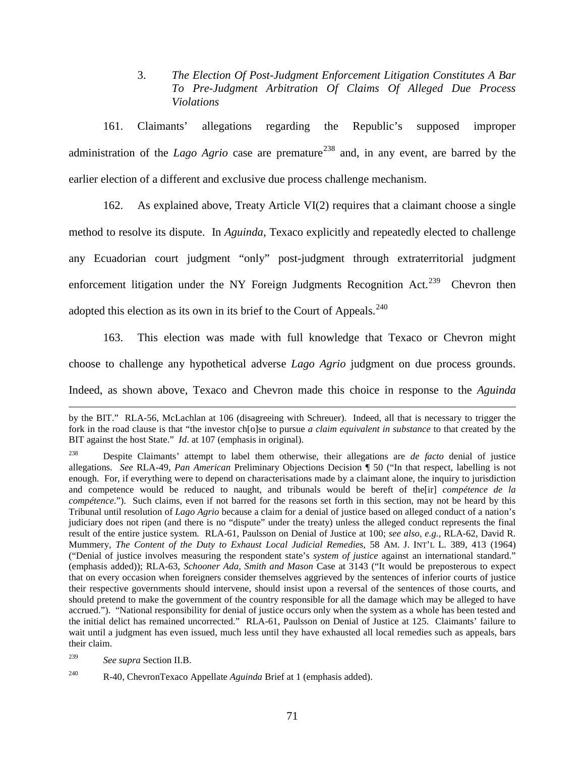### 3. *The Election Of Post-Judgment Enforcement Litigation Constitutes A Bar To Pre-Judgment Arbitration Of Claims Of Alleged Due Process Violations*

161. Claimants' allegations regarding the Republic's supposed improper administration of the *Lago Agrio* case are premature[238] and, in any event, are barred by the earlier election of a different and exclusive due process challenge mechanism.

162. As explained above, Treaty Article VI(2) requires that a claimant choose a single method to resolve its dispute. In *Aguinda*, Texaco explicitly and repeatedly elected to challenge any Ecuadorian court judgment "only" post-judgment through extraterritorial judgment enforcement litigation under the NY Foreign Judgments Recognition Act.[239] Chevron then adopted this election as its own in its brief to the Court of Appeals.[240]

163. This election was made with full knowledge that Texaco or Chevron might choose to challenge any hypothetical adverse *Lago Agrio* judgment on due process grounds. Indeed, as shown above, Texaco and Chevron made this choice in response to the *Aguinda*

---

by the BIT." RLA-56, McLachlan at 106 (disagreeing with Schreuer). Indeed, all that is necessary to trigger the fork in the road clause is that "the investor ch[o]se to pursue *a claim equivalent in substance* to that created by the BIT against the host State." *Id*. at 107 (emphasis in original).

[238] Despite Claimants' attempt to label them otherwise, their allegations are *de facto* denial of justice allegations. *See* RLA-49, *Pan American* Preliminary Objections Decision ¶ 50 ("In that respect, labelling is not enough. For, if everything were to depend on characterisations made by a claimant alone, the inquiry to jurisdiction and competence would be reduced to naught, and tribunals would be bereft of the[ir] *compétence de la compétence*."). Such claims, even if not barred for the reasons set forth in this section, may not be heard by this Tribunal until resolution of *Lago Agrio* because a claim for a denial of justice based on alleged conduct of a nation's judiciary does not ripen (and there is no "dispute" under the treaty) unless the alleged conduct represents the final result of the entire justice system. RLA-61, Paulsson on Denial of Justice at 100; *see also, e.g.*, RLA-62, David R. Mummery, *The Content of the Duty to Exhaust Local Judicial Remedies*, 58 AM. J. INT'L L. 389, 413 (1964) ("Denial of justice involves measuring the respondent state's *system of justice* against an international standard." (emphasis added)); RLA-63, *Schooner Ada, Smith and Mason* Case at 3143 ("It would be preposterous to expect that on every occasion when foreigners consider themselves aggrieved by the sentences of inferior courts of justice their respective governments should intervene, should insist upon a reversal of the sentences of those courts, and should pretend to make the government of the country responsible for all the damage which may be alleged to have accrued."). "National responsibility for denial of justice occurs only when the system as a whole has been tested and the initial delict has remained uncorrected." RLA-61, Paulsson on Denial of Justice at 125. Claimants' failure to wait until a judgment has even issued, much less until they have exhausted all local remedies such as appeals, bars their claim.

[239] *See supra* Section II.B.

[240] R-40, ChevronTexaco Appellate *Aguinda* Brief at 1 (emphasis added).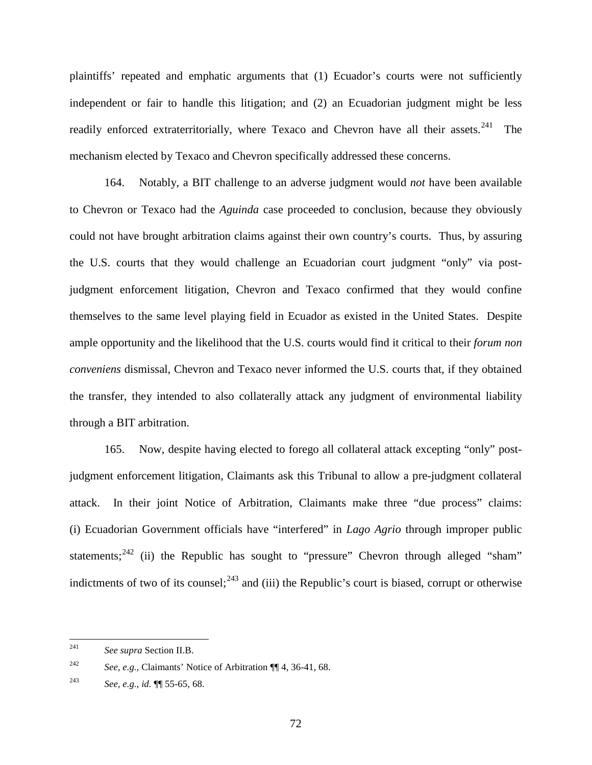plaintiffs' repeated and emphatic arguments that (1) Ecuador's courts were not sufficiently independent or fair to handle this litigation; and (2) an Ecuadorian judgment might be less readily enforced extraterritorially, where Texaco and Chevron have all their assets.[241] The mechanism elected by Texaco and Chevron specifically addressed these concerns.

164. Notably, a BIT challenge to an adverse judgment would *not* have been available to Chevron or Texaco had the *Aguinda* case proceeded to conclusion, because they obviously could not have brought arbitration claims against their own country's courts. Thus, by assuring the U.S. courts that they would challenge an Ecuadorian court judgment "only" via post-judgment enforcement litigation, Chevron and Texaco confirmed that they would confine themselves to the same level playing field in Ecuador as existed in the United States. Despite ample opportunity and the likelihood that the U.S. courts would find it critical to their *forum non conveniens* dismissal, Chevron and Texaco never informed the U.S. courts that, if they obtained the transfer, they intended to also collaterally attack any judgment of environmental liability through a BIT arbitration.

165. Now, despite having elected to forego all collateral attack excepting "only" post-judgment enforcement litigation, Claimants ask this Tribunal to allow a pre-judgment collateral attack. In their joint Notice of Arbitration, Claimants make three "due process" claims: (i) Ecuadorian Government officials have "interfered" in *Lago Agrio* through improper public statements;[242] (ii) the Republic has sought to "pressure" Chevron through alleged "sham" indictments of two of its counsel;[243] and (iii) the Republic's court is biased, corrupt or otherwise

---

[241] *See supra* Section II.B.

[242] *See, e.g.*, Claimants' Notice of Arbitration ¶¶ 4, 36-41, 68.

[243] *See, e.g.*, *id.* ¶¶ 55-65, 68.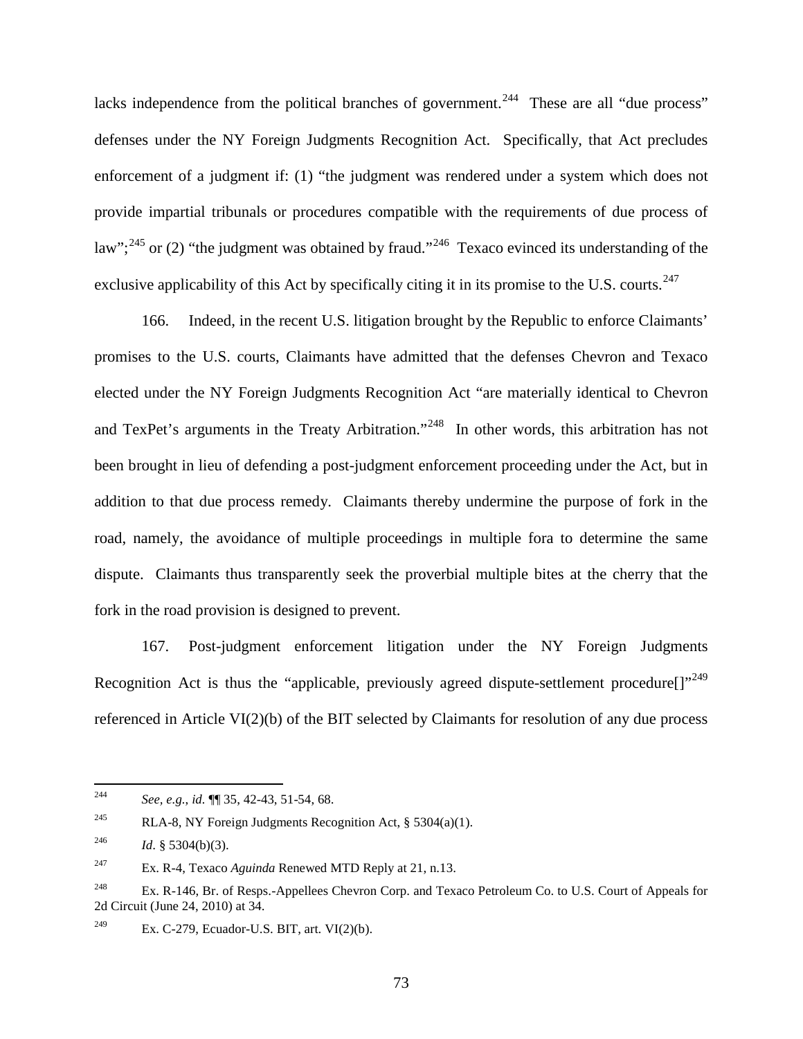lacks independence from the political branches of government.[244] These are all "due process" defenses under the NY Foreign Judgments Recognition Act. Specifically, that Act precludes enforcement of a judgment if: (1) "the judgment was rendered under a system which does not provide impartial tribunals or procedures compatible with the requirements of due process of law";[245] or (2) "the judgment was obtained by fraud."[246] Texaco evinced its understanding of the exclusive applicability of this Act by specifically citing it in its promise to the U.S. courts.[247]

166. Indeed, in the recent U.S. litigation brought by the Republic to enforce Claimants' promises to the U.S. courts, Claimants have admitted that the defenses Chevron and Texaco elected under the NY Foreign Judgments Recognition Act "are materially identical to Chevron and TexPet's arguments in the Treaty Arbitration."[248] In other words, this arbitration has not been brought in lieu of defending a post-judgment enforcement proceeding under the Act, but in addition to that due process remedy. Claimants thereby undermine the purpose of fork in the road, namely, the avoidance of multiple proceedings in multiple fora to determine the same dispute. Claimants thus transparently seek the proverbial multiple bites at the cherry that the fork in the road provision is designed to prevent.

167. Post-judgment enforcement litigation under the NY Foreign Judgments Recognition Act is thus the "applicable, previously agreed dispute-settlement procedure[]"[249] referenced in Article VI(2)(b) of the BIT selected by Claimants for resolution of any due process

---

[244] *See, e.g.*, *id.* ¶¶ 35, 42-43, 51-54, 68.

[245] RLA-8, NY Foreign Judgments Recognition Act, § 5304(a)(1).

[246] *Id*. § 5304(b)(3).

[247] Ex. R-4, Texaco *Aguinda* Renewed MTD Reply at 21, n.13.

[248] Ex. R-146, Br. of Resps.-Appellees Chevron Corp. and Texaco Petroleum Co. to U.S. Court of Appeals for 2d Circuit (June 24, 2010) at 34.

[249] Ex. C-279, Ecuador-U.S. BIT, art. VI(2)(b).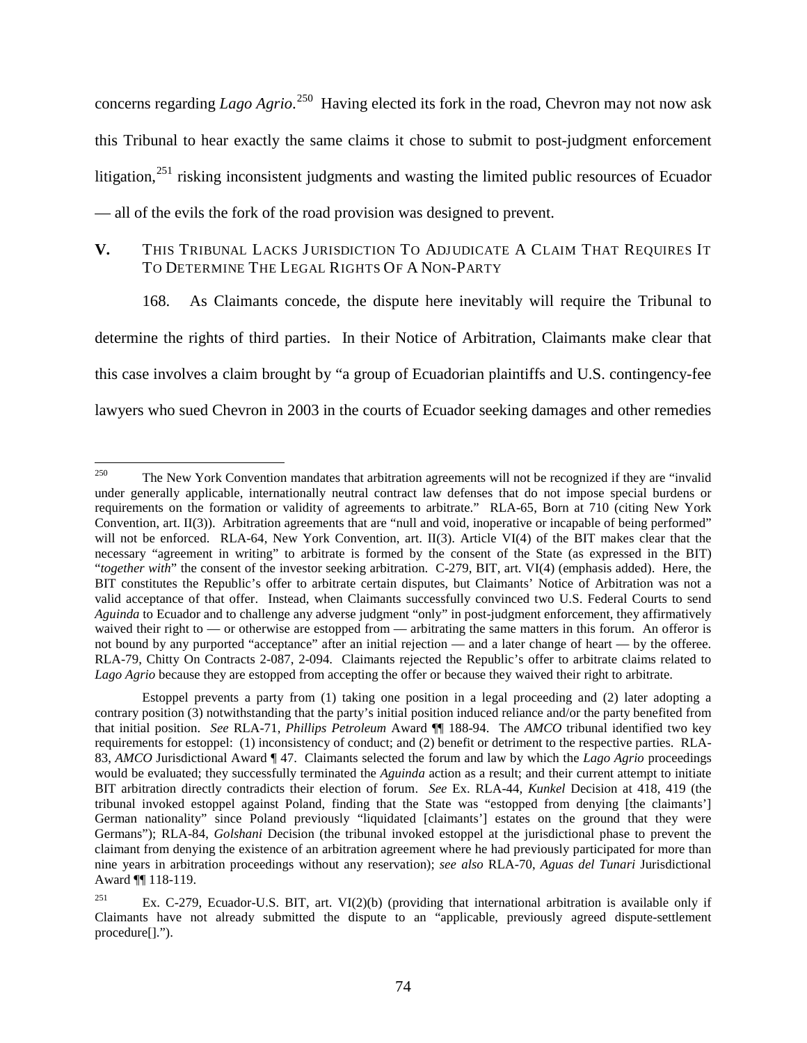concerns regarding *Lago Agrio*.[250] Having elected its fork in the road, Chevron may not now ask this Tribunal to hear exactly the same claims it chose to submit to post-judgment enforcement litigation,[251] risking inconsistent judgments and wasting the limited public resources of Ecuador — all of the evils the fork of the road provision was designed to prevent.

## V. THIS TRIBUNAL LACKS JURISDICTION TO ADJUDICATE A CLAIM THAT REQUIRES IT TO DETERMINE THE LEGAL RIGHTS OF A NON-PARTY

168. As Claimants concede, the dispute here inevitably will require the Tribunal to determine the rights of third parties. In their Notice of Arbitration, Claimants make clear that this case involves a claim brought by "a group of Ecuadorian plaintiffs and U.S. contingency-fee lawyers who sued Chevron in 2003 in the courts of Ecuador seeking damages and other remedies

---

[250] The New York Convention mandates that arbitration agreements will not be recognized if they are "invalid under generally applicable, internationally neutral contract law defenses that do not impose special burdens or requirements on the formation or validity of agreements to arbitrate." RLA-65, Born at 710 (citing New York Convention, art. II(3)). Arbitration agreements that are "null and void, inoperative or incapable of being performed" will not be enforced. RLA-64, New York Convention, art. II(3). Article VI(4) of the BIT makes clear that the necessary "agreement in writing" to arbitrate is formed by the consent of the State (as expressed in the BIT) "*together with*" the consent of the investor seeking arbitration. C-279, BIT, art. VI(4) (emphasis added). Here, the BIT constitutes the Republic's offer to arbitrate certain disputes, but Claimants' Notice of Arbitration was not a valid acceptance of that offer. Instead, when Claimants successfully convinced two U.S. Federal Courts to send *Aguinda* to Ecuador and to challenge any adverse judgment "only" in post-judgment enforcement, they affirmatively waived their right to — or otherwise are estopped from — arbitrating the same matters in this forum. An offeror is not bound by any purported "acceptance" after an initial rejection — and a later change of heart — by the offeree. RLA-79, Chitty On Contracts 2-087, 2-094. Claimants rejected the Republic's offer to arbitrate claims related to *Lago Agrio* because they are estopped from accepting the offer or because they waived their right to arbitrate.

Estoppel prevents a party from (1) taking one position in a legal proceeding and (2) later adopting a contrary position (3) notwithstanding that the party's initial position induced reliance and/or the party benefited from that initial position. *See* RLA-71, *Phillips Petroleum* Award ¶¶ 188-94. The *AMCO* tribunal identified two key requirements for estoppel: (1) inconsistency of conduct; and (2) benefit or detriment to the respective parties. RLA-83, *AMCO* Jurisdictional Award ¶ 47. Claimants selected the forum and law by which the *Lago Agrio* proceedings would be evaluated; they successfully terminated the *Aguinda* action as a result; and their current attempt to initiate BIT arbitration directly contradicts their election of forum. *See* Ex. RLA-44, *Kunkel* Decision at 418, 419 (the tribunal invoked estoppel against Poland, finding that the State was "estopped from denying [the claimants'] German nationality" since Poland previously "liquidated [claimants'] estates on the ground that they were Germans"); RLA-84, *Golshani* Decision (the tribunal invoked estoppel at the jurisdictional phase to prevent the claimant from denying the existence of an arbitration agreement where he had previously participated for more than nine years in arbitration proceedings without any reservation); *see also* RLA-70, *Aguas del Tunari* Jurisdictional Award ¶¶ 118-119.

[251] Ex. C-279, Ecuador-U.S. BIT, art. VI(2)(b) (providing that international arbitration is available only if Claimants have not already submitted the dispute to an "applicable, previously agreed dispute-settlement procedure[].").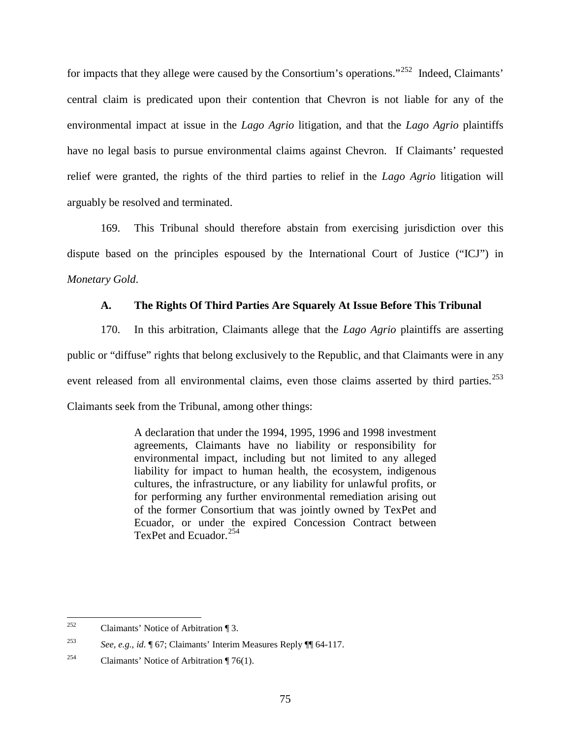for impacts that they allege were caused by the Consortium's operations."[252] Indeed, Claimants' central claim is predicated upon their contention that Chevron is not liable for any of the environmental impact at issue in the *Lago Agrio* litigation, and that the *Lago Agrio* plaintiffs have no legal basis to pursue environmental claims against Chevron. If Claimants' requested relief were granted, the rights of the third parties to relief in the *Lago Agrio* litigation will arguably be resolved and terminated.

169. This Tribunal should therefore abstain from exercising jurisdiction over this dispute based on the principles espoused by the International Court of Justice ("ICJ") in *Monetary Gold*.

### A. The Rights Of Third Parties Are Squarely At Issue Before This Tribunal

170. In this arbitration, Claimants allege that the *Lago Agrio* plaintiffs are asserting public or "diffuse" rights that belong exclusively to the Republic, and that Claimants were in any event released from all environmental claims, even those claims asserted by third parties.[253] Claimants seek from the Tribunal, among other things:

> A declaration that under the 1994, 1995, 1996 and 1998 investment agreements, Claimants have no liability or responsibility for environmental impact, including but not limited to any alleged liability for impact to human health, the ecosystem, indigenous cultures, the infrastructure, or any liability for unlawful profits, or for performing any further environmental remediation arising out of the former Consortium that was jointly owned by TexPet and Ecuador, or under the expired Concession Contract between TexPet and Ecuador.[254]

---

[252] Claimants' Notice of Arbitration ¶ 3.

[253] *See, e.g.*, *id.* ¶ 67; Claimants' Interim Measures Reply ¶¶ 64-117.

[254] Claimants' Notice of Arbitration ¶ 76(1).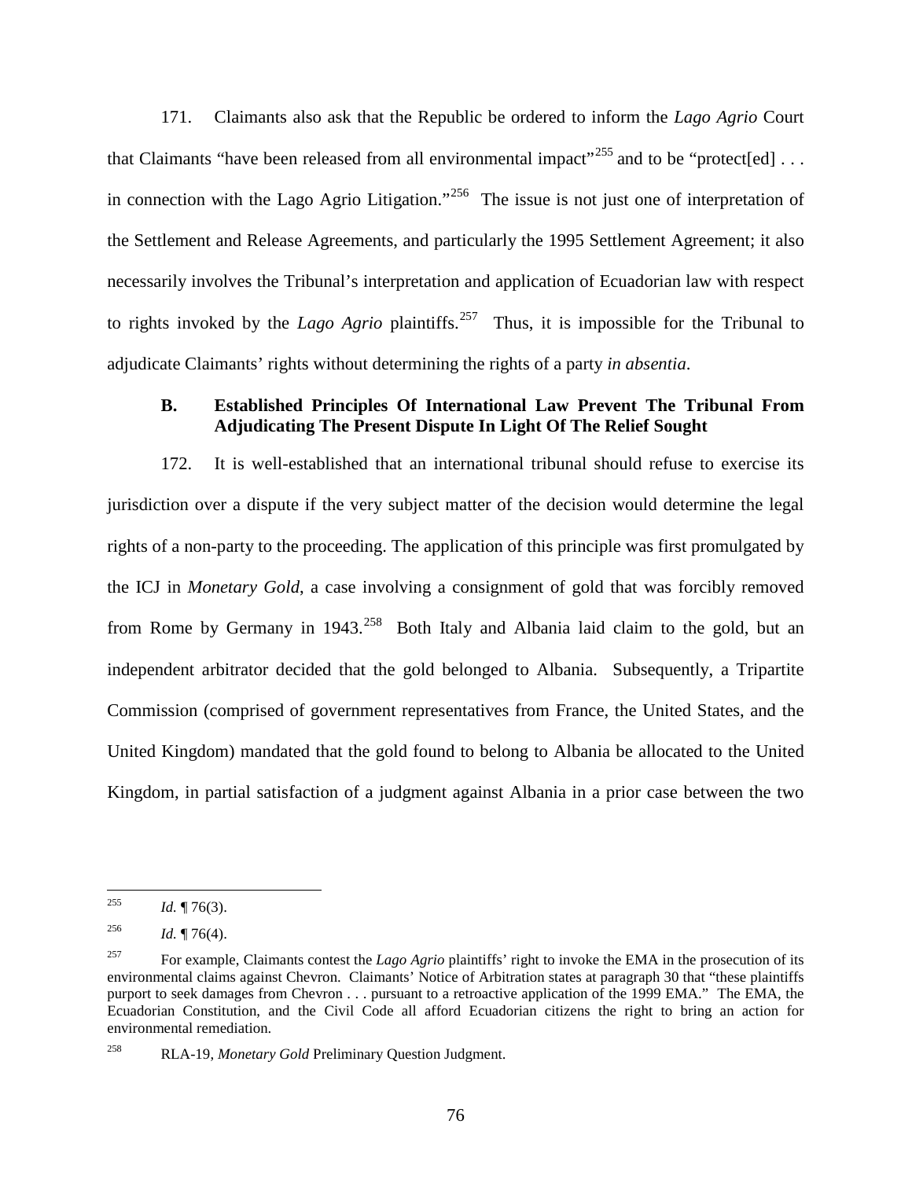171. Claimants also ask that the Republic be ordered to inform the *Lago Agrio* Court that Claimants "have been released from all environmental impact"[255] and to be "protect[ed] . . . in connection with the Lago Agrio Litigation."[256] The issue is not just one of interpretation of the Settlement and Release Agreements, and particularly the 1995 Settlement Agreement; it also necessarily involves the Tribunal's interpretation and application of Ecuadorian law with respect to rights invoked by the *Lago Agrio* plaintiffs.[257] Thus, it is impossible for the Tribunal to adjudicate Claimants' rights without determining the rights of a party *in absentia*.

### B. Established Principles Of International Law Prevent The Tribunal From Adjudicating The Present Dispute In Light Of The Relief Sought

172. It is well-established that an international tribunal should refuse to exercise its jurisdiction over a dispute if the very subject matter of the decision would determine the legal rights of a non-party to the proceeding. The application of this principle was first promulgated by the ICJ in *Monetary Gold*, a case involving a consignment of gold that was forcibly removed from Rome by Germany in 1943.[258] Both Italy and Albania laid claim to the gold, but an independent arbitrator decided that the gold belonged to Albania. Subsequently, a Tripartite Commission (comprised of government representatives from France, the United States, and the United Kingdom) mandated that the gold found to belong to Albania be allocated to the United Kingdom, in partial satisfaction of a judgment against Albania in a prior case between the two

---

[255] *Id.* ¶ 76(3).

[256] *Id.* ¶ 76(4).

[257] For example, Claimants contest the *Lago Agrio* plaintiffs' right to invoke the EMA in the prosecution of its environmental claims against Chevron. Claimants' Notice of Arbitration states at paragraph 30 that "these plaintiffs purport to seek damages from Chevron . . . pursuant to a retroactive application of the 1999 EMA." The EMA, the Ecuadorian Constitution, and the Civil Code all afford Ecuadorian citizens the right to bring an action for environmental remediation.

[258] RLA-19, *Monetary Gold* Preliminary Question Judgment.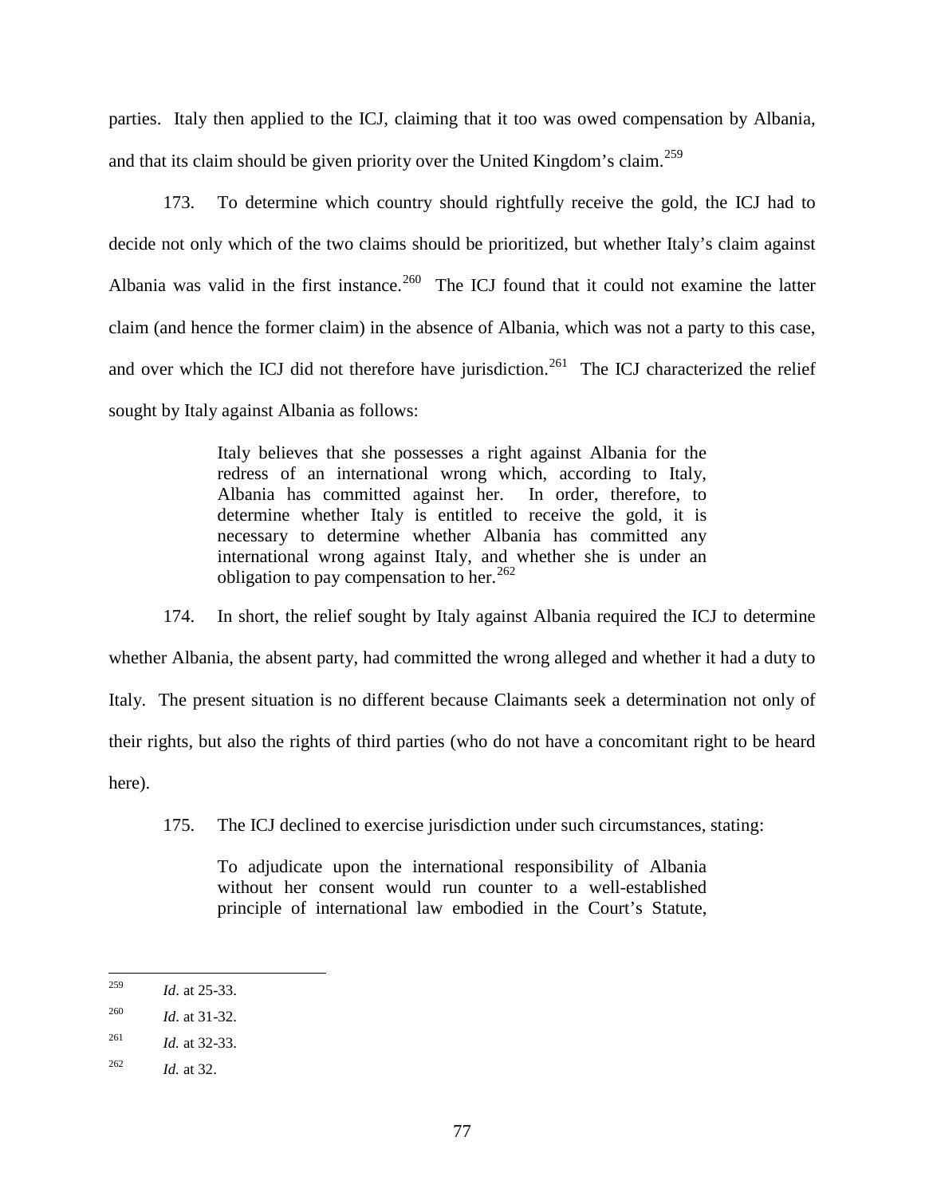parties. Italy then applied to the ICJ, claiming that it too was owed compensation by Albania, and that its claim should be given priority over the United Kingdom's claim.[259]

173. To determine which country should rightfully receive the gold, the ICJ had to decide not only which of the two claims should be prioritized, but whether Italy's claim against Albania was valid in the first instance.[260] The ICJ found that it could not examine the latter claim (and hence the former claim) in the absence of Albania, which was not a party to this case, and over which the ICJ did not therefore have jurisdiction.[261] The ICJ characterized the relief sought by Italy against Albania as follows:

> Italy believes that she possesses a right against Albania for the redress of an international wrong which, according to Italy, Albania has committed against her. In order, therefore, to determine whether Italy is entitled to receive the gold, it is necessary to determine whether Albania has committed any international wrong against Italy, and whether she is under an obligation to pay compensation to her.[262]

174. In short, the relief sought by Italy against Albania required the ICJ to determine whether Albania, the absent party, had committed the wrong alleged and whether it had a duty to Italy. The present situation is no different because Claimants seek a determination not only of their rights, but also the rights of third parties (who do not have a concomitant right to be heard here).

175. The ICJ declined to exercise jurisdiction under such circumstances, stating:

> To adjudicate upon the international responsibility of Albania without her consent would run counter to a well-established principle of international law embodied in the Court's Statute,

---

[259] *Id*. at 25-33.

[260] *Id*. at 31-32.

[261] *Id.* at 32-33.

[262] *Id.* at 32.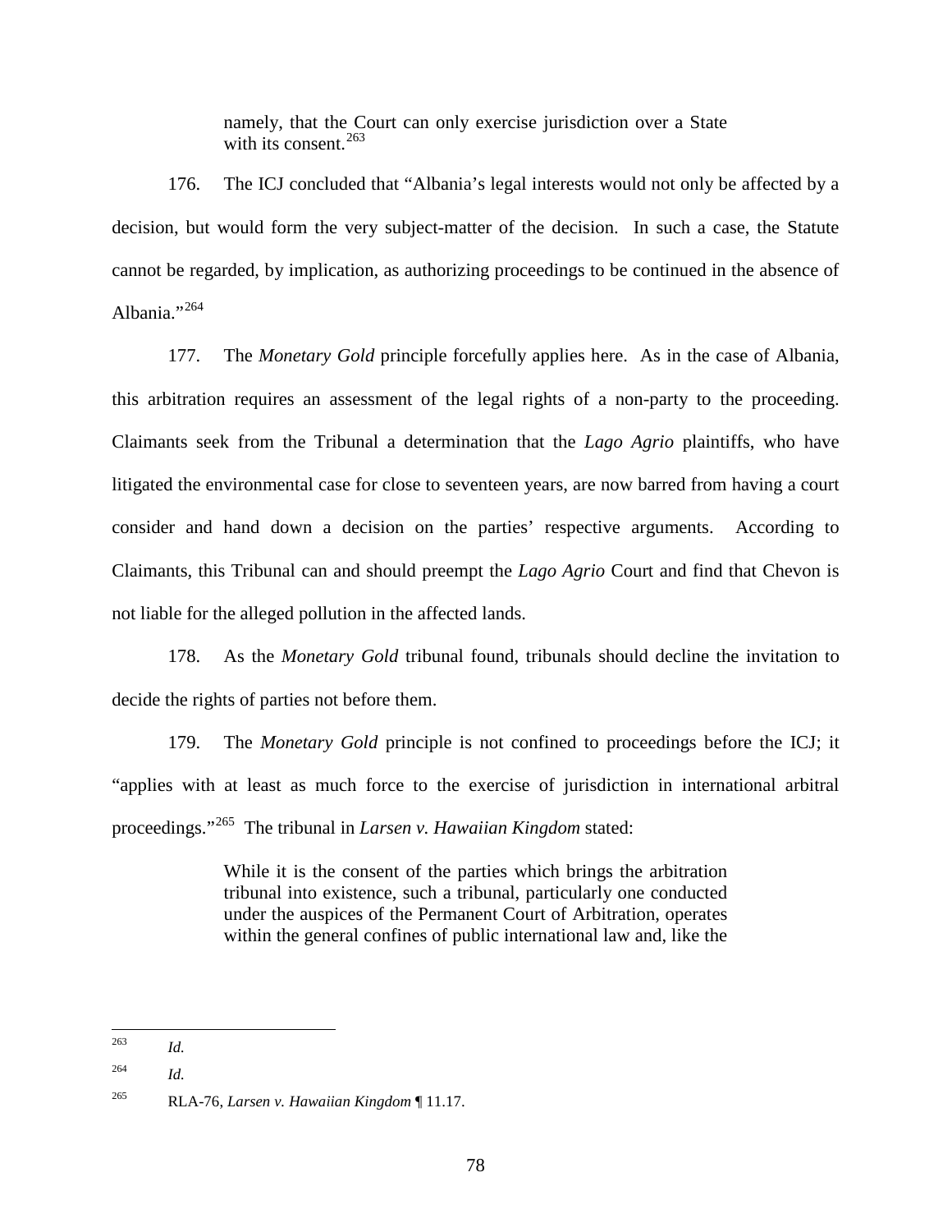> namely, that the Court can only exercise jurisdiction over a State with its consent.[263]

176. The ICJ concluded that "Albania's legal interests would not only be affected by a decision, but would form the very subject-matter of the decision. In such a case, the Statute cannot be regarded, by implication, as authorizing proceedings to be continued in the absence of Albania."[264]

177. The *Monetary Gold* principle forcefully applies here. As in the case of Albania, this arbitration requires an assessment of the legal rights of a non-party to the proceeding. Claimants seek from the Tribunal a determination that the *Lago Agrio* plaintiffs, who have litigated the environmental case for close to seventeen years, are now barred from having a court consider and hand down a decision on the parties' respective arguments. According to Claimants, this Tribunal can and should preempt the *Lago Agrio* Court and find that Chevon is not liable for the alleged pollution in the affected lands.

178. As the *Monetary Gold* tribunal found, tribunals should decline the invitation to decide the rights of parties not before them.

179. The *Monetary Gold* principle is not confined to proceedings before the ICJ; it "applies with at least as much force to the exercise of jurisdiction in international arbitral proceedings."[265] The tribunal in *Larsen v. Hawaiian Kingdom* stated:

> While it is the consent of the parties which brings the arbitration tribunal into existence, such a tribunal, particularly one conducted under the auspices of the Permanent Court of Arbitration, operates within the general confines of public international law and, like the

---

[263] *Id.*

[264] *Id.*

[265] RLA-76, *Larsen v. Hawaiian Kingdom* ¶ 11.17.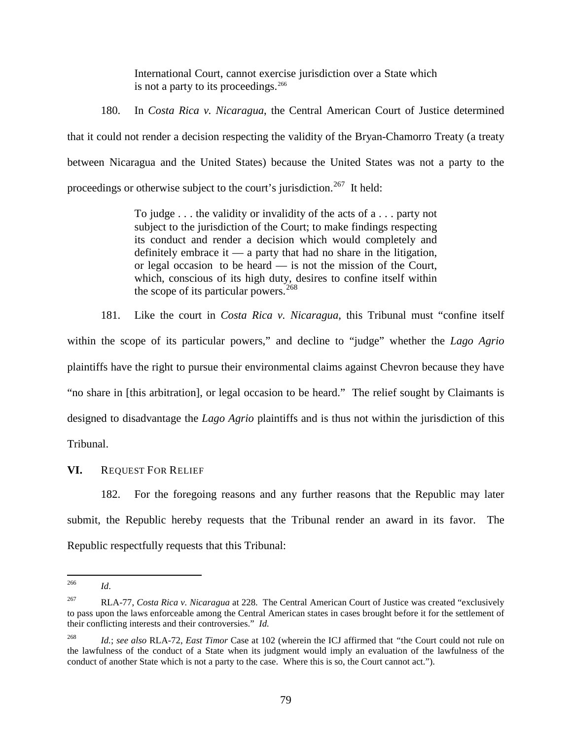> International Court, cannot exercise jurisdiction over a State which is not a party to its proceedings.[266]

180. In *Costa Rica v. Nicaragua*, the Central American Court of Justice determined that it could not render a decision respecting the validity of the Bryan-Chamorro Treaty (a treaty between Nicaragua and the United States) because the United States was not a party to the proceedings or otherwise subject to the court's jurisdiction.[267] It held:

> To judge . . . the validity or invalidity of the acts of a . . . party not subject to the jurisdiction of the Court; to make findings respecting its conduct and render a decision which would completely and definitely embrace it — a party that had no share in the litigation, or legal occasion to be heard — is not the mission of the Court, which, conscious of its high duty, desires to confine itself within the scope of its particular powers.[268]

181. Like the court in *Costa Rica v. Nicaragua*, this Tribunal must "confine itself within the scope of its particular powers," and decline to "judge" whether the *Lago Agrio* plaintiffs have the right to pursue their environmental claims against Chevron because they have "no share in [this arbitration], or legal occasion to be heard." The relief sought by Claimants is designed to disadvantage the *Lago Agrio* plaintiffs and is thus not within the jurisdiction of this Tribunal.

## VI. Request For Relief

182. For the foregoing reasons and any further reasons that the Republic may later submit, the Republic hereby requests that the Tribunal render an award in its favor. The Republic respectfully requests that this Tribunal:

---

[266] *Id*.

[267] RLA-77, *Costa Rica v. Nicaragua* at 228. The Central American Court of Justice was created "exclusively to pass upon the laws enforceable among the Central American states in cases brought before it for the settlement of their conflicting interests and their controversies." *Id.*

[268] *Id.*; *see also* RLA-72, *East Timor* Case at 102 (wherein the ICJ affirmed that "the Court could not rule on the lawfulness of the conduct of a State when its judgment would imply an evaluation of the lawfulness of the conduct of another State which is not a party to the case. Where this is so, the Court cannot act.").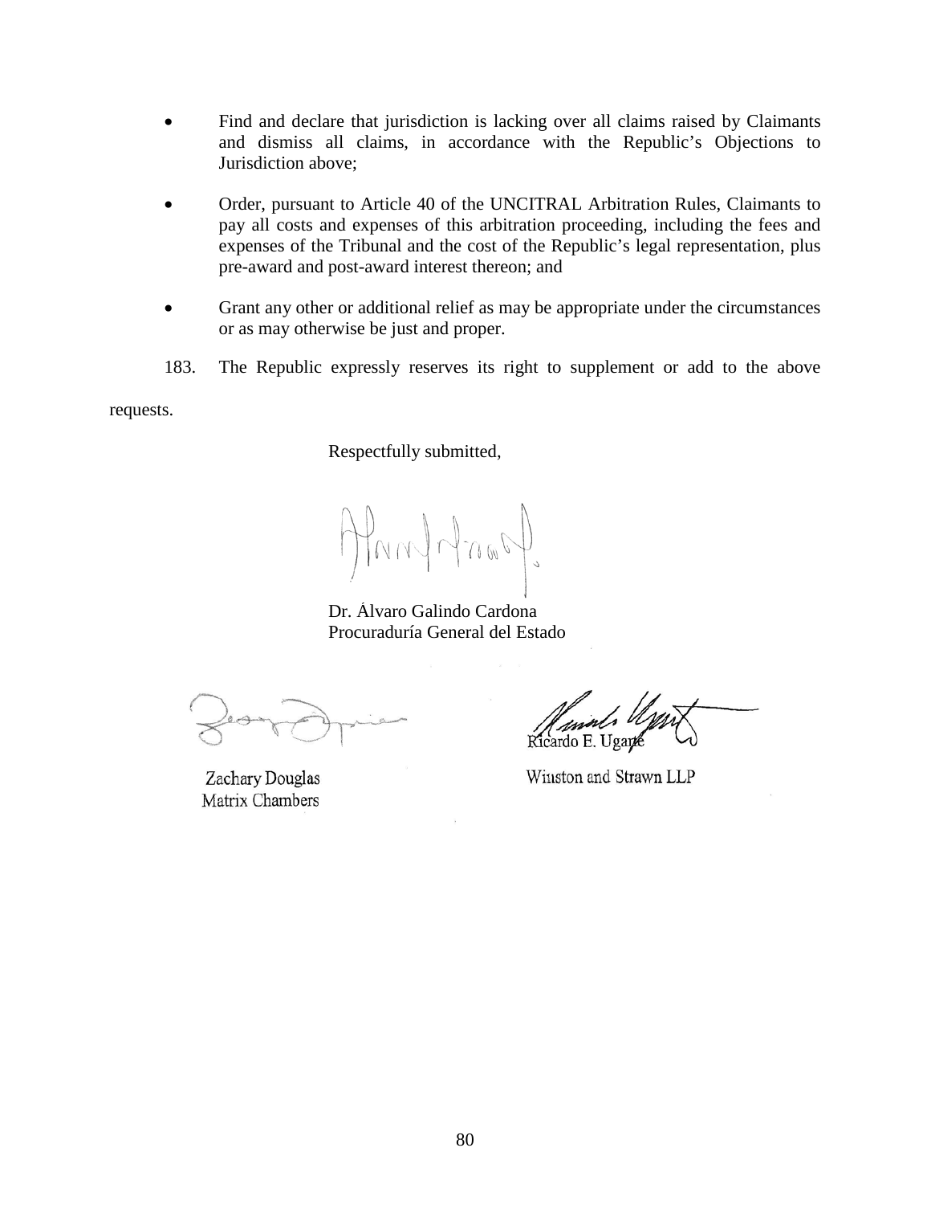- Find and declare that jurisdiction is lacking over all claims raised by Claimants and dismiss all claims, in accordance with the Republic's Objections to Jurisdiction above;
- Order, pursuant to Article 40 of the UNCITRAL Arbitration Rules, Claimants to pay all costs and expenses of this arbitration proceeding, including the fees and expenses of the Tribunal and the cost of the Republic's legal representation, plus pre-award and post-award interest thereon; and
- Grant any other or additional relief as may be appropriate under the circumstances or as may otherwise be just and proper.

183. The Republic expressly reserves its right to supplement or add to the above requests.

Respectfully submitted,

Dr. Álvaro Galindo Cardona
Procuraduría General del Estado

Zachary Douglas
Matrix Chambers

Ricardo E. Ugarte
Winston and Strawn LLP